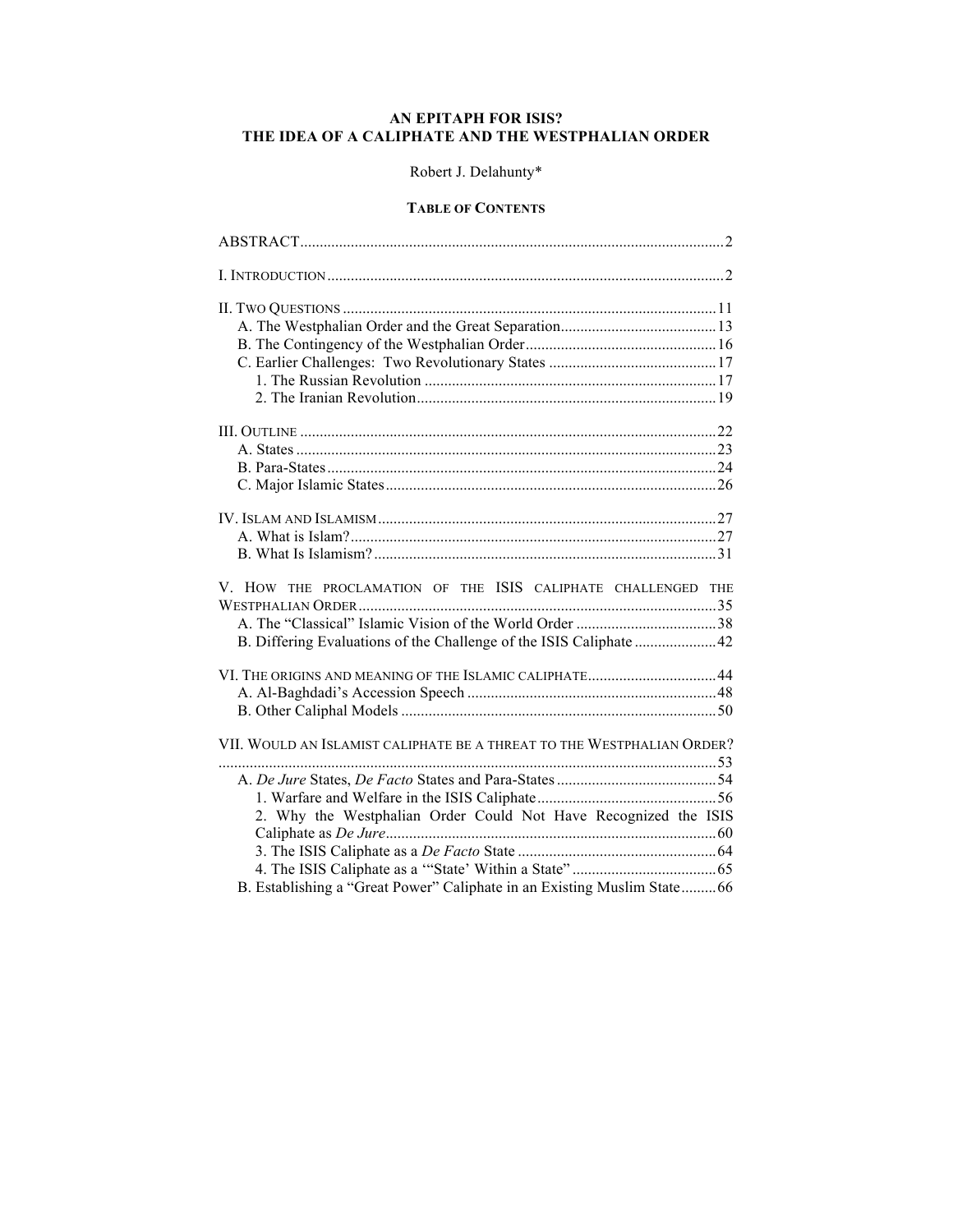# AN EPITAPH FOR ISIS?
# THE IDEA OF A CALIPHATE AND THE WESTPHALIAN ORDER

Robert J. Delahunty*

**TABLE OF CONTENTS**

ABSTRACT ....................................................................................................2

I. INTRODUCTION ..........................................................................................2

II. TWO QUESTIONS .....................................................................................11
- A. The Westphalian Order and the Great Separation........................................13
- B. The Contingency of the Westphalian Order................................................16
- C. Earlier Challenges: Two Revolutionary States ...........................................17
  - 1. The Russian Revolution ..........................................................................17
  - 2. The Iranian Revolution............................................................................19

III. OUTLINE ..................................................................................................22
- A. States ..........................................................................................................23
- B. Para-States...................................................................................................24
- C. Major Islamic States....................................................................................26

IV. ISLAM AND ISLAMISM ...........................................................................27
- A. What is Islam?.............................................................................................27
- B. What Is Islamism?.......................................................................................31

V. HOW THE PROCLAMATION OF THE ISIS CALIPHATE CHALLENGED THE WESTPHALIAN ORDER............................................................................................35
- A. The "Classical" Islamic Vision of the World Order ....................................38
- B. Differing Evaluations of the Challenge of the ISIS Caliphate .....................42

VI. THE ORIGINS AND MEANING OF THE ISLAMIC CALIPHATE.................................44
- A. Al-Baghdadi's Accession Speech ................................................................48
- B. Other Caliphal Models ................................................................................50

VII. WOULD AN ISLAMIST CALIPHATE BE A THREAT TO THE WESTPHALIAN ORDER? ..........................................................................................................................53
- A. *De Jure* States, *De Facto* States and Para-States .........................................54
  - 1. Warfare and Welfare in the ISIS Caliphate..............................................56
  - 2. Why the Westphalian Order Could Not Have Recognized the ISIS Caliphate as *De Jure*.....................................................................................60
  - 3. The ISIS Caliphate as a *De Facto* State ...................................................64
  - 4. The ISIS Caliphate as a '"State' Within a State" .....................................65
- B. Establishing a "Great Power" Caliphate in an Existing Muslim State.........66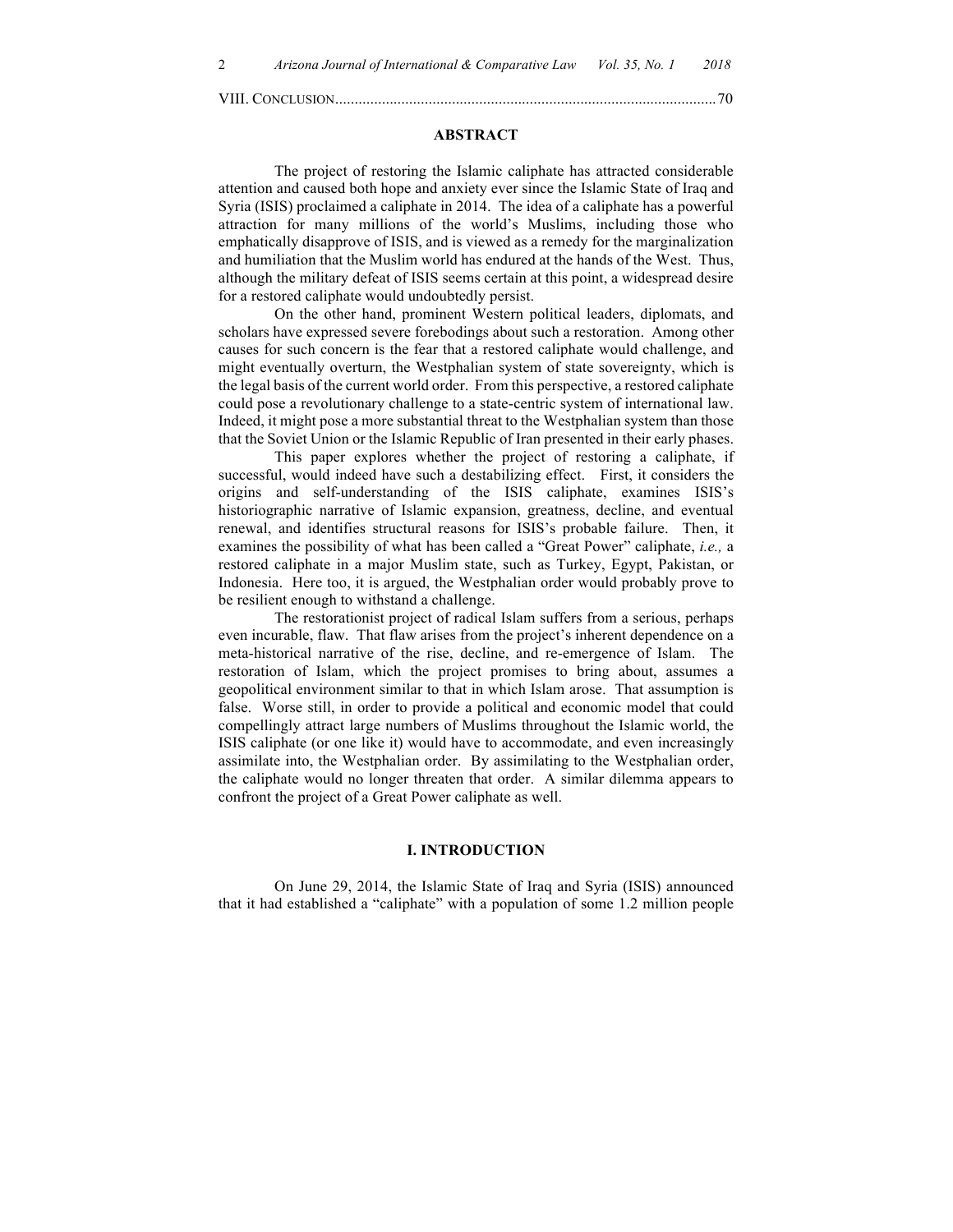VIII. CONCLUSION.................................................................................................70

## ABSTRACT

The project of restoring the Islamic caliphate has attracted considerable attention and caused both hope and anxiety ever since the Islamic State of Iraq and Syria (ISIS) proclaimed a caliphate in 2014. The idea of a caliphate has a powerful attraction for many millions of the world's Muslims, including those who emphatically disapprove of ISIS, and is viewed as a remedy for the marginalization and humiliation that the Muslim world has endured at the hands of the West. Thus, although the military defeat of ISIS seems certain at this point, a widespread desire for a restored caliphate would undoubtedly persist.

On the other hand, prominent Western political leaders, diplomats, and scholars have expressed severe forebodings about such a restoration. Among other causes for such concern is the fear that a restored caliphate would challenge, and might eventually overturn, the Westphalian system of state sovereignty, which is the legal basis of the current world order. From this perspective, a restored caliphate could pose a revolutionary challenge to a state-centric system of international law. Indeed, it might pose a more substantial threat to the Westphalian system than those that the Soviet Union or the Islamic Republic of Iran presented in their early phases.

This paper explores whether the project of restoring a caliphate, if successful, would indeed have such a destabilizing effect. First, it considers the origins and self-understanding of the ISIS caliphate, examines ISIS's historiographic narrative of Islamic expansion, greatness, decline, and eventual renewal, and identifies structural reasons for ISIS's probable failure. Then, it examines the possibility of what has been called a "Great Power" caliphate, *i.e.,* a restored caliphate in a major Muslim state, such as Turkey, Egypt, Pakistan, or Indonesia. Here too, it is argued, the Westphalian order would probably prove to be resilient enough to withstand a challenge.

The restorationist project of radical Islam suffers from a serious, perhaps even incurable, flaw. That flaw arises from the project's inherent dependence on a meta-historical narrative of the rise, decline, and re-emergence of Islam. The restoration of Islam, which the project promises to bring about, assumes a geopolitical environment similar to that in which Islam arose. That assumption is false. Worse still, in order to provide a political and economic model that could compellingly attract large numbers of Muslims throughout the Islamic world, the ISIS caliphate (or one like it) would have to accommodate, and even increasingly assimilate into, the Westphalian order. By assimilating to the Westphalian order, the caliphate would no longer threaten that order. A similar dilemma appears to confront the project of a Great Power caliphate as well.

## I. INTRODUCTION

On June 29, 2014, the Islamic State of Iraq and Syria (ISIS) announced that it had established a "caliphate" with a population of some 1.2 million people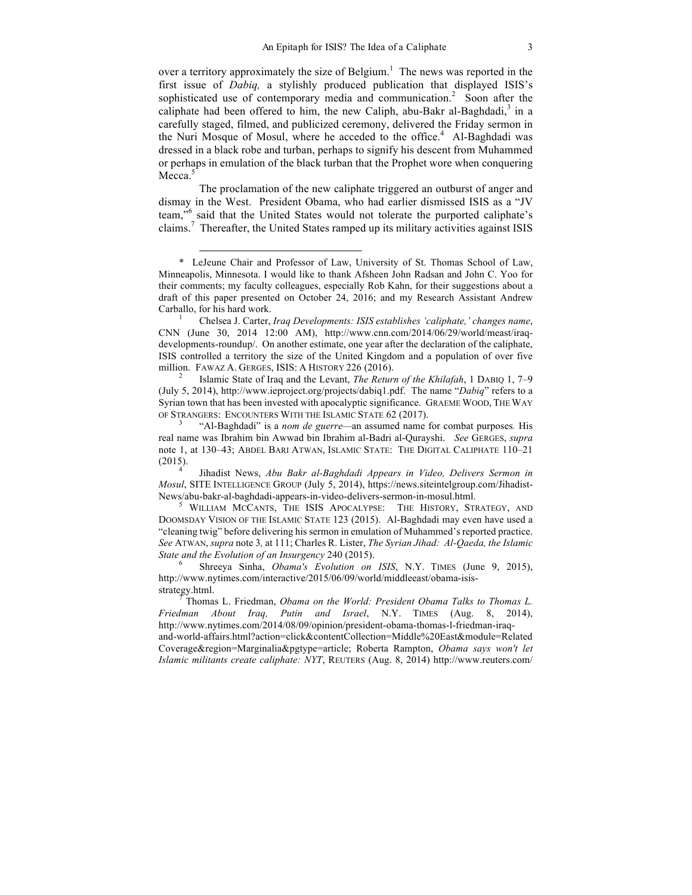over a territory approximately the size of Belgium.[1] The news was reported in the first issue of *Dabiq,* a stylishly produced publication that displayed ISIS's sophisticated use of contemporary media and communication.[2] Soon after the caliphate had been offered to him, the new Caliph, abu-Bakr al-Baghdadi,[3] in a carefully staged, filmed, and publicized ceremony, delivered the Friday sermon in the Nuri Mosque of Mosul, where he acceded to the office.[4] Al-Baghdadi was dressed in a black robe and turban, perhaps to signify his descent from Muhammed or perhaps in emulation of the black turban that the Prophet wore when conquering Mecca.[5]

The proclamation of the new caliphate triggered an outburst of anger and dismay in the West. President Obama, who had earlier dismissed ISIS as a "JV team,"[6] said that the United States would not tolerate the purported caliphate's claims.[7] Thereafter, the United States ramped up its military activities against ISIS

---

\* LeJeune Chair and Professor of Law, University of St. Thomas School of Law, Minneapolis, Minnesota. I would like to thank Afsheen John Radsan and John C. Yoo for their comments; my faculty colleagues, especially Rob Kahn, for their suggestions about a draft of this paper presented on October 24, 2016; and my Research Assistant Andrew Carballo, for his hard work.

[1] Chelsea J. Carter, *Iraq Developments: ISIS establishes 'caliphate,' changes name*, CNN (June 30, 2014 12:00 AM), http://www.cnn.com/2014/06/29/world/meast/iraq-developments-roundup/. On another estimate, one year after the declaration of the caliphate, ISIS controlled a territory the size of the United Kingdom and a population of over five million. FAWAZ A. GERGES, ISIS: A HISTORY 226 (2016).

[2] Islamic State of Iraq and the Levant, *The Return of the Khilafah*, 1 DABIQ 1, 7–9 (July 5, 2014), http://www.ieproject.org/projects/dabiq1.pdf. The name "*Dabiq*" refers to a Syrian town that has been invested with apocalyptic significance. GRAEME WOOD, THE WAY OF STRANGERS: ENCOUNTERS WITH THE ISLAMIC STATE 62 (2017).

[3] "Al-Baghdadi" is a *nom de guerre*—an assumed name for combat purposes*.* His real name was Ibrahim bin Awwad bin Ibrahim al-Badri al-Qurayshi. *See* GERGES, *supra* note 1, at 130–43; ABDEL BARI ATWAN, ISLAMIC STATE: THE DIGITAL CALIPHATE 110–21 (2015).

[4] Jihadist News, *Abu Bakr al-Baghdadi Appears in Video, Delivers Sermon in Mosul*, SITE INTELLIGENCE GROUP (July 5, 2014), https://news.siteintelgroup.com/Jihadist-News/abu-bakr-al-baghdadi-appears-in-video-delivers-sermon-in-mosul.html.

[5] WILLIAM MCCANTS, THE ISIS APOCALYPSE: THE HISTORY, STRATEGY, AND DOOMSDAY VISION OF THE ISLAMIC STATE 123 (2015). Al-Baghdadi may even have used a "cleaning twig" before delivering his sermon in emulation of Muhammed's reported practice. *See* ATWAN, *supra* note 3*,* at 111; Charles R. Lister, *The Syrian Jihad: Al-Qaeda, the Islamic State and the Evolution of an Insurgency* 240 (2015).

[6] Shreeya Sinha, *Obama's Evolution on ISIS*, N.Y. TIMES (June 9, 2015), http://www.nytimes.com/interactive/2015/06/09/world/middleeast/obama-isis-strategy.html.

[7] Thomas L. Friedman, *Obama on the World: President Obama Talks to Thomas L. Friedman About Iraq, Putin and Israel*, N.Y. TIMES (Aug. 8, 2014), http://www.nytimes.com/2014/08/09/opinion/president-obama-thomas-l-friedman-iraq-and-world-affairs.html?action=click&contentCollection=Middle%20East&module=Related Coverage&region=Marginalia&pgtype=article; Roberta Rampton, *Obama says won't let Islamic militants create caliphate: NYT*, REUTERS (Aug. 8, 2014) http://www.reuters.com/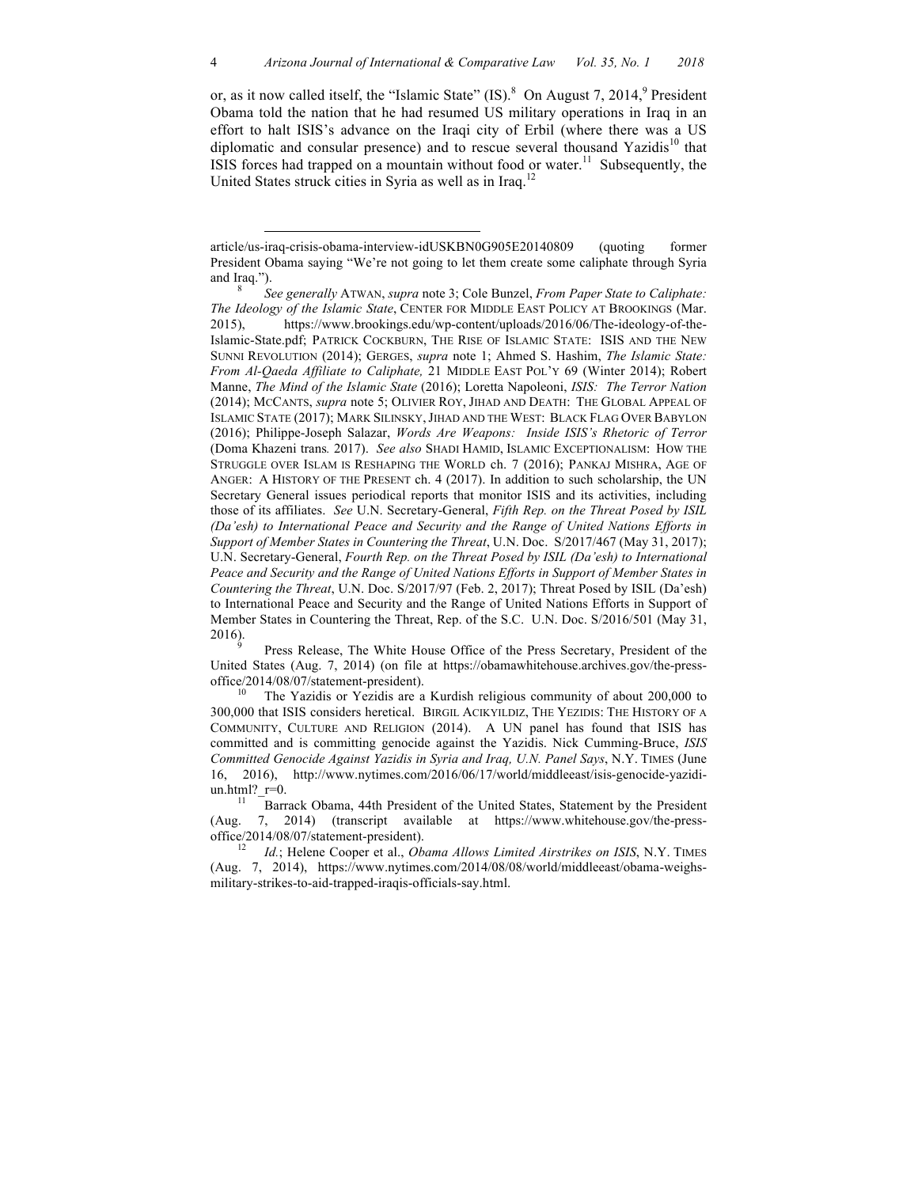or, as it now called itself, the "Islamic State" (IS).[8] On August 7, 2014,[9] President Obama told the nation that he had resumed US military operations in Iraq in an effort to halt ISIS's advance on the Iraqi city of Erbil (where there was a US diplomatic and consular presence) and to rescue several thousand Yazidis[10] that ISIS forces had trapped on a mountain without food or water.[11] Subsequently, the United States struck cities in Syria as well as in Iraq.[12]

---

article/us-iraq-crisis-obama-interview-idUSKBN0G905E20140809 (quoting former President Obama saying "We're not going to let them create some caliphate through Syria and Iraq.").

[8] *See generally* ATWAN, *supra* note 3; Cole Bunzel, *From Paper State to Caliphate: The Ideology of the Islamic State*, CENTER FOR MIDDLE EAST POLICY AT BROOKINGS (Mar. 2015), https://www.brookings.edu/wp-content/uploads/2016/06/The-ideology-of-the-Islamic-State.pdf; PATRICK COCKBURN, THE RISE OF ISLAMIC STATE: ISIS AND THE NEW SUNNI REVOLUTION (2014); GERGES, *supra* note 1; Ahmed S. Hashim, *The Islamic State: From Al-Qaeda Affiliate to Caliphate,* 21 MIDDLE EAST POL'Y 69 (Winter 2014); Robert Manne, *The Mind of the Islamic State* (2016); Loretta Napoleoni, *ISIS: The Terror Nation* (2014); MCCANTS, *supra* note 5; OLIVIER ROY, JIHAD AND DEATH: THE GLOBAL APPEAL OF ISLAMIC STATE (2017); MARK SILINSKY, JIHAD AND THE WEST: BLACK FLAG OVER BABYLON (2016); Philippe-Joseph Salazar, *Words Are Weapons: Inside ISIS's Rhetoric of Terror* (Doma Khazeni trans*.* 2017). *See also* SHADI HAMID, ISLAMIC EXCEPTIONALISM: HOW THE STRUGGLE OVER ISLAM IS RESHAPING THE WORLD ch. 7 (2016); PANKAJ MISHRA, AGE OF ANGER: A HISTORY OF THE PRESENT ch. 4 (2017). In addition to such scholarship, the UN Secretary General issues periodical reports that monitor ISIS and its activities, including those of its affiliates. *See* U.N. Secretary-General, *Fifth Rep. on the Threat Posed by ISIL (Da'esh) to International Peace and Security and the Range of United Nations Efforts in Support of Member States in Countering the Threat*, U.N. Doc. S/2017/467 (May 31, 2017); U.N. Secretary-General, *Fourth Rep. on the Threat Posed by ISIL (Da'esh) to International Peace and Security and the Range of United Nations Efforts in Support of Member States in Countering the Threat*, U.N. Doc. S/2017/97 (Feb. 2, 2017); Threat Posed by ISIL (Da'esh) to International Peace and Security and the Range of United Nations Efforts in Support of Member States in Countering the Threat, Rep. of the S.C. U.N. Doc. S/2016/501 (May 31, 2016).

[9] Press Release, The White House Office of the Press Secretary, President of the United States (Aug. 7, 2014) (on file at https://obamawhitehouse.archives.gov/the-press-office/2014/08/07/statement-president).

[10] The Yazidis or Yezidis are a Kurdish religious community of about 200,000 to 300,000 that ISIS considers heretical. BIRGIL ACIKYILDIZ, THE YEZIDIS: THE HISTORY OF A COMMUNITY, CULTURE AND RELIGION (2014). A UN panel has found that ISIS has committed and is committing genocide against the Yazidis. Nick Cumming-Bruce, *ISIS Committed Genocide Against Yazidis in Syria and Iraq, U.N. Panel Says*, N.Y. TIMES (June 16, 2016), http://www.nytimes.com/2016/06/17/world/middleeast/isis-genocide-yazidi-un.html?_r=0.

[11] Barrack Obama, 44th President of the United States, Statement by the President (Aug. 7, 2014) (transcript available at https://www.whitehouse.gov/the-press-office/2014/08/07/statement-president).

[12] *Id.*; Helene Cooper et al., *Obama Allows Limited Airstrikes on ISIS*, N.Y. TIMES (Aug. 7, 2014), https://www.nytimes.com/2014/08/08/world/middleeast/obama-weighs-military-strikes-to-aid-trapped-iraqis-officials-say.html.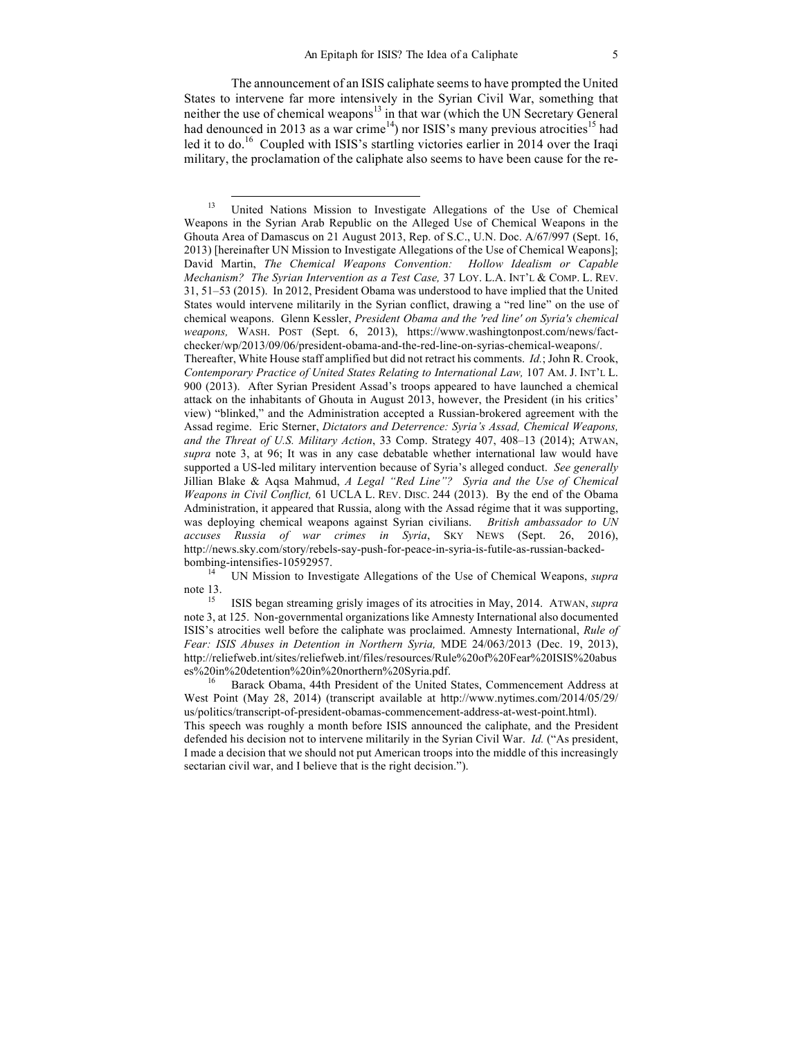The announcement of an ISIS caliphate seems to have prompted the United States to intervene far more intensively in the Syrian Civil War, something that neither the use of chemical weapons[13] in that war (which the UN Secretary General had denounced in 2013 as a war crime[14]) nor ISIS's many previous atrocities[15] had led it to do.[16] Coupled with ISIS's startling victories earlier in 2014 over the Iraqi military, the proclamation of the caliphate also seems to have been cause for the re-

---

[13] United Nations Mission to Investigate Allegations of the Use of Chemical Weapons in the Syrian Arab Republic on the Alleged Use of Chemical Weapons in the Ghouta Area of Damascus on 21 August 2013, Rep. of S.C., U.N. Doc. A/67/997 (Sept. 16, 2013) [hereinafter UN Mission to Investigate Allegations of the Use of Chemical Weapons]; David Martin, *The Chemical Weapons Convention: Hollow Idealism or Capable Mechanism? The Syrian Intervention as a Test Case,* 37 LOY. L.A. INT'L & COMP. L. REV. 31, 51–53 (2015). In 2012, President Obama was understood to have implied that the United States would intervene militarily in the Syrian conflict, drawing a "red line" on the use of chemical weapons. Glenn Kessler, *President Obama and the 'red line' on Syria's chemical weapons,* WASH. POST (Sept. 6, 2013), https://www.washingtonpost.com/news/fact-checker/wp/2013/09/06/president-obama-and-the-red-line-on-syrias-chemical-weapons/. Thereafter, White House staff amplified but did not retract his comments. *Id.*; John R. Crook, *Contemporary Practice of United States Relating to International Law,* 107 AM. J. INT'L L. 900 (2013). After Syrian President Assad's troops appeared to have launched a chemical attack on the inhabitants of Ghouta in August 2013, however, the President (in his critics' view) "blinked," and the Administration accepted a Russian-brokered agreement with the Assad regime. Eric Sterner, *Dictators and Deterrence: Syria's Assad, Chemical Weapons, and the Threat of U.S. Military Action*, 33 Comp. Strategy 407, 408–13 (2014); ATWAN, *supra* note 3, at 96; It was in any case debatable whether international law would have supported a US-led military intervention because of Syria's alleged conduct. *See generally* Jillian Blake & Aqsa Mahmud, *A Legal "Red Line"? Syria and the Use of Chemical Weapons in Civil Conflict,* 61 UCLA L. REV. DISC. 244 (2013). By the end of the Obama Administration, it appeared that Russia, along with the Assad régime that it was supporting, was deploying chemical weapons against Syrian civilians. *British ambassador to UN accuses Russia of war crimes in Syria*, SKY NEWS (Sept. 26, 2016), http://news.sky.com/story/rebels-say-push-for-peace-in-syria-is-futile-as-russian-backed-bombing-intensifies-10592957.

[14] UN Mission to Investigate Allegations of the Use of Chemical Weapons, *supra* note 13.

[15] ISIS began streaming grisly images of its atrocities in May, 2014. ATWAN, *supra* note 3, at 125. Non-governmental organizations like Amnesty International also documented ISIS's atrocities well before the caliphate was proclaimed. Amnesty International, *Rule of Fear: ISIS Abuses in Detention in Northern Syria,* MDE 24/063/2013 (Dec. 19, 2013), http://reliefweb.int/sites/reliefweb.int/files/resources/Rule%20of%20Fear%20ISIS%20abuses%20in%20detention%20in%20northern%20Syria.pdf.

[16] Barack Obama, 44th President of the United States, Commencement Address at West Point (May 28, 2014) (transcript available at http://www.nytimes.com/2014/05/29/us/politics/transcript-of-president-obamas-commencement-address-at-west-point.html). This speech was roughly a month before ISIS announced the caliphate, and the President defended his decision not to intervene militarily in the Syrian Civil War. *Id.* ("As president, I made a decision that we should not put American troops into the middle of this increasingly sectarian civil war, and I believe that is the right decision.").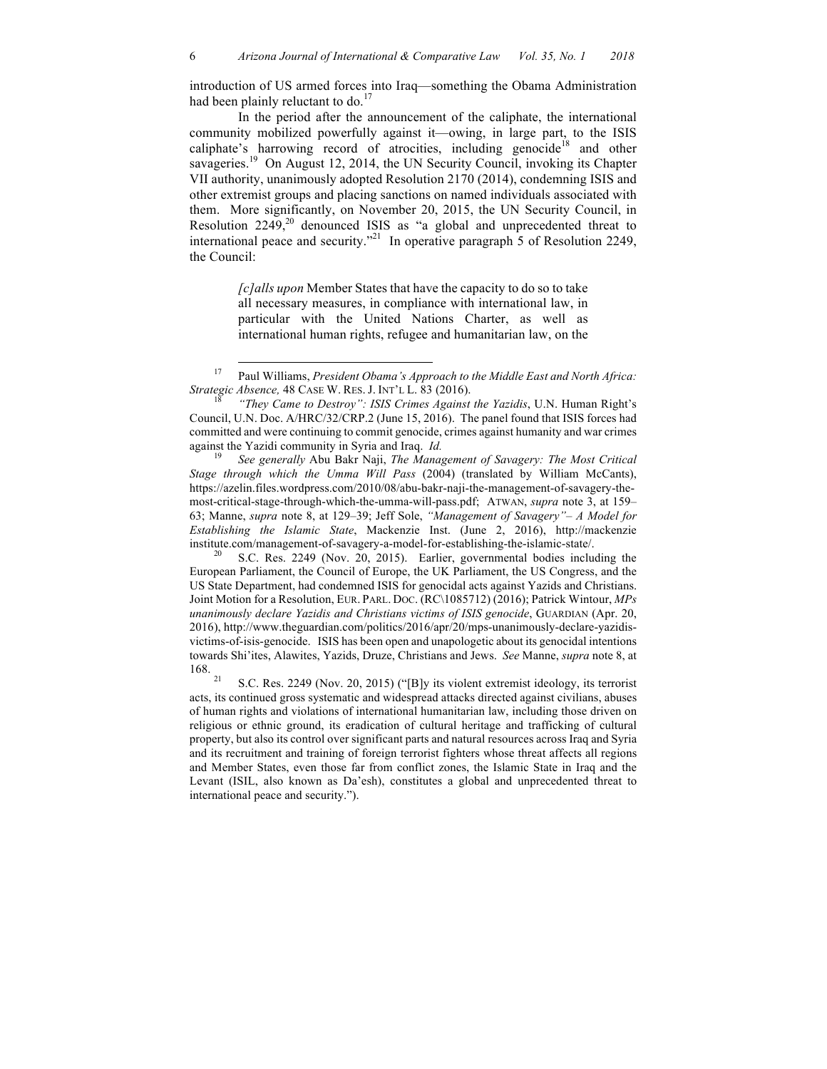introduction of US armed forces into Iraq—something the Obama Administration had been plainly reluctant to do.[17]

In the period after the announcement of the caliphate, the international community mobilized powerfully against it—owing, in large part, to the ISIS caliphate's harrowing record of atrocities, including genocide[18] and other savageries.[19] On August 12, 2014, the UN Security Council, invoking its Chapter VII authority, unanimously adopted Resolution 2170 (2014), condemning ISIS and other extremist groups and placing sanctions on named individuals associated with them. More significantly, on November 20, 2015, the UN Security Council, in Resolution 2249,[20] denounced ISIS as "a global and unprecedented threat to international peace and security."[21] In operative paragraph 5 of Resolution 2249, the Council:

> *[c]alls upon* Member States that have the capacity to do so to take all necessary measures, in compliance with international law, in particular with the United Nations Charter, as well as international human rights, refugee and humanitarian law, on the

---

[17] Paul Williams, *President Obama's Approach to the Middle East and North Africa: Strategic Absence,* 48 CASE W. RES. J. INT'L L. 83 (2016).

[18] *"They Came to Destroy": ISIS Crimes Against the Yazidis*, U.N. Human Right's Council, U.N. Doc. A/HRC/32/CRP.2 (June 15, 2016). The panel found that ISIS forces had committed and were continuing to commit genocide, crimes against humanity and war crimes against the Yazidi community in Syria and Iraq. *Id.*

[19] *See generally* Abu Bakr Naji, *The Management of Savagery: The Most Critical Stage through which the Umma Will Pass* (2004) (translated by William McCants), https://azelin.files.wordpress.com/2010/08/abu-bakr-naji-the-management-of-savagery-the-most-critical-stage-through-which-the-umma-will-pass.pdf; ATWAN, *supra* note 3, at 159–63; Manne, *supra* note 8, at 129–39; Jeff Sole, *"Management of Savagery"– A Model for Establishing the Islamic State*, Mackenzie Inst. (June 2, 2016), http://mackenzieinstitute.com/management-of-savagery-a-model-for-establishing-the-islamic-state/.

[20] S.C. Res. 2249 (Nov. 20, 2015). Earlier, governmental bodies including the European Parliament, the Council of Europe, the UK Parliament, the US Congress, and the US State Department, had condemned ISIS for genocidal acts against Yazids and Christians. Joint Motion for a Resolution, EUR. PARL. DOC. (RC\1085712) (2016); Patrick Wintour, *MPs unanimously declare Yazidis and Christians victims of ISIS genocide*, GUARDIAN (Apr. 20, 2016), http://www.theguardian.com/politics/2016/apr/20/mps-unanimously-declare-yazidis-victims-of-isis-genocide. ISIS has been open and unapologetic about its genocidal intentions towards Shi'ites, Alawites, Yazids, Druze, Christians and Jews. *See* Manne, *supra* note 8, at 168.

[21] S.C. Res. 2249 (Nov. 20, 2015) ("[B]y its violent extremist ideology, its terrorist acts, its continued gross systematic and widespread attacks directed against civilians, abuses of human rights and violations of international humanitarian law, including those driven on religious or ethnic ground, its eradication of cultural heritage and trafficking of cultural property, but also its control over significant parts and natural resources across Iraq and Syria and its recruitment and training of foreign terrorist fighters whose threat affects all regions and Member States, even those far from conflict zones, the Islamic State in Iraq and the Levant (ISIL, also known as Da'esh), constitutes a global and unprecedented threat to international peace and security.").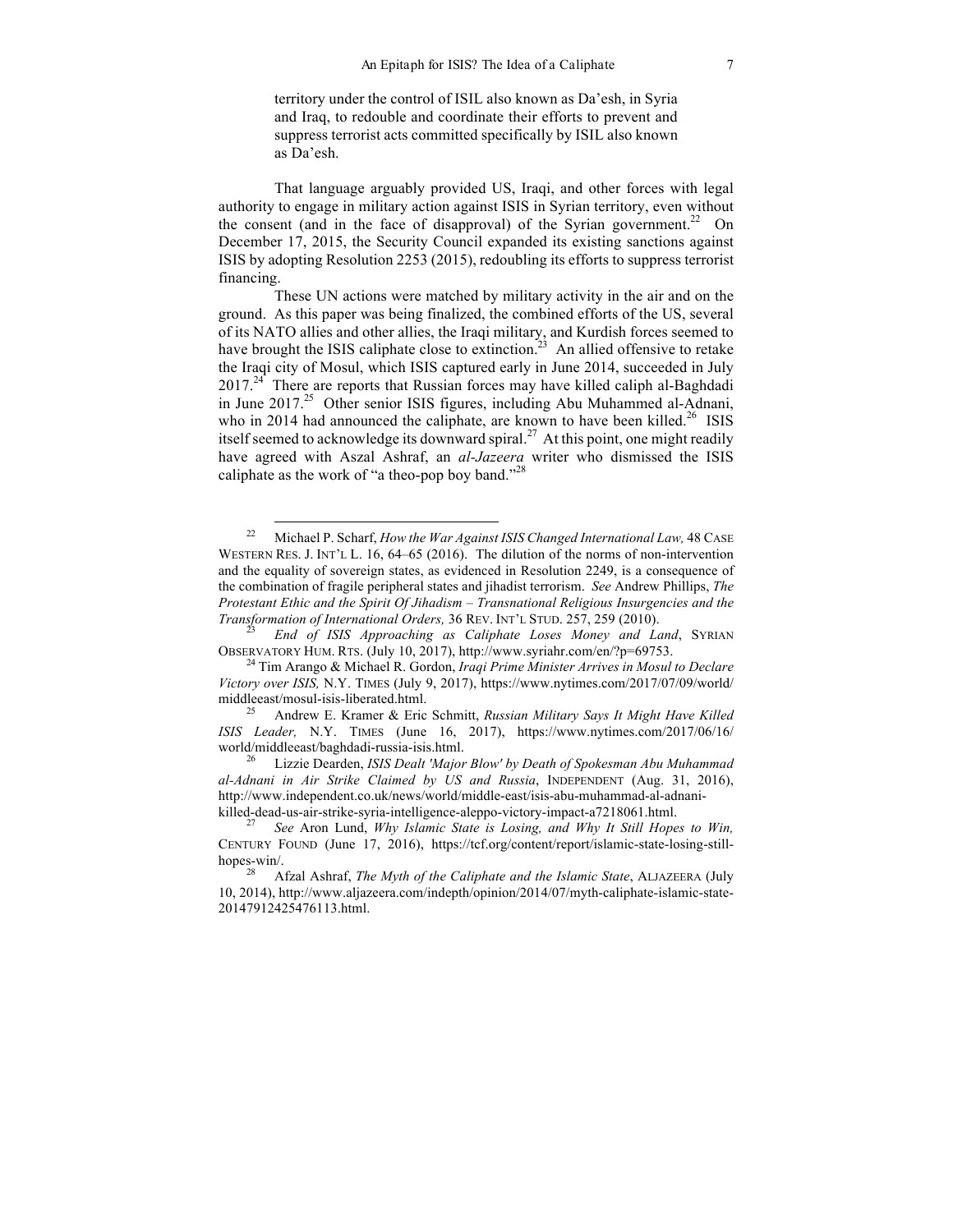> territory under the control of ISIL also known as Da'esh, in Syria and Iraq, to redouble and coordinate their efforts to prevent and suppress terrorist acts committed specifically by ISIL also known as Da'esh.

That language arguably provided US, Iraqi, and other forces with legal authority to engage in military action against ISIS in Syrian territory, even without the consent (and in the face of disapproval) of the Syrian government.[22] On December 17, 2015, the Security Council expanded its existing sanctions against ISIS by adopting Resolution 2253 (2015), redoubling its efforts to suppress terrorist financing.

These UN actions were matched by military activity in the air and on the ground. As this paper was being finalized, the combined efforts of the US, several of its NATO allies and other allies, the Iraqi military, and Kurdish forces seemed to have brought the ISIS caliphate close to extinction.[23] An allied offensive to retake the Iraqi city of Mosul, which ISIS captured early in June 2014, succeeded in July 2017.[24] There are reports that Russian forces may have killed caliph al-Baghdadi in June 2017.[25] Other senior ISIS figures, including Abu Muhammed al-Adnani, who in 2014 had announced the caliphate, are known to have been killed.[26] ISIS itself seemed to acknowledge its downward spiral.[27] At this point, one might readily have agreed with Aszal Ashraf, an *al-Jazeera* writer who dismissed the ISIS caliphate as the work of "a theo-pop boy band."[28]

---

[22] Michael P. Scharf, *How the War Against ISIS Changed International Law,* 48 CASE WESTERN RES. J. INT'L L. 16, 64–65 (2016). The dilution of the norms of non-intervention and the equality of sovereign states, as evidenced in Resolution 2249, is a consequence of the combination of fragile peripheral states and jihadist terrorism. *See* Andrew Phillips, *The Protestant Ethic and the Spirit Of Jihadism – Transnational Religious Insurgencies and the Transformation of International Orders,* 36 REV. INT'L STUD. 257, 259 (2010).

[23] *End of ISIS Approaching as Caliphate Loses Money and Land*, SYRIAN OBSERVATORY HUM. RTS. (July 10, 2017), http://www.syriahr.com/en/?p=69753.

[24] Tim Arango & Michael R. Gordon, *Iraqi Prime Minister Arrives in Mosul to Declare Victory over ISIS,* N.Y. TIMES (July 9, 2017), https://www.nytimes.com/2017/07/09/world/middleeast/mosul-isis-liberated.html.

[25] Andrew E. Kramer & Eric Schmitt, *Russian Military Says It Might Have Killed ISIS Leader,* N.Y. TIMES (June 16, 2017), https://www.nytimes.com/2017/06/16/world/middleeast/baghdadi-russia-isis.html.

[26] Lizzie Dearden, *ISIS Dealt 'Major Blow' by Death of Spokesman Abu Muhammad al-Adnani in Air Strike Claimed by US and Russia*, INDEPENDENT (Aug. 31, 2016), http://www.independent.co.uk/news/world/middle-east/isis-abu-muhammad-al-adnani-killed-dead-us-air-strike-syria-intelligence-aleppo-victory-impact-a7218061.html.

[27] *See* Aron Lund, *Why Islamic State is Losing, and Why It Still Hopes to Win,* CENTURY FOUND (June 17, 2016), https://tcf.org/content/report/islamic-state-losing-still-hopes-win/.

[28] Afzal Ashraf, *The Myth of the Caliphate and the Islamic State*, ALJAZEERA (July 10, 2014), http://www.aljazeera.com/indepth/opinion/2014/07/myth-caliphate-islamic-state-20147912425476113.html.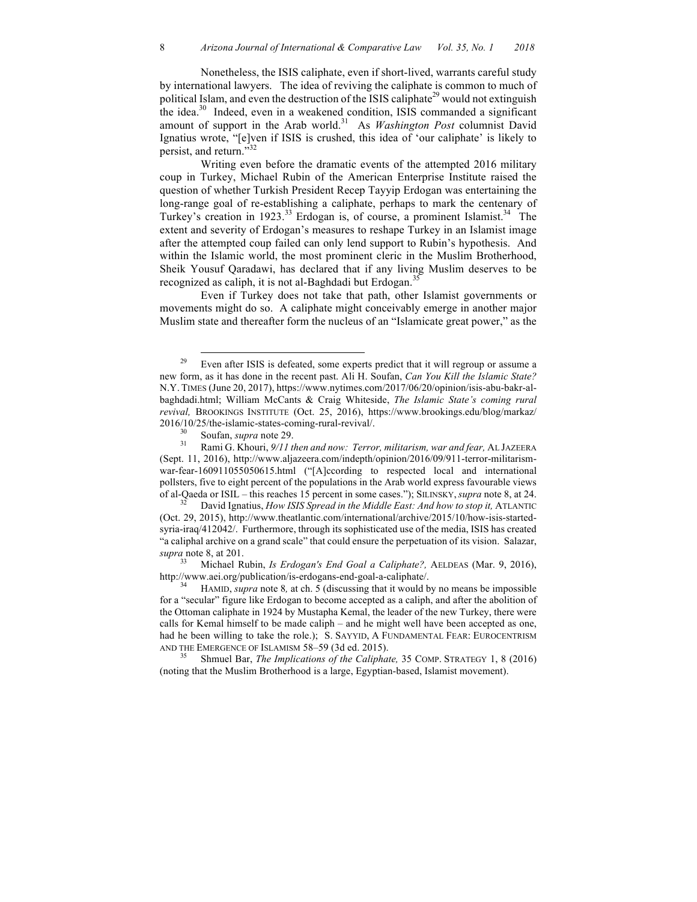Nonetheless, the ISIS caliphate, even if short-lived, warrants careful study by international lawyers. The idea of reviving the caliphate is common to much of political Islam, and even the destruction of the ISIS caliphate[29] would not extinguish the idea.[30] Indeed, even in a weakened condition, ISIS commanded a significant amount of support in the Arab world.[31] As *Washington Post* columnist David Ignatius wrote, "[e]ven if ISIS is crushed, this idea of 'our caliphate' is likely to persist, and return."[32]

Writing even before the dramatic events of the attempted 2016 military coup in Turkey, Michael Rubin of the American Enterprise Institute raised the question of whether Turkish President Recep Tayyip Erdogan was entertaining the long-range goal of re-establishing a caliphate, perhaps to mark the centenary of Turkey's creation in 1923.[33] Erdogan is, of course, a prominent Islamist.[34] The extent and severity of Erdogan's measures to reshape Turkey in an Islamist image after the attempted coup failed can only lend support to Rubin's hypothesis. And within the Islamic world, the most prominent cleric in the Muslim Brotherhood, Sheik Yousuf Qaradawi, has declared that if any living Muslim deserves to be recognized as caliph, it is not al-Baghdadi but Erdogan.[35]

Even if Turkey does not take that path, other Islamist governments or movements might do so. A caliphate might conceivably emerge in another major Muslim state and thereafter form the nucleus of an "Islamicate great power," as the

---

[29] Even after ISIS is defeated, some experts predict that it will regroup or assume a new form, as it has done in the recent past. Ali H. Soufan, *Can You Kill the Islamic State?* N.Y. TIMES (June 20, 2017), https://www.nytimes.com/2017/06/20/opinion/isis-abu-bakr-al-baghdadi.html; William McCants & Craig Whiteside, *The Islamic State's coming rural revival,* BROOKINGS INSTITUTE (Oct. 25, 2016), https://www.brookings.edu/blog/markaz/2016/10/25/the-islamic-states-coming-rural-revival/.

[30] Soufan, *supra* note 29.

[31] Rami G. Khouri, *9/11 then and now: Terror, militarism, war and fear,* AL JAZEERA (Sept. 11, 2016), http://www.aljazeera.com/indepth/opinion/2016/09/911-terror-militarism-war-fear-160911055050615.html ("[A]ccording to respected local and international pollsters, five to eight percent of the populations in the Arab world express favourable views of al-Qaeda or ISIL – this reaches 15 percent in some cases."); SILINSKY, *supra* note 8, at 24.

[32] David Ignatius, *How ISIS Spread in the Middle East: And how to stop it,* ATLANTIC (Oct. 29, 2015), http://www.theatlantic.com/international/archive/2015/10/how-isis-started-syria-iraq/412042/. Furthermore, through its sophisticated use of the media, ISIS has created "a caliphal archive on a grand scale" that could ensure the perpetuation of its vision. Salazar, *supra* note 8, at 201.

[33] Michael Rubin, *Is Erdogan's End Goal a Caliphate?,* AELDEAS (Mar. 9, 2016), http://www.aei.org/publication/is-erdogans-end-goal-a-caliphate/.

[34] HAMID, *supra* note 8*,* at ch. 5 (discussing that it would by no means be impossible for a "secular" figure like Erdogan to become accepted as a caliph, and after the abolition of the Ottoman caliphate in 1924 by Mustapha Kemal, the leader of the new Turkey, there were calls for Kemal himself to be made caliph – and he might well have been accepted as one, had he been willing to take the role.); S. SAYYID, A FUNDAMENTAL FEAR: EUROCENTRISM AND THE EMERGENCE OF ISLAMISM 58–59 (3d ed. 2015).

[35] Shmuel Bar, *The Implications of the Caliphate,* 35 COMP. STRATEGY 1, 8 (2016) (noting that the Muslim Brotherhood is a large, Egyptian-based, Islamist movement).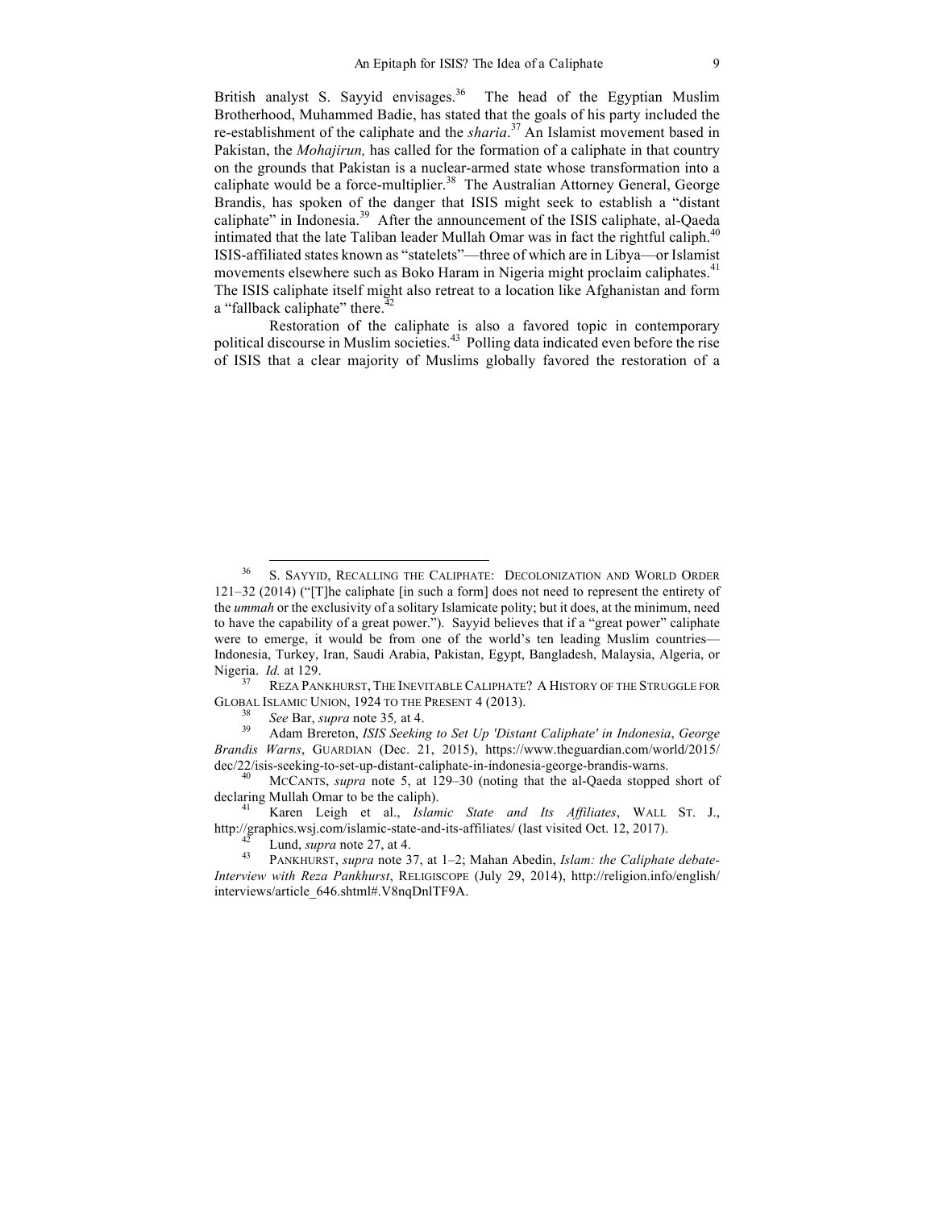British analyst S. Sayyid envisages.[36] The head of the Egyptian Muslim Brotherhood, Muhammed Badie, has stated that the goals of his party included the re-establishment of the caliphate and the *sharia*.[37] An Islamist movement based in Pakistan, the *Mohajirun,* has called for the formation of a caliphate in that country on the grounds that Pakistan is a nuclear-armed state whose transformation into a caliphate would be a force-multiplier.[38] The Australian Attorney General, George Brandis, has spoken of the danger that ISIS might seek to establish a "distant caliphate" in Indonesia.[39] After the announcement of the ISIS caliphate, al-Qaeda intimated that the late Taliban leader Mullah Omar was in fact the rightful caliph.[40] ISIS-affiliated states known as "statelets"—three of which are in Libya—or Islamist movements elsewhere such as Boko Haram in Nigeria might proclaim caliphates.[41] The ISIS caliphate itself might also retreat to a location like Afghanistan and form a "fallback caliphate" there.[42]

Restoration of the caliphate is also a favored topic in contemporary political discourse in Muslim societies.[43] Polling data indicated even before the rise of ISIS that a clear majority of Muslims globally favored the restoration of a

---

[36] S. SAYYID, RECALLING THE CALIPHATE: DECOLONIZATION AND WORLD ORDER 121–32 (2014) ("[T]he caliphate [in such a form] does not need to represent the entirety of the *ummah* or the exclusivity of a solitary Islamicate polity; but it does, at the minimum, need to have the capability of a great power."). Sayyid believes that if a "great power" caliphate were to emerge, it would be from one of the world's ten leading Muslim countries—Indonesia, Turkey, Iran, Saudi Arabia, Pakistan, Egypt, Bangladesh, Malaysia, Algeria, or Nigeria. *Id.* at 129.

[37] REZA PANKHURST, THE INEVITABLE CALIPHATE? A HISTORY OF THE STRUGGLE FOR GLOBAL ISLAMIC UNION, 1924 TO THE PRESENT 4 (2013).

[38] *See* Bar, *supra* note 35, at 4.

[39] Adam Brereton, *ISIS Seeking to Set Up 'Distant Caliphate' in Indonesia*, *George Brandis Warns*, GUARDIAN (Dec. 21, 2015), https://www.theguardian.com/world/2015/dec/22/isis-seeking-to-set-up-distant-caliphate-in-indonesia-george-brandis-warns.

[40] MCCANTS, *supra* note 5, at 129–30 (noting that the al-Qaeda stopped short of declaring Mullah Omar to be the caliph).

[41] Karen Leigh et al., *Islamic State and Its Affiliates*, WALL ST. J., http://graphics.wsj.com/islamic-state-and-its-affiliates/ (last visited Oct. 12, 2017).

[42] Lund, *supra* note 27, at 4.

[43] PANKHURST, *supra* note 37, at 1–2; Mahan Abedin, *Islam: the Caliphate debate-Interview with Reza Pankhurst*, RELIGISCOPE (July 29, 2014), http://religion.info/english/interviews/article_646.shtml#.V8nqDnlTF9A.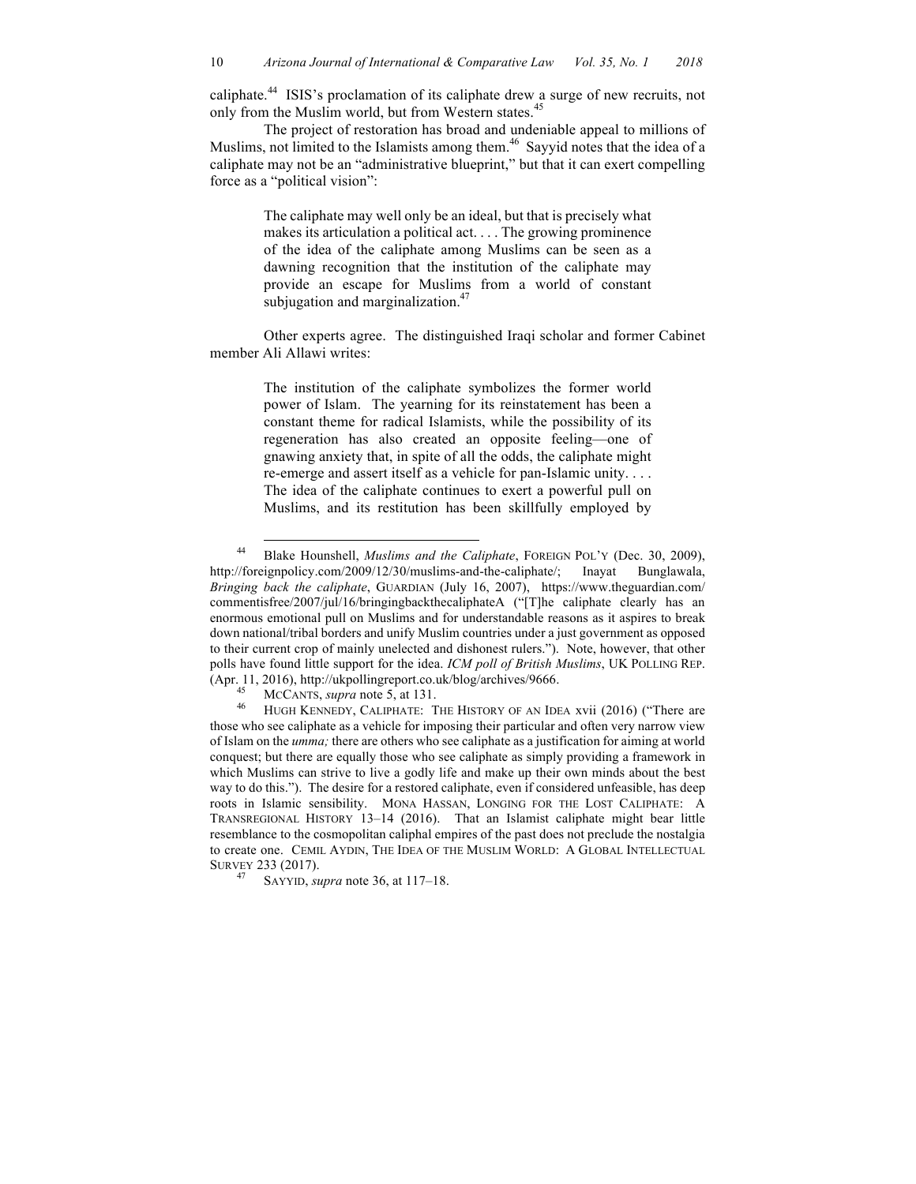caliphate.[44] ISIS's proclamation of its caliphate drew a surge of new recruits, not only from the Muslim world, but from Western states.[45]

The project of restoration has broad and undeniable appeal to millions of Muslims, not limited to the Islamists among them.[46] Sayyid notes that the idea of a caliphate may not be an "administrative blueprint," but that it can exert compelling force as a "political vision":

> The caliphate may well only be an ideal, but that is precisely what makes its articulation a political act. . . . The growing prominence of the idea of the caliphate among Muslims can be seen as a dawning recognition that the institution of the caliphate may provide an escape for Muslims from a world of constant subjugation and marginalization.[47]

Other experts agree. The distinguished Iraqi scholar and former Cabinet member Ali Allawi writes:

> The institution of the caliphate symbolizes the former world power of Islam. The yearning for its reinstatement has been a constant theme for radical Islamists, while the possibility of its regeneration has also created an opposite feeling—one of gnawing anxiety that, in spite of all the odds, the caliphate might re-emerge and assert itself as a vehicle for pan-Islamic unity. . . . The idea of the caliphate continues to exert a powerful pull on Muslims, and its restitution has been skillfully employed by

---

[44] Blake Hounshell, *Muslims and the Caliphate*, FOREIGN POL'Y (Dec. 30, 2009), http://foreignpolicy.com/2009/12/30/muslims-and-the-caliphate/; Inayat Bunglawala, *Bringing back the caliphate*, GUARDIAN (July 16, 2007), https://www.theguardian.com/commentisfree/2007/jul/16/bringingbackthecaliphateA ("[T]he caliphate clearly has an enormous emotional pull on Muslims and for understandable reasons as it aspires to break down national/tribal borders and unify Muslim countries under a just government as opposed to their current crop of mainly unelected and dishonest rulers."). Note, however, that other polls have found little support for the idea. *ICM poll of British Muslims*, UK POLLING REP. (Apr. 11, 2016), http://ukpollingreport.co.uk/blog/archives/9666.

[45] MCCANTS, *supra* note 5, at 131.

[46] HUGH KENNEDY, CALIPHATE: THE HISTORY OF AN IDEA xvii (2016) ("There are those who see caliphate as a vehicle for imposing their particular and often very narrow view of Islam on the *umma;* there are others who see caliphate as a justification for aiming at world conquest; but there are equally those who see caliphate as simply providing a framework in which Muslims can strive to live a godly life and make up their own minds about the best way to do this."). The desire for a restored caliphate, even if considered unfeasible, has deep roots in Islamic sensibility. MONA HASSAN, LONGING FOR THE LOST CALIPHATE: A TRANSREGIONAL HISTORY 13–14 (2016). That an Islamist caliphate might bear little resemblance to the cosmopolitan caliphal empires of the past does not preclude the nostalgia to create one. CEMIL AYDIN, THE IDEA OF THE MUSLIM WORLD: A GLOBAL INTELLECTUAL SURVEY 233 (2017).

[47] SAYYID, *supra* note 36, at 117–18.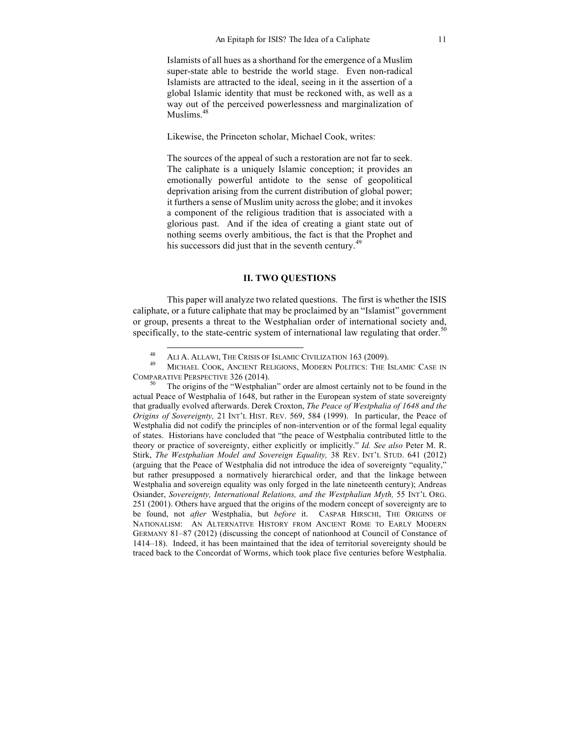> Islamists of all hues as a shorthand for the emergence of a Muslim super-state able to bestride the world stage. Even non-radical Islamists are attracted to the ideal, seeing in it the assertion of a global Islamic identity that must be reckoned with, as well as a way out of the perceived powerlessness and marginalization of Muslims.[48]

Likewise, the Princeton scholar, Michael Cook, writes:

> The sources of the appeal of such a restoration are not far to seek. The caliphate is a uniquely Islamic conception; it provides an emotionally powerful antidote to the sense of geopolitical deprivation arising from the current distribution of global power; it furthers a sense of Muslim unity across the globe; and it invokes a component of the religious tradition that is associated with a glorious past. And if the idea of creating a giant state out of nothing seems overly ambitious, the fact is that the Prophet and his successors did just that in the seventh century.[49]

## II. TWO QUESTIONS

This paper will analyze two related questions. The first is whether the ISIS caliphate, or a future caliphate that may be proclaimed by an "Islamist" government or group, presents a threat to the Westphalian order of international society and, specifically, to the state-centric system of international law regulating that order.[50]

---

[48] ALI A. ALLAWI, THE CRISIS OF ISLAMIC CIVILIZATION 163 (2009).

[49] MICHAEL COOK, ANCIENT RELIGIONS, MODERN POLITICS: THE ISLAMIC CASE IN COMPARATIVE PERSPECTIVE 326 (2014).

[50] The origins of the "Westphalian" order are almost certainly not to be found in the actual Peace of Westphalia of 1648, but rather in the European system of state sovereignty that gradually evolved afterwards. Derek Croxton, *The Peace of Westphalia of 1648 and the Origins of Sovereignty,* 21 INT'L HIST. REV. 569, 584 (1999). In particular, the Peace of Westphalia did not codify the principles of non-intervention or of the formal legal equality of states. Historians have concluded that "the peace of Westphalia contributed little to the theory or practice of sovereignty, either explicitly or implicitly." *Id. See also* Peter M. R. Stirk, *The Westphalian Model and Sovereign Equality,* 38 REV. INT'L STUD. 641 (2012) (arguing that the Peace of Westphalia did not introduce the idea of sovereignty "equality," but rather presupposed a normatively hierarchical order, and that the linkage between Westphalia and sovereign equality was only forged in the late nineteenth century); Andreas Osiander, *Sovereignty, International Relations, and the Westphalian Myth,* 55 INT'L ORG. 251 (2001). Others have argued that the origins of the modern concept of sovereignty are to be found, not *after* Westphalia, but *before* it. CASPAR HIRSCHI, THE ORIGINS OF NATIONALISM: AN ALTERNATIVE HISTORY FROM ANCIENT ROME TO EARLY MODERN GERMANY 81–87 (2012) (discussing the concept of nationhood at Council of Constance of 1414–18). Indeed, it has been maintained that the idea of territorial sovereignty should be traced back to the Concordat of Worms, which took place five centuries before Westphalia.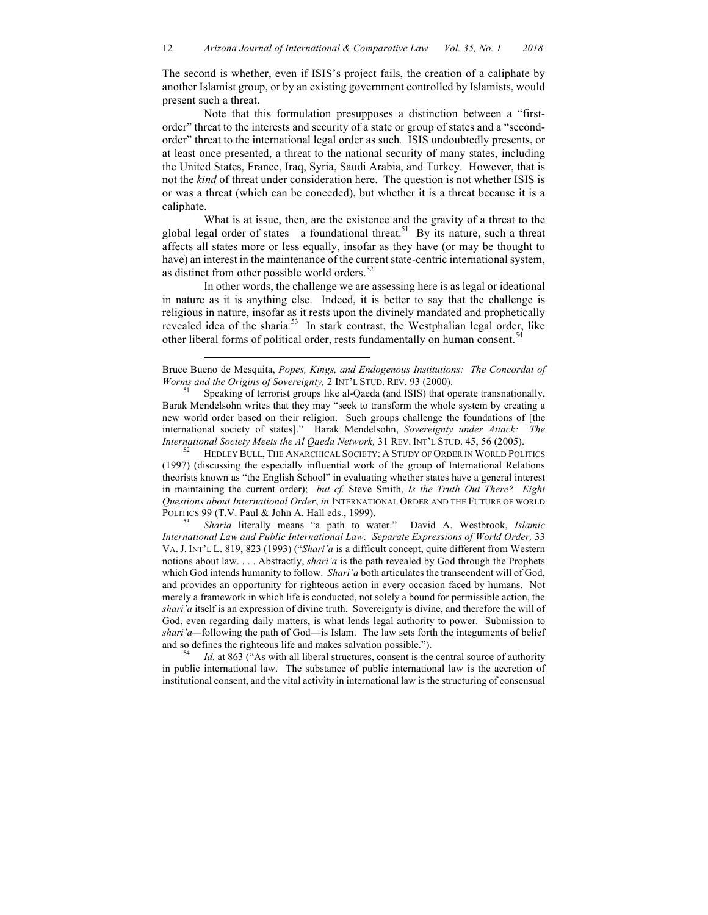The second is whether, even if ISIS's project fails, the creation of a caliphate by another Islamist group, or by an existing government controlled by Islamists, would present such a threat.

Note that this formulation presupposes a distinction between a "first-order" threat to the interests and security of a state or group of states and a "second-order" threat to the international legal order as such. ISIS undoubtedly presents, or at least once presented, a threat to the national security of many states, including the United States, France, Iraq, Syria, Saudi Arabia, and Turkey. However, that is not the *kind* of threat under consideration here. The question is not whether ISIS is or was a threat (which can be conceded), but whether it is a threat because it is a caliphate.

What is at issue, then, are the existence and the gravity of a threat to the global legal order of states—a foundational threat.[51] By its nature, such a threat affects all states more or less equally, insofar as they have (or may be thought to have) an interest in the maintenance of the current state-centric international system, as distinct from other possible world orders.[52]

In other words, the challenge we are assessing here is as legal or ideational in nature as it is anything else. Indeed, it is better to say that the challenge is religious in nature, insofar as it rests upon the divinely mandated and prophetically revealed idea of the sharia.[53] In stark contrast, the Westphalian legal order, like other liberal forms of political order, rests fundamentally on human consent.[54]

---

Bruce Bueno de Mesquita, *Popes, Kings, and Endogenous Institutions: The Concordat of Worms and the Origins of Sovereignty,* 2 INT'L STUD. REV. 93 (2000).

[51] Speaking of terrorist groups like al-Qaeda (and ISIS) that operate transnationally, Barak Mendelsohn writes that they may "seek to transform the whole system by creating a new world order based on their religion. Such groups challenge the foundations of [the international society of states]." Barak Mendelsohn, *Sovereignty under Attack: The International Society Meets the Al Qaeda Network,* 31 REV. INT'L STUD. 45, 56 (2005).

[52] HEDLEY BULL, THE ANARCHICAL SOCIETY: A STUDY OF ORDER IN WORLD POLITICS (1997) (discussing the especially influential work of the group of International Relations theorists known as "the English School" in evaluating whether states have a general interest in maintaining the current order); *but cf.* Steve Smith, *Is the Truth Out There? Eight Questions about International Order*, *in* INTERNATIONAL ORDER AND THE FUTURE OF WORLD POLITICS 99 (T.V. Paul & John A. Hall eds., 1999).

[53] *Sharia* literally means "a path to water." David A. Westbrook, *Islamic International Law and Public International Law: Separate Expressions of World Order,* 33 VA. J. INT'L L. 819, 823 (1993) ("*Shari'a* is a difficult concept, quite different from Western notions about law. . . . Abstractly, *shari'a* is the path revealed by God through the Prophets which God intends humanity to follow. *Shari'a* both articulates the transcendent will of God, and provides an opportunity for righteous action in every occasion faced by humans. Not merely a framework in which life is conducted, not solely a bound for permissible action, the *shari'a* itself is an expression of divine truth. Sovereignty is divine, and therefore the will of God, even regarding daily matters, is what lends legal authority to power. Submission to *shari'a*—following the path of God—is Islam. The law sets forth the integuments of belief and so defines the righteous life and makes salvation possible.").

[54] *Id.* at 863 ("As with all liberal structures, consent is the central source of authority in public international law. The substance of public international law is the accretion of institutional consent, and the vital activity in international law is the structuring of consensual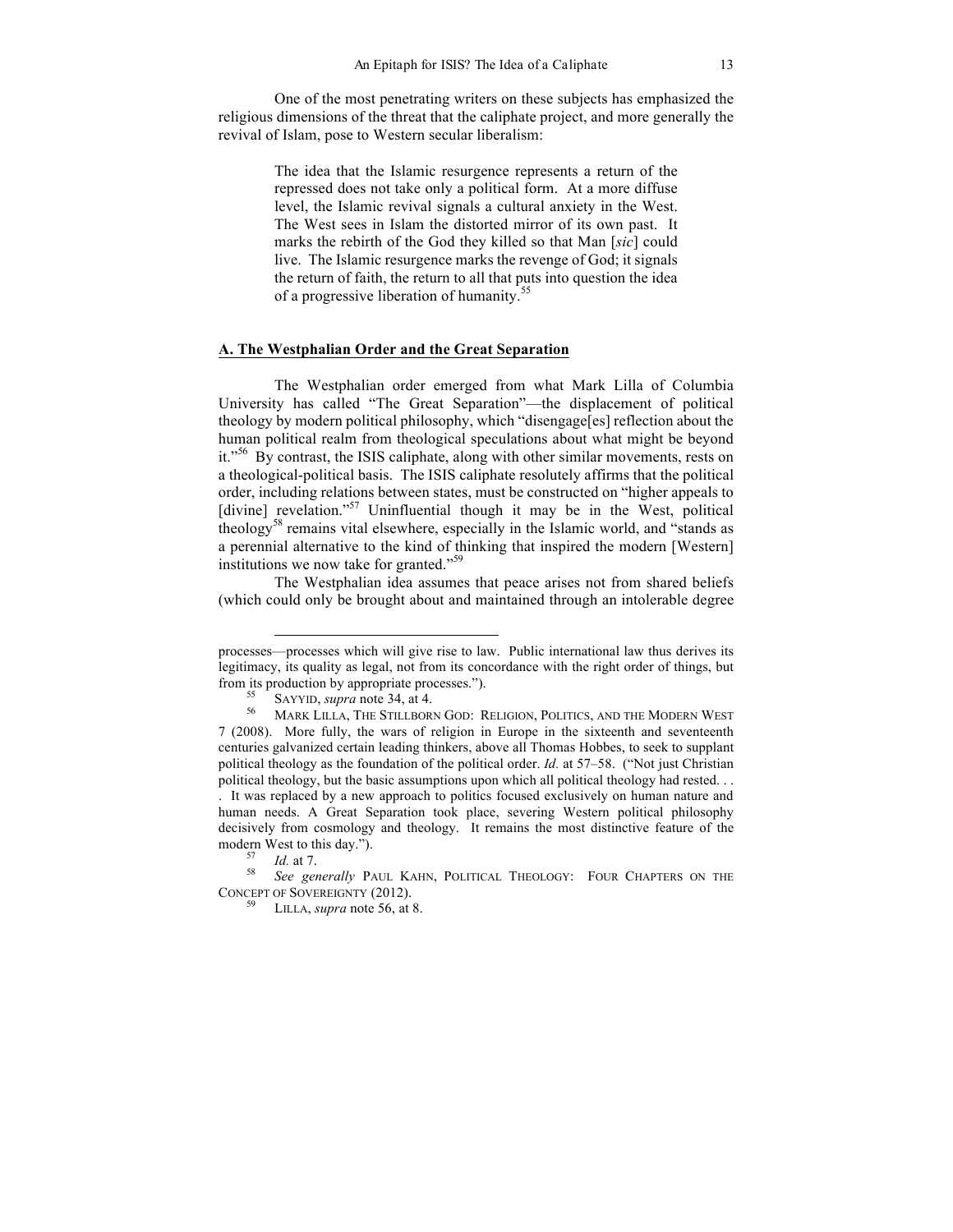One of the most penetrating writers on these subjects has emphasized the religious dimensions of the threat that the caliphate project, and more generally the revival of Islam, pose to Western secular liberalism:

> The idea that the Islamic resurgence represents a return of the repressed does not take only a political form. At a more diffuse level, the Islamic revival signals a cultural anxiety in the West. The West sees in Islam the distorted mirror of its own past. It marks the rebirth of the God they killed so that Man [*sic*] could live. The Islamic resurgence marks the revenge of God; it signals the return of faith, the return to all that puts into question the idea of a progressive liberation of humanity.[55]

## A. The Westphalian Order and the Great Separation

The Westphalian order emerged from what Mark Lilla of Columbia University has called "The Great Separation"—the displacement of political theology by modern political philosophy, which "disengage[es] reflection about the human political realm from theological speculations about what might be beyond it."[56] By contrast, the ISIS caliphate, along with other similar movements, rests on a theological-political basis. The ISIS caliphate resolutely affirms that the political order, including relations between states, must be constructed on "higher appeals to [divine] revelation."[57] Uninfluential though it may be in the West, political theology[58] remains vital elsewhere, especially in the Islamic world, and "stands as a perennial alternative to the kind of thinking that inspired the modern [Western] institutions we now take for granted."[59]

The Westphalian idea assumes that peace arises not from shared beliefs (which could only be brought about and maintained through an intolerable degree

---

processes—processes which will give rise to law. Public international law thus derives its legitimacy, its quality as legal, not from its concordance with the right order of things, but from its production by appropriate processes.").

[55] SAYYID, *supra* note 34, at 4.

[56] MARK LILLA, THE STILLBORN GOD: RELIGION, POLITICS, AND THE MODERN WEST 7 (2008). More fully, the wars of religion in Europe in the sixteenth and seventeenth centuries galvanized certain leading thinkers, above all Thomas Hobbes, to seek to supplant political theology as the foundation of the political order. *Id.* at 57–58. ("Not just Christian political theology, but the basic assumptions upon which all political theology had rested. . . . It was replaced by a new approach to politics focused exclusively on human nature and human needs. A Great Separation took place, severing Western political philosophy decisively from cosmology and theology. It remains the most distinctive feature of the modern West to this day.").

[57] *Id.* at 7.

[58] *See generally* PAUL KAHN, POLITICAL THEOLOGY: FOUR CHAPTERS ON THE CONCEPT OF SOVEREIGNTY (2012).

[59] LILLA, *supra* note 56, at 8.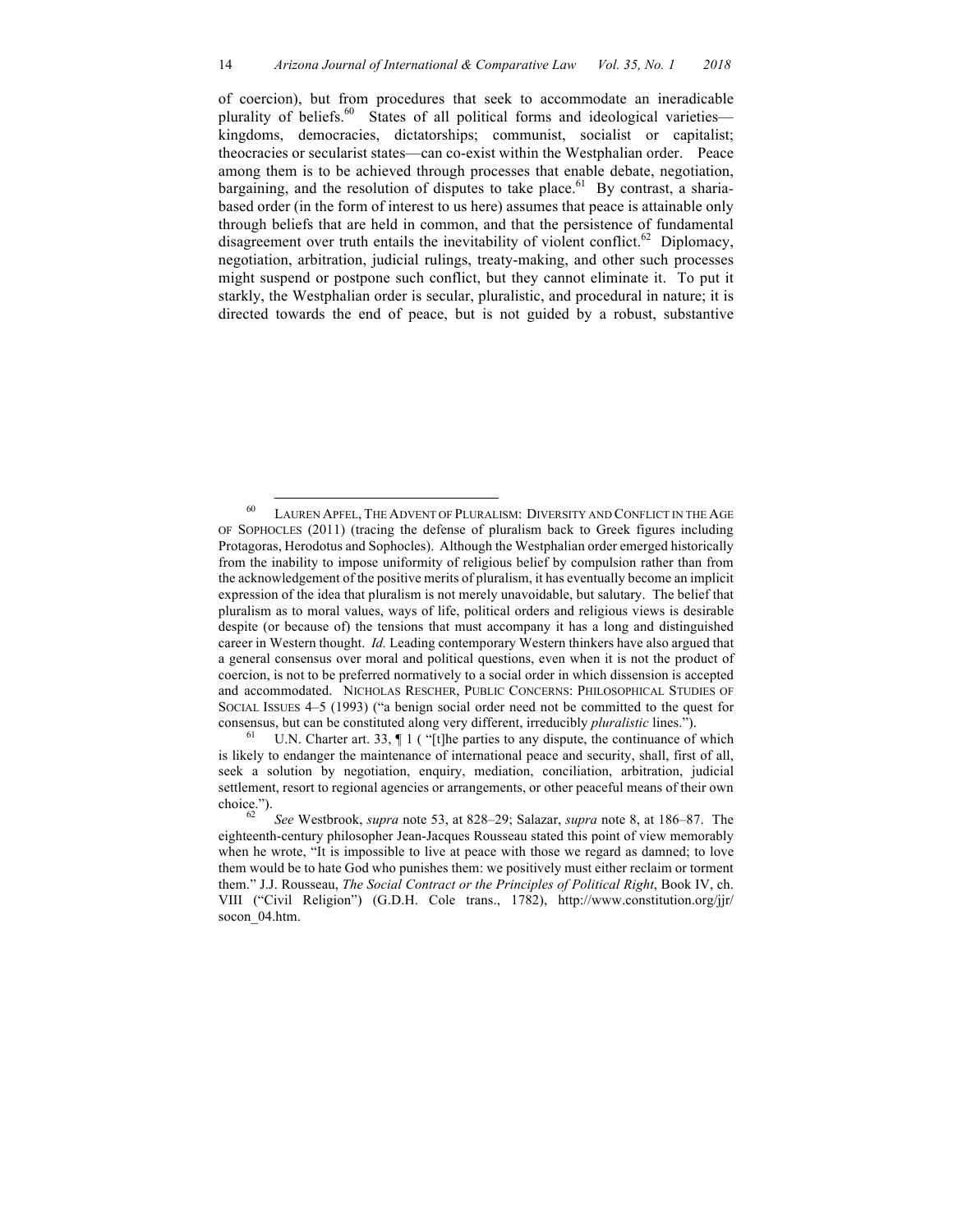of coercion), but from procedures that seek to accommodate an ineradicable plurality of beliefs.[60] States of all political forms and ideological varieties—kingdoms, democracies, dictatorships; communist, socialist or capitalist; theocracies or secularist states—can co-exist within the Westphalian order. Peace among them is to be achieved through processes that enable debate, negotiation, bargaining, and the resolution of disputes to take place.[61] By contrast, a sharia-based order (in the form of interest to us here) assumes that peace is attainable only through beliefs that are held in common, and that the persistence of fundamental disagreement over truth entails the inevitability of violent conflict.[62] Diplomacy, negotiation, arbitration, judicial rulings, treaty-making, and other such processes might suspend or postpone such conflict, but they cannot eliminate it. To put it starkly, the Westphalian order is secular, pluralistic, and procedural in nature; it is directed towards the end of peace, but is not guided by a robust, substantive

---

[60] LAUREN APFEL, THE ADVENT OF PLURALISM: DIVERSITY AND CONFLICT IN THE AGE OF SOPHOCLES (2011) (tracing the defense of pluralism back to Greek figures including Protagoras, Herodotus and Sophocles). Although the Westphalian order emerged historically from the inability to impose uniformity of religious belief by compulsion rather than from the acknowledgement of the positive merits of pluralism, it has eventually become an implicit expression of the idea that pluralism is not merely unavoidable, but salutary. The belief that pluralism as to moral values, ways of life, political orders and religious views is desirable despite (or because of) the tensions that must accompany it has a long and distinguished career in Western thought. *Id.* Leading contemporary Western thinkers have also argued that a general consensus over moral and political questions, even when it is not the product of coercion, is not to be preferred normatively to a social order in which dissension is accepted and accommodated. NICHOLAS RESCHER, PUBLIC CONCERNS: PHILOSOPHICAL STUDIES OF SOCIAL ISSUES 4–5 (1993) ("a benign social order need not be committed to the quest for consensus, but can be constituted along very different, irreducibly *pluralistic* lines.").

[61] U.N. Charter art. 33, ¶ 1 ( "[t]he parties to any dispute, the continuance of which is likely to endanger the maintenance of international peace and security, shall, first of all, seek a solution by negotiation, enquiry, mediation, conciliation, arbitration, judicial settlement, resort to regional agencies or arrangements, or other peaceful means of their own choice.").

[62] *See* Westbrook, *supra* note 53, at 828–29; Salazar, *supra* note 8, at 186–87. The eighteenth-century philosopher Jean-Jacques Rousseau stated this point of view memorably when he wrote, "It is impossible to live at peace with those we regard as damned; to love them would be to hate God who punishes them: we positively must either reclaim or torment them." J.J. Rousseau, *The Social Contract or the Principles of Political Right*, Book IV, ch. VIII ("Civil Religion") (G.D.H. Cole trans., 1782), http://www.constitution.org/jjr/socon_04.htm.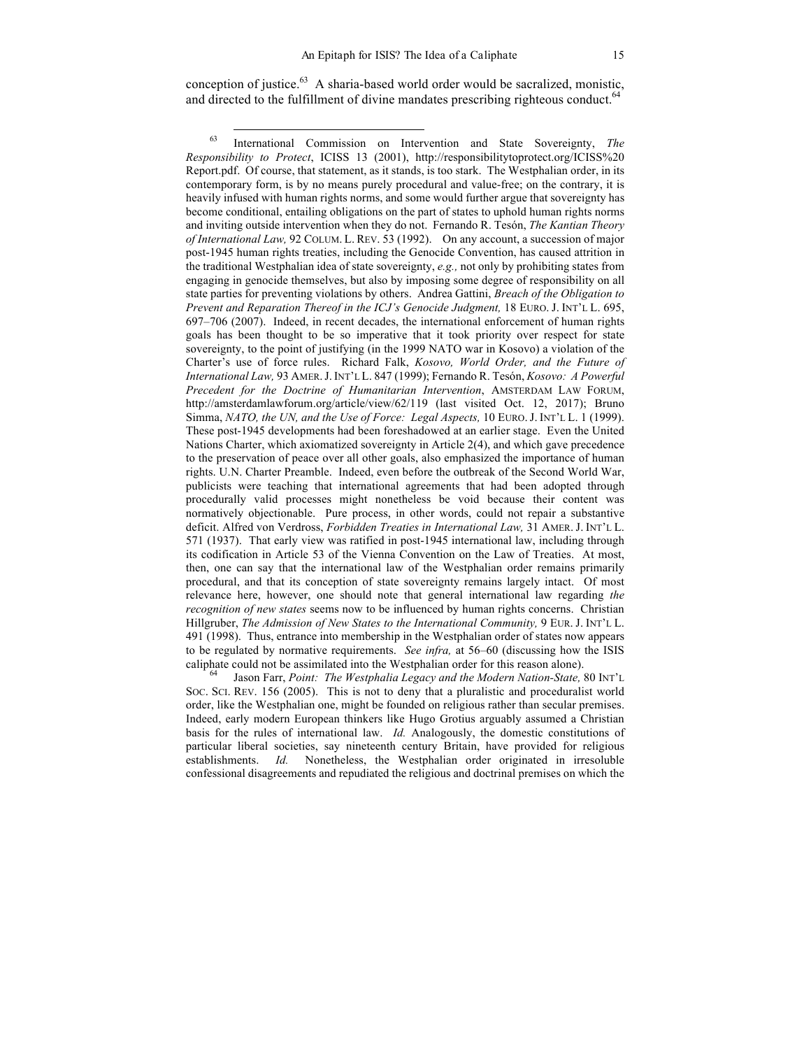conception of justice.[63] A sharia-based world order would be sacralized, monistic, and directed to the fulfillment of divine mandates prescribing righteous conduct.[64]

---

[63] International Commission on Intervention and State Sovereignty, *The Responsibility to Protect*, ICISS 13 (2001), http://responsibilitytoprotect.org/ICISS%20 Report.pdf. Of course, that statement, as it stands, is too stark. The Westphalian order, in its contemporary form, is by no means purely procedural and value-free; on the contrary, it is heavily infused with human rights norms, and some would further argue that sovereignty has become conditional, entailing obligations on the part of states to uphold human rights norms and inviting outside intervention when they do not. Fernando R. Tesón, *The Kantian Theory of International Law,* 92 COLUM. L. REV. 53 (1992). On any account, a succession of major post-1945 human rights treaties, including the Genocide Convention, has caused attrition in the traditional Westphalian idea of state sovereignty, *e.g.,* not only by prohibiting states from engaging in genocide themselves, but also by imposing some degree of responsibility on all state parties for preventing violations by others. Andrea Gattini, *Breach of the Obligation to Prevent and Reparation Thereof in the ICJ's Genocide Judgment,* 18 EURO. J. INT'L L. 695, 697–706 (2007). Indeed, in recent decades, the international enforcement of human rights goals has been thought to be so imperative that it took priority over respect for state sovereignty, to the point of justifying (in the 1999 NATO war in Kosovo) a violation of the Charter's use of force rules. Richard Falk, *Kosovo, World Order, and the Future of International Law,* 93 AMER. J. INT'L L. 847 (1999); Fernando R. Tesón, *Kosovo: A Powerful Precedent for the Doctrine of Humanitarian Intervention*, AMSTERDAM LAW FORUM, http://amsterdamlawforum.org/article/view/62/119 (last visited Oct. 12, 2017); Bruno Simma, *NATO, the UN, and the Use of Force: Legal Aspects,* 10 EURO. J. INT'L L. 1 (1999). These post-1945 developments had been foreshadowed at an earlier stage. Even the United Nations Charter, which axiomatized sovereignty in Article 2(4), and which gave precedence to the preservation of peace over all other goals, also emphasized the importance of human rights. U.N. Charter Preamble. Indeed, even before the outbreak of the Second World War, publicists were teaching that international agreements that had been adopted through procedurally valid processes might nonetheless be void because their content was normatively objectionable. Pure process, in other words, could not repair a substantive deficit. Alfred von Verdross, *Forbidden Treaties in International Law,* 31 AMER. J. INT'L L. 571 (1937). That early view was ratified in post-1945 international law, including through its codification in Article 53 of the Vienna Convention on the Law of Treaties. At most, then, one can say that the international law of the Westphalian order remains primarily procedural, and that its conception of state sovereignty remains largely intact. Of most relevance here, however, one should note that general international law regarding *the recognition of new states* seems now to be influenced by human rights concerns. Christian Hillgruber, *The Admission of New States to the International Community,* 9 EUR. J. INT'L L. 491 (1998). Thus, entrance into membership in the Westphalian order of states now appears to be regulated by normative requirements. *See infra,* at 56–60 (discussing how the ISIS caliphate could not be assimilated into the Westphalian order for this reason alone).

[64] Jason Farr, *Point: The Westphalia Legacy and the Modern Nation-State,* 80 INT'L SOC. SCI. REV. 156 (2005). This is not to deny that a pluralistic and proceduralist world order, like the Westphalian one, might be founded on religious rather than secular premises. Indeed, early modern European thinkers like Hugo Grotius arguably assumed a Christian basis for the rules of international law. *Id.* Analogously, the domestic constitutions of particular liberal societies, say nineteenth century Britain, have provided for religious establishments. *Id.* Nonetheless, the Westphalian order originated in irresoluble confessional disagreements and repudiated the religious and doctrinal premises on which the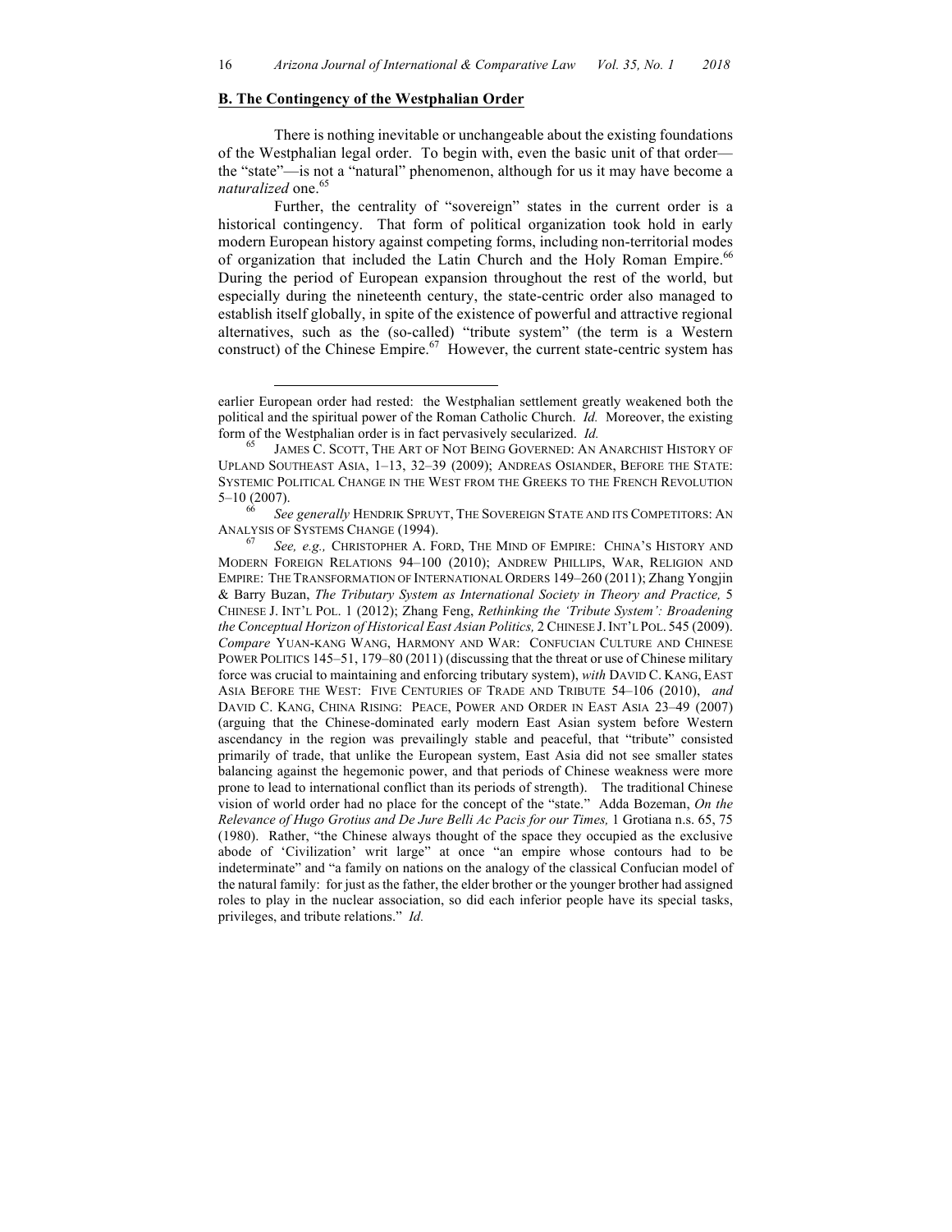## **B. The Contingency of the Westphalian Order**

There is nothing inevitable or unchangeable about the existing foundations of the Westphalian legal order. To begin with, even the basic unit of that order—the "state"—is not a "natural" phenomenon, although for us it may have become a *naturalized* one.[65]

Further, the centrality of "sovereign" states in the current order is a historical contingency. That form of political organization took hold in early modern European history against competing forms, including non-territorial modes of organization that included the Latin Church and the Holy Roman Empire.[66] During the period of European expansion throughout the rest of the world, but especially during the nineteenth century, the state-centric order also managed to establish itself globally, in spite of the existence of powerful and attractive regional alternatives, such as the (so-called) "tribute system" (the term is a Western construct) of the Chinese Empire.[67] However, the current state-centric system has

---

earlier European order had rested: the Westphalian settlement greatly weakened both the political and the spiritual power of the Roman Catholic Church. *Id.* Moreover, the existing form of the Westphalian order is in fact pervasively secularized. *Id.*

[65] JAMES C. SCOTT, THE ART OF NOT BEING GOVERNED: AN ANARCHIST HISTORY OF UPLAND SOUTHEAST ASIA, 1–13, 32–39 (2009); ANDREAS OSIANDER, BEFORE THE STATE: SYSTEMIC POLITICAL CHANGE IN THE WEST FROM THE GREEKS TO THE FRENCH REVOLUTION 5–10 (2007).

[66] *See generally* HENDRIK SPRUYT, THE SOVEREIGN STATE AND ITS COMPETITORS: AN ANALYSIS OF SYSTEMS CHANGE (1994).

[67] *See, e.g.,* CHRISTOPHER A. FORD, THE MIND OF EMPIRE: CHINA'S HISTORY AND MODERN FOREIGN RELATIONS 94–100 (2010); ANDREW PHILLIPS, WAR, RELIGION AND EMPIRE: THE TRANSFORMATION OF INTERNATIONAL ORDERS 149–260 (2011); Zhang Yongjin & Barry Buzan, *The Tributary System as International Society in Theory and Practice,* 5 CHINESE J. INT'L POL. 1 (2012); Zhang Feng, *Rethinking the 'Tribute System': Broadening the Conceptual Horizon of Historical East Asian Politics,* 2 CHINESE J. INT'L POL. 545 (2009). *Compare* YUAN-KANG WANG, HARMONY AND WAR: CONFUCIAN CULTURE AND CHINESE POWER POLITICS 145–51, 179–80 (2011) (discussing that the threat or use of Chinese military force was crucial to maintaining and enforcing tributary system), *with* DAVID C. KANG, EAST ASIA BEFORE THE WEST: FIVE CENTURIES OF TRADE AND TRIBUTE 54–106 (2010), *and* DAVID C. KANG, CHINA RISING: PEACE, POWER AND ORDER IN EAST ASIA 23–49 (2007) (arguing that the Chinese-dominated early modern East Asian system before Western ascendancy in the region was prevailingly stable and peaceful, that "tribute" consisted primarily of trade, that unlike the European system, East Asia did not see smaller states balancing against the hegemonic power, and that periods of Chinese weakness were more prone to lead to international conflict than its periods of strength). The traditional Chinese vision of world order had no place for the concept of the "state." Adda Bozeman, *On the Relevance of Hugo Grotius and De Jure Belli Ac Pacis for our Times,* 1 Grotiana n.s. 65, 75 (1980). Rather, "the Chinese always thought of the space they occupied as the exclusive abode of 'Civilization' writ large" at once "an empire whose contours had to be indeterminate" and "a family on nations on the analogy of the classical Confucian model of the natural family: for just as the father, the elder brother or the younger brother had assigned roles to play in the nuclear association, so did each inferior people have its special tasks, privileges, and tribute relations." *Id.*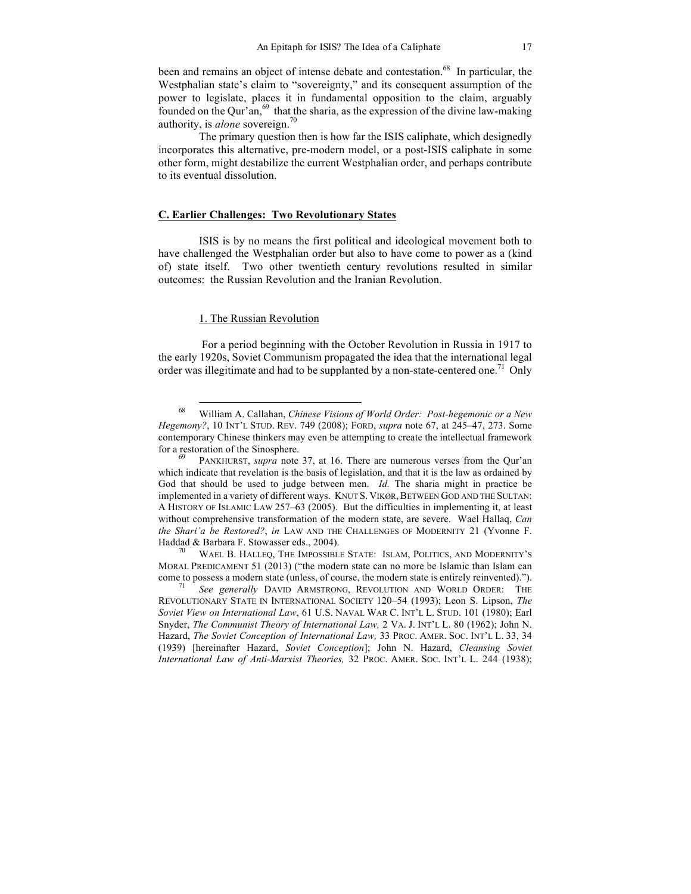been and remains an object of intense debate and contestation.[68] In particular, the Westphalian state's claim to "sovereignty," and its consequent assumption of the power to legislate, places it in fundamental opposition to the claim, arguably founded on the Qur'an,[69] that the sharia, as the expression of the divine law-making authority, is *alone* sovereign.[70]

The primary question then is how far the ISIS caliphate, which designedly incorporates this alternative, pre-modern model, or a post-ISIS caliphate in some other form, might destabilize the current Westphalian order, and perhaps contribute to its eventual dissolution.

### C. Earlier Challenges: Two Revolutionary States

ISIS is by no means the first political and ideological movement both to have challenged the Westphalian order but also to have come to power as a (kind of) state itself. Two other twentieth century revolutions resulted in similar outcomes: the Russian Revolution and the Iranian Revolution.

#### 1. The Russian Revolution

For a period beginning with the October Revolution in Russia in 1917 to the early 1920s, Soviet Communism propagated the idea that the international legal order was illegitimate and had to be supplanted by a non-state-centered one.[71] Only

---

[68] William A. Callahan, *Chinese Visions of World Order: Post-hegemonic or a New Hegemony?*, 10 INT'L STUD. REV. 749 (2008); FORD, *supra* note 67, at 245–47, 273. Some contemporary Chinese thinkers may even be attempting to create the intellectual framework for a restoration of the Sinosphere.

[69] PANKHURST, *supra* note 37, at 16. There are numerous verses from the Qur'an which indicate that revelation is the basis of legislation, and that it is the law as ordained by God that should be used to judge between men. *Id.* The sharia might in practice be implemented in a variety of different ways. KNUT S. VIKØR, BETWEEN GOD AND THE SULTAN: A HISTORY OF ISLAMIC LAW 257–63 (2005). But the difficulties in implementing it, at least without comprehensive transformation of the modern state, are severe. Wael Hallaq, *Can the Shari'a be Restored?*, *in* LAW AND THE CHALLENGES OF MODERNITY 21 (Yvonne F. Haddad & Barbara F. Stowasser eds., 2004).

[70] WAEL B. HALLEQ, THE IMPOSSIBLE STATE: ISLAM, POLITICS, AND MODERNITY'S MORAL PREDICAMENT 51 (2013) ("the modern state can no more be Islamic than Islam can come to possess a modern state (unless, of course, the modern state is entirely reinvented).").

[71] *See generally* DAVID ARMSTRONG, REVOLUTION AND WORLD ORDER: THE REVOLUTIONARY STATE IN INTERNATIONAL SOCIETY 120–54 (1993); Leon S. Lipson, *The Soviet View on International Law*, 61 U.S. NAVAL WAR C. INT'L L. STUD. 101 (1980); Earl Snyder, *The Communist Theory of International Law,* 2 VA. J. INT'L L. 80 (1962); John N. Hazard, *The Soviet Conception of International Law,* 33 PROC. AMER. SOC. INT'L L. 33, 34 (1939) [hereinafter Hazard, *Soviet Conception*]; John N. Hazard, *Cleansing Soviet International Law of Anti-Marxist Theories,* 32 PROC. AMER. SOC. INT'L L. 244 (1938);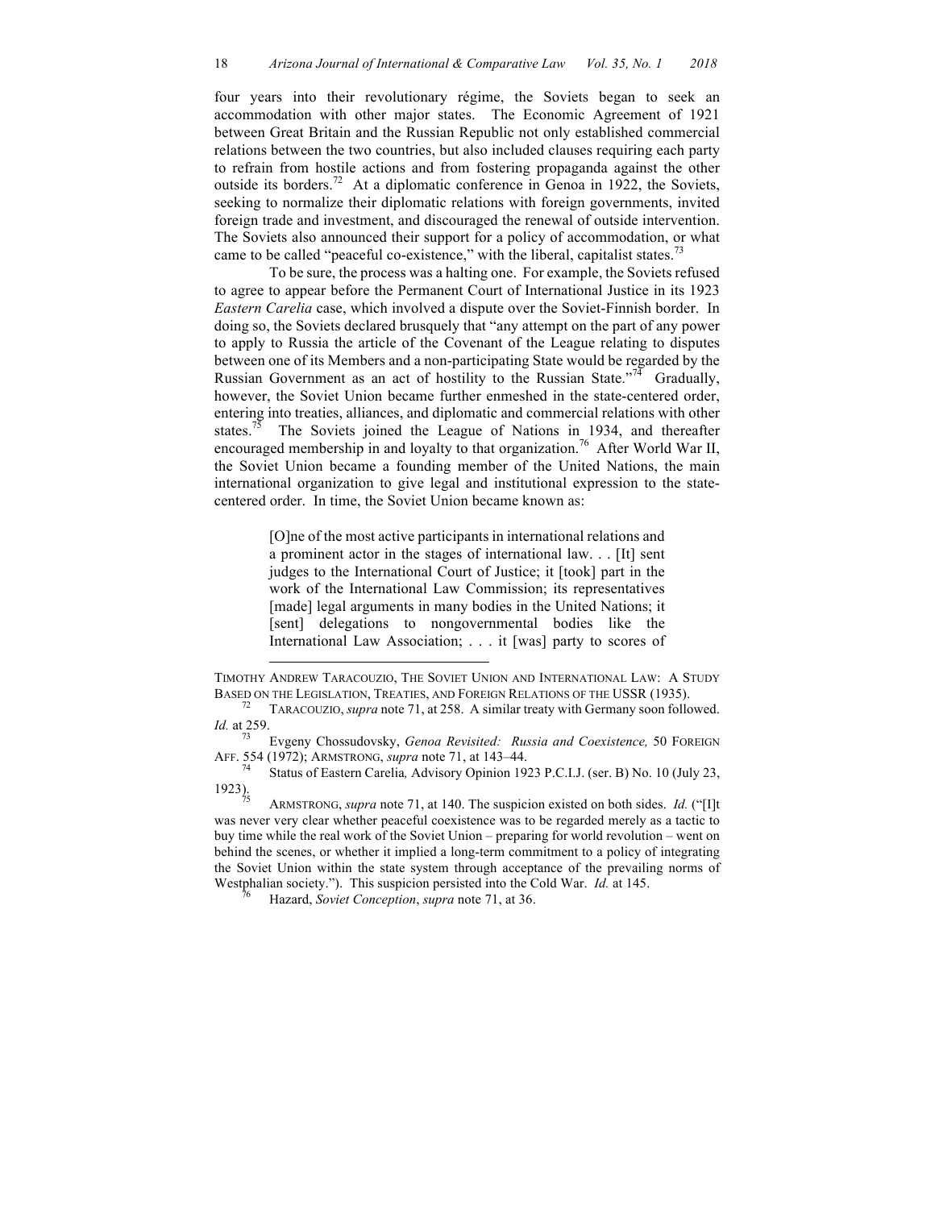four years into their revolutionary régime, the Soviets began to seek an accommodation with other major states. The Economic Agreement of 1921 between Great Britain and the Russian Republic not only established commercial relations between the two countries, but also included clauses requiring each party to refrain from hostile actions and from fostering propaganda against the other outside its borders.[72] At a diplomatic conference in Genoa in 1922, the Soviets, seeking to normalize their diplomatic relations with foreign governments, invited foreign trade and investment, and discouraged the renewal of outside intervention. The Soviets also announced their support for a policy of accommodation, or what came to be called "peaceful co-existence," with the liberal, capitalist states.[73]

To be sure, the process was a halting one. For example, the Soviets refused to agree to appear before the Permanent Court of International Justice in its 1923 *Eastern Carelia* case, which involved a dispute over the Soviet-Finnish border. In doing so, the Soviets declared brusquely that "any attempt on the part of any power to apply to Russia the article of the Covenant of the League relating to disputes between one of its Members and a non-participating State would be regarded by the Russian Government as an act of hostility to the Russian State."[74] Gradually, however, the Soviet Union became further enmeshed in the state-centered order, entering into treaties, alliances, and diplomatic and commercial relations with other states.[75] The Soviets joined the League of Nations in 1934, and thereafter encouraged membership in and loyalty to that organization.[76] After World War II, the Soviet Union became a founding member of the United Nations, the main international organization to give legal and institutional expression to the state-centered order. In time, the Soviet Union became known as:

> [O]ne of the most active participants in international relations and a prominent actor in the stages of international law. . . [It] sent judges to the International Court of Justice; it [took] part in the work of the International Law Commission; its representatives [made] legal arguments in many bodies in the United Nations; it [sent] delegations to nongovernmental bodies like the International Law Association; . . . it [was] party to scores of

---

TIMOTHY ANDREW TARACOUZIO, THE SOVIET UNION AND INTERNATIONAL LAW: A STUDY BASED ON THE LEGISLATION, TREATIES, AND FOREIGN RELATIONS OF THE USSR (1935).

[72] TARACOUZIO, *supra* note 71, at 258. A similar treaty with Germany soon followed. *Id.* at 259.

[73] Evgeny Chossudovsky, *Genoa Revisited: Russia and Coexistence,* 50 FOREIGN AFF. 554 (1972); ARMSTRONG, *supra* note 71, at 143–44.

[74] Status of Eastern Carelia*,* Advisory Opinion 1923 P.C.I.J. (ser. B) No. 10 (July 23, 1923).

[75] ARMSTRONG, *supra* note 71, at 140. The suspicion existed on both sides. *Id.* ("[I]t was never very clear whether peaceful coexistence was to be regarded merely as a tactic to buy time while the real work of the Soviet Union – preparing for world revolution – went on behind the scenes, or whether it implied a long-term commitment to a policy of integrating the Soviet Union within the state system through acceptance of the prevailing norms of Westphalian society."). This suspicion persisted into the Cold War. *Id.* at 145.

[76] Hazard, *Soviet Conception*, *supra* note 71, at 36.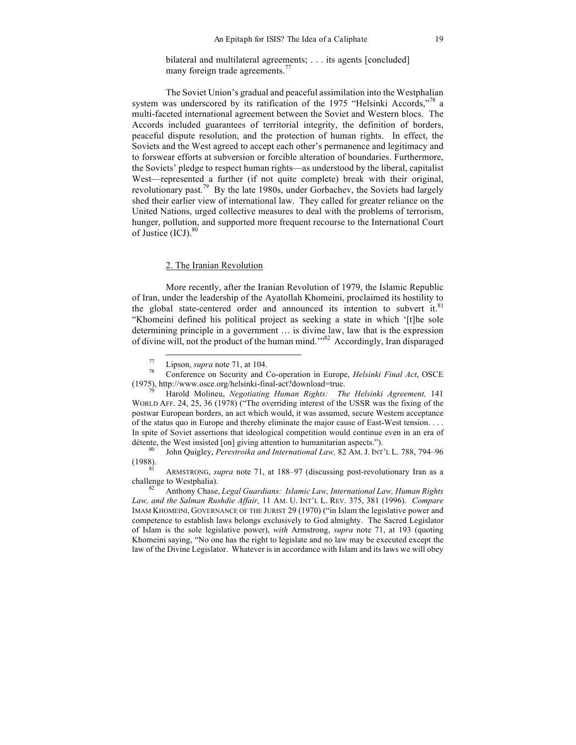> bilateral and multilateral agreements; . . . its agents [concluded] many foreign trade agreements.[77]

The Soviet Union's gradual and peaceful assimilation into the Westphalian system was underscored by its ratification of the 1975 "Helsinki Accords,"[78] a multi-faceted international agreement between the Soviet and Western blocs. The Accords included guarantees of territorial integrity, the definition of borders, peaceful dispute resolution, and the protection of human rights. In effect, the Soviets and the West agreed to accept each other's permanence and legitimacy and to forswear efforts at subversion or forcible alteration of boundaries. Furthermore, the Soviets' pledge to respect human rights—as understood by the liberal, capitalist West—represented a further (if not quite complete) break with their original, revolutionary past.[79] By the late 1980s, under Gorbachev, the Soviets had largely shed their earlier view of international law. They called for greater reliance on the United Nations, urged collective measures to deal with the problems of terrorism, hunger, pollution, and supported more frequent recourse to the International Court of Justice (ICJ).[80]

2. The Iranian Revolution

More recently, after the Iranian Revolution of 1979, the Islamic Republic of Iran, under the leadership of the Ayatollah Khomeini, proclaimed its hostility to the global state-centered order and announced its intention to subvert it.[81] "Khomeini defined his political project as seeking a state in which '[t]he sole determining principle in a government … is divine law, law that is the expression of divine will, not the product of the human mind.'"[82] Accordingly, Iran disparaged

---

[77] Lipson, *supra* note 71, at 104.

[78] Conference on Security and Co-operation in Europe, *Helsinki Final Act*, OSCE (1975), http://www.osce.org/helsinki-final-act?download=true.

[79] Harold Molineu, *Negotiating Human Rights: The Helsinki Agreement,* 141 WORLD AFF. 24, 25, 36 (1978) ("The overriding interest of the USSR was the fixing of the postwar European borders, an act which would, it was assumed, secure Western acceptance of the status quo in Europe and thereby eliminate the major cause of East-West tension. . . . In spite of Soviet assertions that ideological competition would continue even in an era of détente, the West insisted [on] giving attention to humanitarian aspects.").

[80] John Quigley, *Perestroika and International Law,* 82 AM. J. INT'L L. 788, 794–96 (1988).

[81] ARMSTRONG, *supra* note 71, at 188–97 (discussing post-revolutionary Iran as a challenge to Westphalia).

[82] Anthony Chase, *Legal Guardians: Islamic Law, International Law, Human Rights Law, and the Salman Rushdie Affair,* 11 AM. U. INT'L L. REV. 375, 381 (1996). *Compare* IMAM KHOMEINI, GOVERNANCE OF THE JURIST 29 (1970) ("in Islam the legislative power and competence to establish laws belongs exclusively to God almighty. The Sacred Legislator of Islam is the sole legislative power), *with* Armstrong, *supra* note 71, at 193 (quoting Khomeini saying, "No one has the right to legislate and no law may be executed except the law of the Divine Legislator. Whatever is in accordance with Islam and its laws we will obey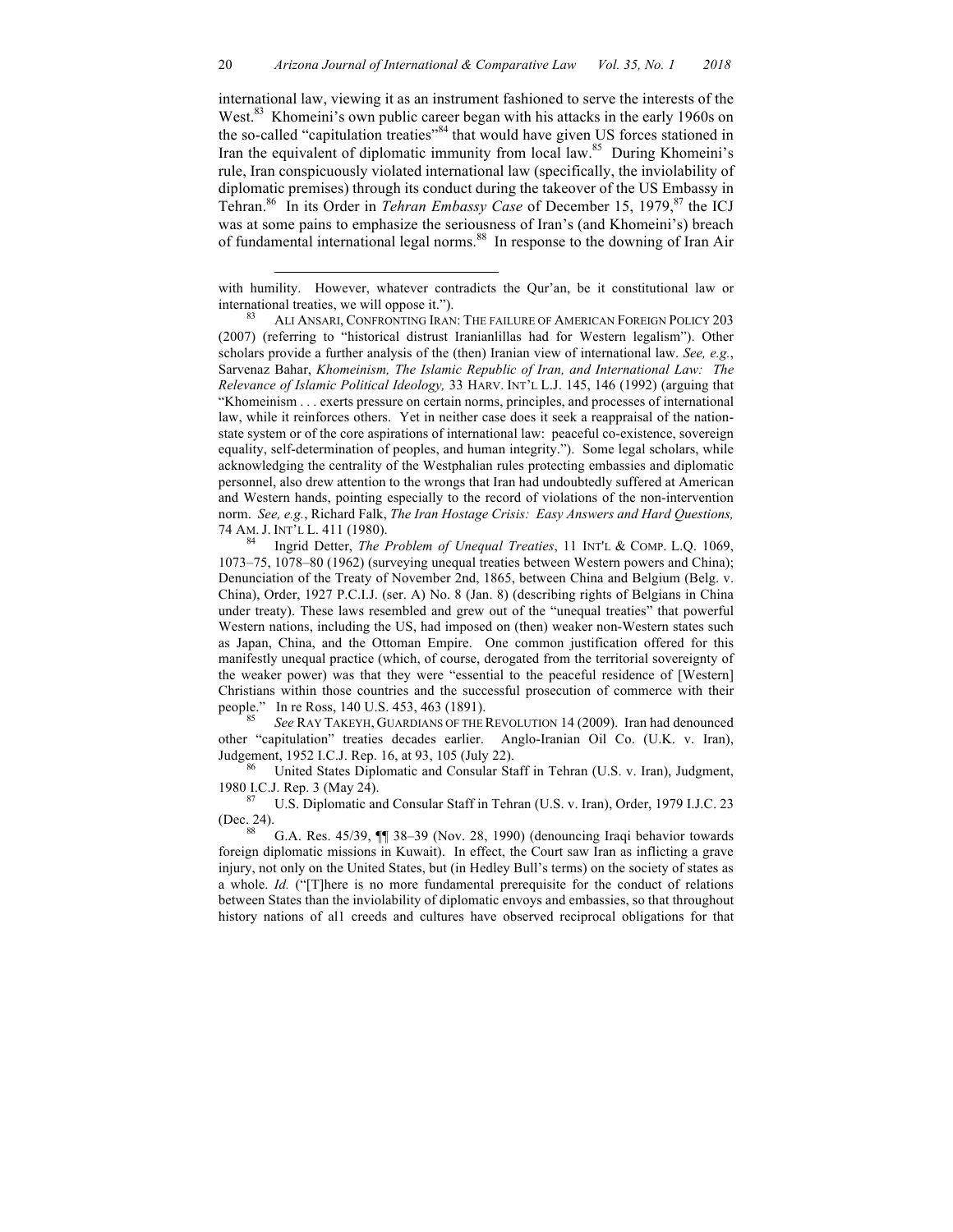international law, viewing it as an instrument fashioned to serve the interests of the West.[83] Khomeini's own public career began with his attacks in the early 1960s on the so-called "capitulation treaties"[84] that would have given US forces stationed in Iran the equivalent of diplomatic immunity from local law.[85] During Khomeini's rule, Iran conspicuously violated international law (specifically, the inviolability of diplomatic premises) through its conduct during the takeover of the US Embassy in Tehran.[86] In its Order in *Tehran Embassy Case* of December 15, 1979,[87] the ICJ was at some pains to emphasize the seriousness of Iran's (and Khomeini's) breach of fundamental international legal norms.[88] In response to the downing of Iran Air

---

with humility. However, whatever contradicts the Qur'an, be it constitutional law or international treaties, we will oppose it.").

[83] ALI ANSARI, CONFRONTING IRAN: THE FAILURE OF AMERICAN FOREIGN POLICY 203 (2007) (referring to "historical distrust Iranianlillas had for Western legalism"). Other scholars provide a further analysis of the (then) Iranian view of international law. *See, e.g.*, Sarvenaz Bahar, *Khomeinism, The Islamic Republic of Iran, and International Law: The Relevance of Islamic Political Ideology,* 33 HARV. INT'L L.J. 145, 146 (1992) (arguing that "Khomeinism . . . exerts pressure on certain norms, principles, and processes of international law, while it reinforces others. Yet in neither case does it seek a reappraisal of the nation-state system or of the core aspirations of international law: peaceful co-existence, sovereign equality, self-determination of peoples, and human integrity."). Some legal scholars, while acknowledging the centrality of the Westphalian rules protecting embassies and diplomatic personnel, also drew attention to the wrongs that Iran had undoubtedly suffered at American and Western hands, pointing especially to the record of violations of the non-intervention norm. *See, e.g.*, Richard Falk, *The Iran Hostage Crisis: Easy Answers and Hard Questions,* 74 AM. J. INT'L L. 411 (1980).

[84] Ingrid Detter, *The Problem of Unequal Treaties*, 11 INT'L & COMP. L.Q. 1069, 1073–75, 1078–80 (1962) (surveying unequal treaties between Western powers and China); Denunciation of the Treaty of November 2nd, 1865, between China and Belgium (Belg. v. China), Order, 1927 P.C.I.J. (ser. A) No. 8 (Jan. 8) (describing rights of Belgians in China under treaty). These laws resembled and grew out of the "unequal treaties" that powerful Western nations, including the US, had imposed on (then) weaker non-Western states such as Japan, China, and the Ottoman Empire. One common justification offered for this manifestly unequal practice (which, of course, derogated from the territorial sovereignty of the weaker power) was that they were "essential to the peaceful residence of [Western] Christians within those countries and the successful prosecution of commerce with their people." In re Ross, 140 U.S. 453, 463 (1891).

[85] *See* RAY TAKEYH, GUARDIANS OF THE REVOLUTION 14 (2009). Iran had denounced other "capitulation" treaties decades earlier. Anglo-Iranian Oil Co. (U.K. v. Iran), Judgement, 1952 I.C.J. Rep. 16, at 93, 105 (July 22).

[86] United States Diplomatic and Consular Staff in Tehran (U.S. v. Iran), Judgment, 1980 I.C.J. Rep. 3 (May 24).

[87] U.S. Diplomatic and Consular Staff in Tehran (U.S. v. Iran), Order, 1979 I.J.C. 23 (Dec. 24).

[88] G.A. Res. 45/39, ¶¶ 38–39 (Nov. 28, 1990) (denouncing Iraqi behavior towards foreign diplomatic missions in Kuwait). In effect, the Court saw Iran as inflicting a grave injury, not only on the United States, but (in Hedley Bull's terms) on the society of states as a whole. *Id.* ("[T]here is no more fundamental prerequisite for the conduct of relations between States than the inviolability of diplomatic envoys and embassies, so that throughout history nations of al1 creeds and cultures have observed reciprocal obligations for that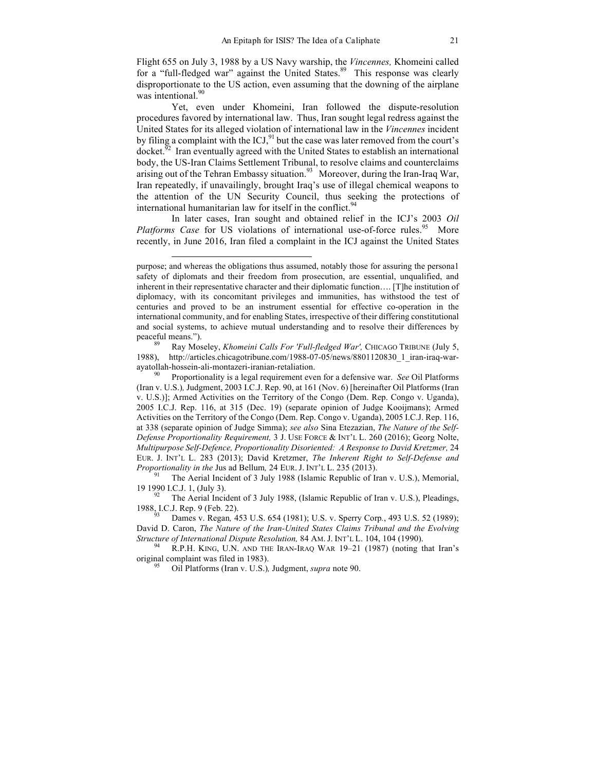Flight 655 on July 3, 1988 by a US Navy warship, the *Vincennes,* Khomeini called for a "full-fledged war" against the United States.[89] This response was clearly disproportionate to the US action, even assuming that the downing of the airplane was intentional.[90]

Yet, even under Khomeini, Iran followed the dispute-resolution procedures favored by international law. Thus, Iran sought legal redress against the United States for its alleged violation of international law in the *Vincennes* incident by filing a complaint with the ICJ,[91] but the case was later removed from the court's docket.[92] Iran eventually agreed with the United States to establish an international body, the US-Iran Claims Settlement Tribunal, to resolve claims and counterclaims arising out of the Tehran Embassy situation.[93] Moreover, during the Iran-Iraq War, Iran repeatedly, if unavailingly, brought Iraq's use of illegal chemical weapons to the attention of the UN Security Council, thus seeking the protections of international humanitarian law for itself in the conflict.[94]

In later cases, Iran sought and obtained relief in the ICJ's 2003 *Oil Platforms Case* for US violations of international use-of-force rules.[95] More recently, in June 2016, Iran filed a complaint in the ICJ against the United States

---

purpose; and whereas the obligations thus assumed, notably those for assuring the personal safety of diplomats and their freedom from prosecution, are essential, unqualified, and inherent in their representative character and their diplomatic function…. [T]he institution of diplomacy, with its concomitant privileges and immunities, has withstood the test of centuries and proved to be an instrument essential for effective co-operation in the international community, and for enabling States, irrespective of their differing constitutional and social systems, to achieve mutual understanding and to resolve their differences by peaceful means.").

[89] Ray Moseley, *Khomeini Calls For 'Full-fledged War',* CHICAGO TRIBUNE (July 5, 1988), http://articles.chicagotribune.com/1988-07-05/news/8801120830_1_iran-iraq-war-ayatollah-hossein-ali-montazeri-iranian-retaliation.

[90] Proportionality is a legal requirement even for a defensive war. *See* Oil Platforms (Iran v. U.S.)*,* Judgment, 2003 I.C.J. Rep. 90, at 161 (Nov. 6) [hereinafter Oil Platforms (Iran v. U.S.)]; Armed Activities on the Territory of the Congo (Dem. Rep. Congo v. Uganda), 2005 I.C.J. Rep. 116, at 315 (Dec. 19) (separate opinion of Judge Kooijmans); Armed Activities on the Territory of the Congo (Dem. Rep. Congo v. Uganda), 2005 I.C.J. Rep. 116, at 338 (separate opinion of Judge Simma); *see also* Sina Etezazian, *The Nature of the Self-Defense Proportionality Requirement,* 3 J. USE FORCE & INT'L L. 260 (2016); Georg Nolte, *Multipurpose Self-Defence, Proportionality Disoriented: A Response to David Kretzmer,* 24 EUR. J. INT'L L. 283 (2013); David Kretzmer, *The Inherent Right to Self-Defense and Proportionality in the* Jus ad Bellum*,* 24 EUR. J. INT'L L. 235 (2013).

[91] The Aerial Incident of 3 July 1988 (Islamic Republic of Iran v. U.S.), Memorial, 19 1990 I.C.J. 1, (July 3).

[92] The Aerial Incident of 3 July 1988, (Islamic Republic of Iran v. U.S.), Pleadings, 1988, I.C.J. Rep. 9 (Feb. 22).

[93] Dames v. Regan*,* 453 U.S. 654 (1981); U.S. v. Sperry Corp*.*, 493 U.S. 52 (1989); David D. Caron, *The Nature of the Iran-United States Claims Tribunal and the Evolving Structure of International Dispute Resolution,* 84 AM. J. INT'L L. 104, 104 (1990).

[94] R.P.H. KING, U.N. AND THE IRAN-IRAQ WAR 19–21 (1987) (noting that Iran's original complaint was filed in 1983).

[95] Oil Platforms (Iran v. U.S.)*,* Judgment, *supra* note 90.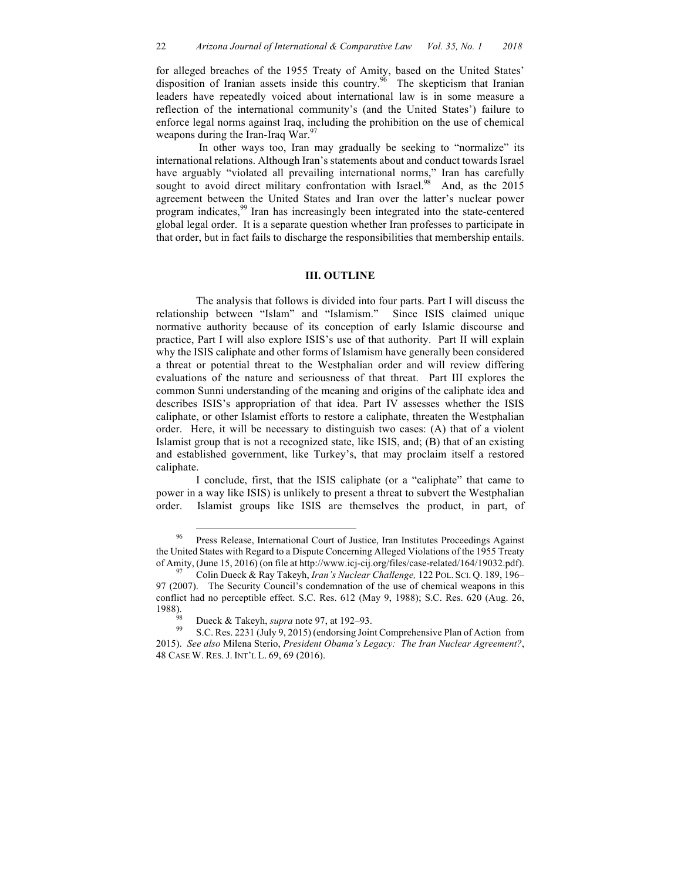for alleged breaches of the 1955 Treaty of Amity, based on the United States' disposition of Iranian assets inside this country.[96] The skepticism that Iranian leaders have repeatedly voiced about international law is in some measure a reflection of the international community's (and the United States') failure to enforce legal norms against Iraq, including the prohibition on the use of chemical weapons during the Iran-Iraq War.[97]

In other ways too, Iran may gradually be seeking to "normalize" its international relations. Although Iran's statements about and conduct towards Israel have arguably "violated all prevailing international norms," Iran has carefully sought to avoid direct military confrontation with Israel.[98] And, as the 2015 agreement between the United States and Iran over the latter's nuclear power program indicates,[99] Iran has increasingly been integrated into the state-centered global legal order. It is a separate question whether Iran professes to participate in that order, but in fact fails to discharge the responsibilities that membership entails.

## III. OUTLINE

The analysis that follows is divided into four parts. Part I will discuss the relationship between "Islam" and "Islamism." Since ISIS claimed unique normative authority because of its conception of early Islamic discourse and practice, Part I will also explore ISIS's use of that authority. Part II will explain why the ISIS caliphate and other forms of Islamism have generally been considered a threat or potential threat to the Westphalian order and will review differing evaluations of the nature and seriousness of that threat. Part III explores the common Sunni understanding of the meaning and origins of the caliphate idea and describes ISIS's appropriation of that idea. Part IV assesses whether the ISIS caliphate, or other Islamist efforts to restore a caliphate, threaten the Westphalian order. Here, it will be necessary to distinguish two cases: (A) that of a violent Islamist group that is not a recognized state, like ISIS, and; (B) that of an existing and established government, like Turkey's, that may proclaim itself a restored caliphate.

I conclude, first, that the ISIS caliphate (or a "caliphate" that came to power in a way like ISIS) is unlikely to present a threat to subvert the Westphalian order. Islamist groups like ISIS are themselves the product, in part, of

---

[96] Press Release, International Court of Justice, Iran Institutes Proceedings Against the United States with Regard to a Dispute Concerning Alleged Violations of the 1955 Treaty of Amity, (June 15, 2016) (on file at http://www.icj-cij.org/files/case-related/164/19032.pdf).

[97] Colin Dueck & Ray Takeyh, *Iran's Nuclear Challenge,* 122 POL. SCI. Q. 189, 196–97 (2007). The Security Council's condemnation of the use of chemical weapons in this conflict had no perceptible effect. S.C. Res. 612 (May 9, 1988); S.C. Res. 620 (Aug. 26, 1988).

[98] Dueck & Takeyh, *supra* note 97, at 192–93.

[99] S.C. Res. 2231 (July 9, 2015) (endorsing Joint Comprehensive Plan of Action from 2015). *See also* Milena Sterio, *President Obama's Legacy: The Iran Nuclear Agreement?*, 48 CASE W. RES. J. INT'L L. 69, 69 (2016).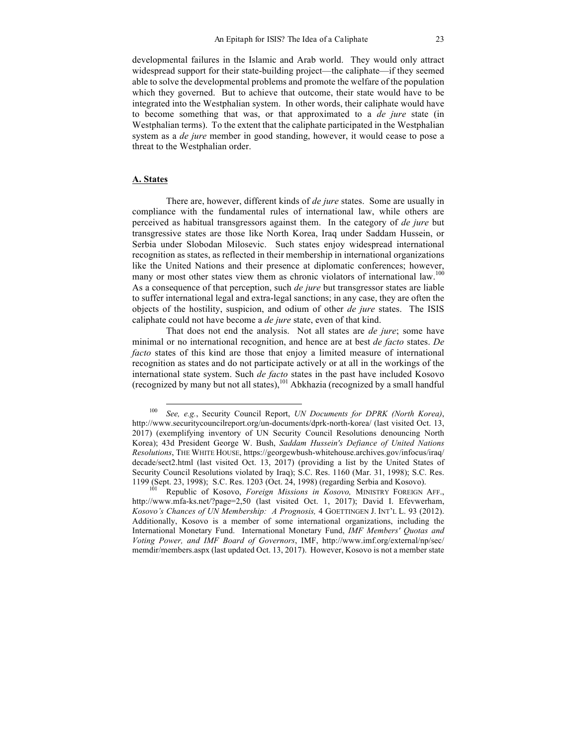developmental failures in the Islamic and Arab world. They would only attract widespread support for their state-building project—the caliphate—if they seemed able to solve the developmental problems and promote the welfare of the population which they governed. But to achieve that outcome, their state would have to be integrated into the Westphalian system. In other words, their caliphate would have to become something that was, or that approximated to a *de jure* state (in Westphalian terms). To the extent that the caliphate participated in the Westphalian system as a *de jure* member in good standing, however, it would cease to pose a threat to the Westphalian order.

## A. States

There are, however, different kinds of *de jure* states. Some are usually in compliance with the fundamental rules of international law, while others are perceived as habitual transgressors against them. In the category of *de jure* but transgressive states are those like North Korea, Iraq under Saddam Hussein, or Serbia under Slobodan Milosevic. Such states enjoy widespread international recognition as states, as reflected in their membership in international organizations like the United Nations and their presence at diplomatic conferences; however, many or most other states view them as chronic violators of international law.[100] As a consequence of that perception, such *de jure* but transgressor states are liable to suffer international legal and extra-legal sanctions; in any case, they are often the objects of the hostility, suspicion, and odium of other *de jure* states. The ISIS caliphate could not have become a *de jure* state, even of that kind.

That does not end the analysis. Not all states are *de jure*; some have minimal or no international recognition, and hence are at best *de facto* states. *De facto* states of this kind are those that enjoy a limited measure of international recognition as states and do not participate actively or at all in the workings of the international state system. Such *de facto* states in the past have included Kosovo (recognized by many but not all states),[101] Abkhazia (recognized by a small handful

---

[100] *See, e.g.*, Security Council Report, *UN Documents for DPRK (North Korea)*, http://www.securitycouncilreport.org/un-documents/dprk-north-korea/ (last visited Oct. 13, 2017) (exemplifying inventory of UN Security Council Resolutions denouncing North Korea); 43d President George W. Bush, *Saddam Hussein's Defiance of United Nations Resolutions*, THE WHITE HOUSE, https://georgewbush-whitehouse.archives.gov/infocus/iraq/decade/sect2.html (last visited Oct. 13, 2017) (providing a list by the United States of Security Council Resolutions violated by Iraq); S.C. Res. 1160 (Mar. 31, 1998); S.C. Res. 1199 (Sept. 23, 1998); S.C. Res. 1203 (Oct. 24, 1998) (regarding Serbia and Kosovo).

[101] Republic of Kosovo, *Foreign Missions in Kosovo,* MINISTRY FOREIGN AFF., http://www.mfa-ks.net/?page=2,50 (last visited Oct. 1, 2017); David I. Efevwerham, *Kosovo's Chances of UN Membership: A Prognosis,* 4 GOETTINGEN J. INT'L L. 93 (2012). Additionally, Kosovo is a member of some international organizations, including the International Monetary Fund. International Monetary Fund, *IMF Members' Quotas and Voting Power, and IMF Board of Governors*, IMF, http://www.imf.org/external/np/sec/memdir/members.aspx (last updated Oct. 13, 2017). However, Kosovo is not a member state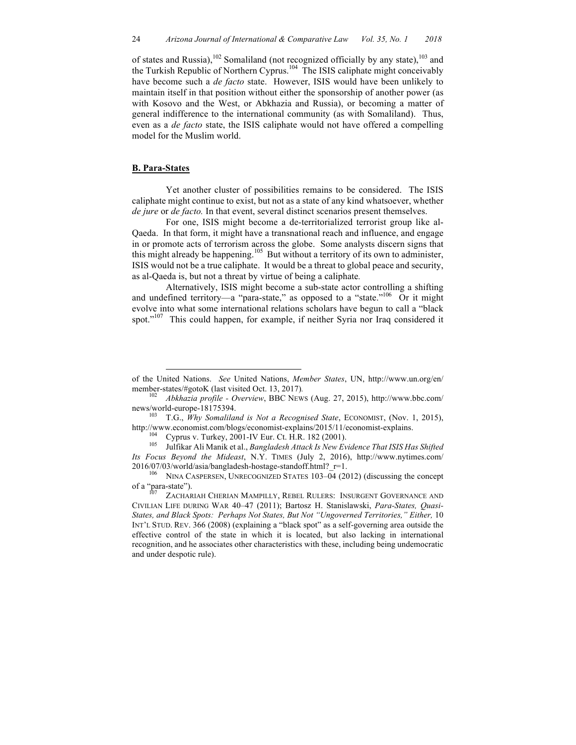of states and Russia),[102] Somaliland (not recognized officially by any state),[103] and the Turkish Republic of Northern Cyprus.[104] The ISIS caliphate might conceivably have become such a *de facto* state. However, ISIS would have been unlikely to maintain itself in that position without either the sponsorship of another power (as with Kosovo and the West, or Abkhazia and Russia), or becoming a matter of general indifference to the international community (as with Somaliland). Thus, even as a *de facto* state, the ISIS caliphate would not have offered a compelling model for the Muslim world.

## B. Para-States

Yet another cluster of possibilities remains to be considered. The ISIS caliphate might continue to exist, but not as a state of any kind whatsoever, whether *de jure* or *de facto.* In that event, several distinct scenarios present themselves.

For one, ISIS might become a de-territorialized terrorist group like al-Qaeda. In that form, it might have a transnational reach and influence, and engage in or promote acts of terrorism across the globe. Some analysts discern signs that this might already be happening.[105] But without a territory of its own to administer, ISIS would not be a true caliphate. It would be a threat to global peace and security, as al-Qaeda is, but not a threat by virtue of being a caliphate.

Alternatively, ISIS might become a sub-state actor controlling a shifting and undefined territory—a "para-state," as opposed to a "state."[106] Or it might evolve into what some international relations scholars have begun to call a "black spot."[107] This could happen, for example, if neither Syria nor Iraq considered it

---

of the United Nations. *See* United Nations, *Member States*, UN, http://www.un.org/en/member-states/#gotoK (last visited Oct. 13, 2017).

[102] *Abkhazia profile - Overview*, BBC NEWS (Aug. 27, 2015), http://www.bbc.com/news/world-europe-18175394.

[103] T.G., *Why Somaliland is Not a Recognised State*, ECONOMIST, (Nov. 1, 2015), http://www.economist.com/blogs/economist-explains/2015/11/economist-explains.

[104] Cyprus v. Turkey, 2001-IV Eur. Ct. H.R. 182 (2001).

[105] Julfikar Ali Manik et al., *Bangladesh Attack Is New Evidence That ISIS Has Shifted Its Focus Beyond the Mideast*, N.Y. TIMES (July 2, 2016), http://www.nytimes.com/2016/07/03/world/asia/bangladesh-hostage-standoff.html?_r=1.

[106] NINA CASPERSEN, UNRECOGNIZED STATES 103–04 (2012) (discussing the concept of a "para-state").

[107] ZACHARIAH CHERIAN MAMPILLY, REBEL RULERS: INSURGENT GOVERNANCE AND CIVILIAN LIFE DURING WAR 40–47 (2011); Bartosz H. Stanislawski, *Para-States, Quasi-States, and Black Spots: Perhaps Not States, But Not "Ungoverned Territories," Either,* 10 INT'L STUD. REV. 366 (2008) (explaining a "black spot" as a self-governing area outside the effective control of the state in which it is located, but also lacking in international recognition, and he associates other characteristics with these, including being undemocratic and under despotic rule).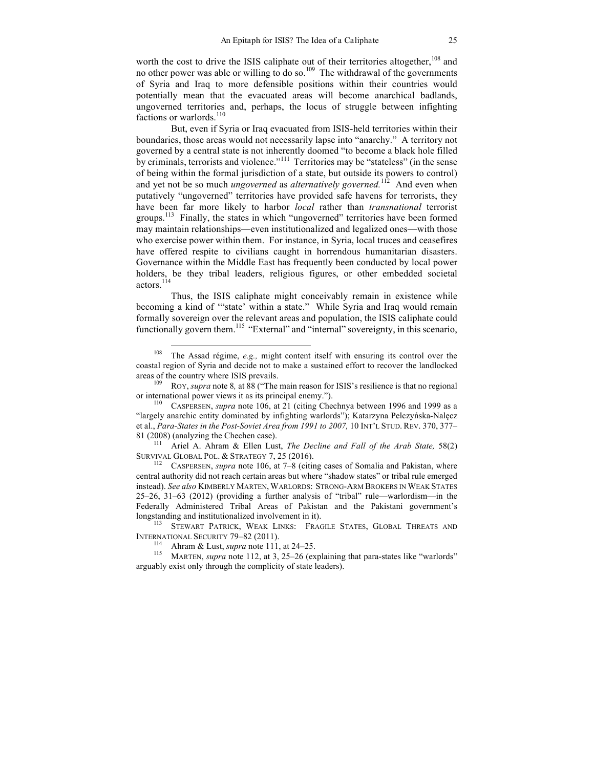worth the cost to drive the ISIS caliphate out of their territories altogether,[108] and no other power was able or willing to do so.[109] The withdrawal of the governments of Syria and Iraq to more defensible positions within their countries would potentially mean that the evacuated areas will become anarchical badlands, ungoverned territories and, perhaps, the locus of struggle between infighting factions or warlords.[110]

But, even if Syria or Iraq evacuated from ISIS-held territories within their boundaries, those areas would not necessarily lapse into "anarchy." A territory not governed by a central state is not inherently doomed "to become a black hole filled by criminals, terrorists and violence."[111] Territories may be "stateless" (in the sense of being within the formal jurisdiction of a state, but outside its powers to control) and yet not be so much *ungoverned* as *alternatively governed.*[112] And even when putatively "ungoverned" territories have provided safe havens for terrorists, they have been far more likely to harbor *local* rather than *transnational* terrorist groups.[113] Finally, the states in which "ungoverned" territories have been formed may maintain relationships—even institutionalized and legalized ones—with those who exercise power within them. For instance, in Syria, local truces and ceasefires have offered respite to civilians caught in horrendous humanitarian disasters. Governance within the Middle East has frequently been conducted by local power holders, be they tribal leaders, religious figures, or other embedded societal actors.[114]

Thus, the ISIS caliphate might conceivably remain in existence while becoming a kind of "'state' within a state." While Syria and Iraq would remain formally sovereign over the relevant areas and population, the ISIS caliphate could functionally govern them.[115] "External" and "internal" sovereignty, in this scenario,

---

[108] The Assad régime, *e.g.,* might content itself with ensuring its control over the coastal region of Syria and decide not to make a sustained effort to recover the landlocked areas of the country where ISIS prevails.

[109] ROY, *supra* note 8*,* at 88 ("The main reason for ISIS's resilience is that no regional or international power views it as its principal enemy.").

[110] CASPERSEN, *supra* note 106, at 21 (citing Chechnya between 1996 and 1999 as a "largely anarchic entity dominated by infighting warlords"); Katarzyna Pelczyńska-Nałęcz et al., *Para-States in the Post-Soviet Area from 1991 to 2007,* 10 INT'L STUD. REV. 370, 377–81 (2008) (analyzing the Chechen case).

[111] Ariel A. Ahram & Ellen Lust, *The Decline and Fall of the Arab State,* 58(2) SURVIVAL GLOBAL POL. & STRATEGY 7, 25 (2016).

[112] CASPERSEN, *supra* note 106, at 7–8 (citing cases of Somalia and Pakistan, where central authority did not reach certain areas but where "shadow states" or tribal rule emerged instead). *See also* KIMBERLY MARTEN, WARLORDS: STRONG-ARM BROKERS IN WEAK STATES 25–26, 31–63 (2012) (providing a further analysis of "tribal" rule—warlordism—in the Federally Administered Tribal Areas of Pakistan and the Pakistani government's longstanding and institutionalized involvement in it).

[113] STEWART PATRICK, WEAK LINKS: FRAGILE STATES, GLOBAL THREATS AND INTERNATIONAL SECURITY 79–82 (2011).

[114] Ahram & Lust, *supra* note 111, at 24–25.

[115] MARTEN, *supra* note 112, at 3, 25–26 (explaining that para-states like "warlords" arguably exist only through the complicity of state leaders).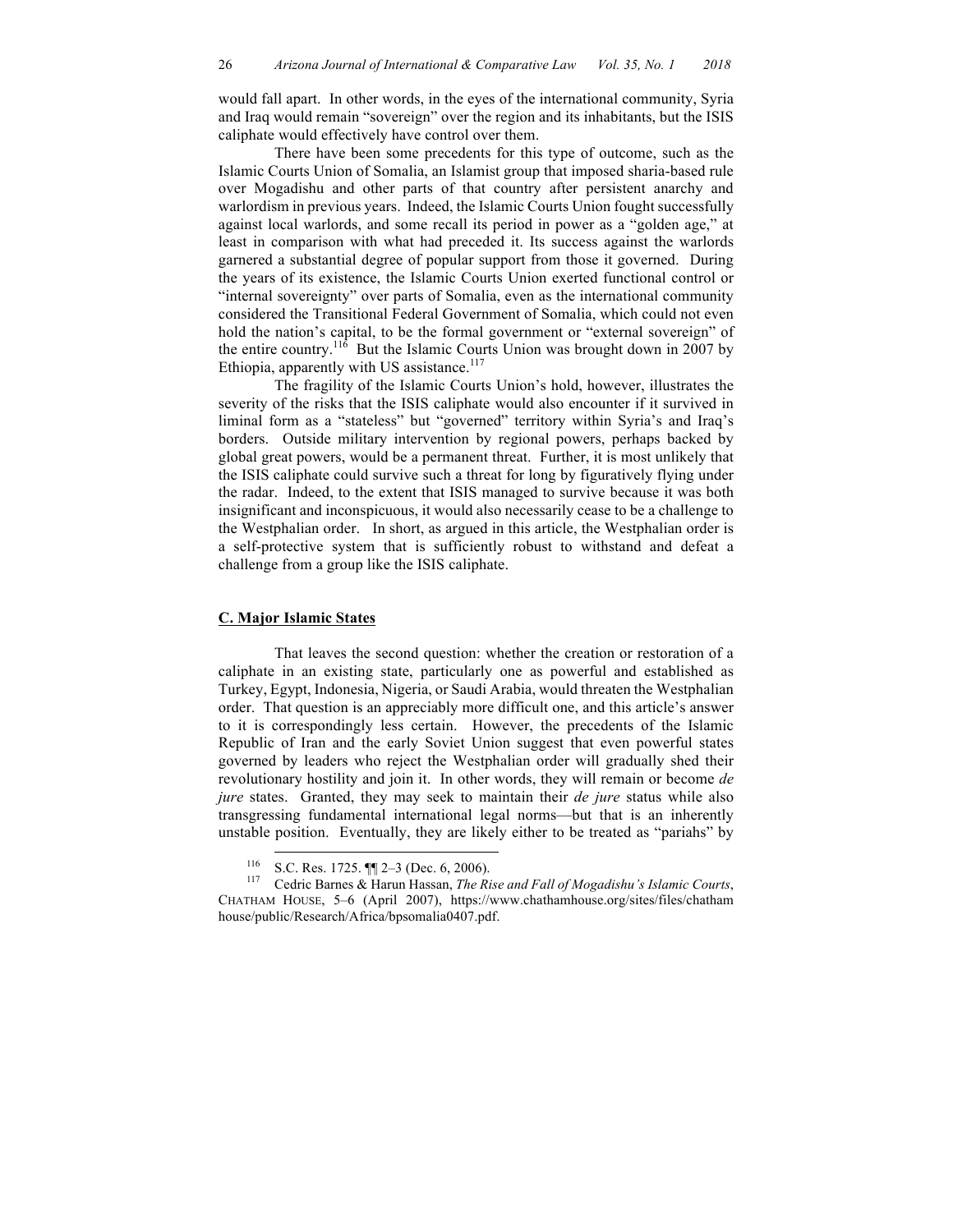would fall apart. In other words, in the eyes of the international community, Syria and Iraq would remain "sovereign" over the region and its inhabitants, but the ISIS caliphate would effectively have control over them.

There have been some precedents for this type of outcome, such as the Islamic Courts Union of Somalia, an Islamist group that imposed sharia-based rule over Mogadishu and other parts of that country after persistent anarchy and warlordism in previous years. Indeed, the Islamic Courts Union fought successfully against local warlords, and some recall its period in power as a "golden age," at least in comparison with what had preceded it. Its success against the warlords garnered a substantial degree of popular support from those it governed. During the years of its existence, the Islamic Courts Union exerted functional control or "internal sovereignty" over parts of Somalia, even as the international community considered the Transitional Federal Government of Somalia, which could not even hold the nation's capital, to be the formal government or "external sovereign" of the entire country.[116] But the Islamic Courts Union was brought down in 2007 by Ethiopia, apparently with US assistance.[117]

The fragility of the Islamic Courts Union's hold, however, illustrates the severity of the risks that the ISIS caliphate would also encounter if it survived in liminal form as a "stateless" but "governed" territory within Syria's and Iraq's borders. Outside military intervention by regional powers, perhaps backed by global great powers, would be a permanent threat. Further, it is most unlikely that the ISIS caliphate could survive such a threat for long by figuratively flying under the radar. Indeed, to the extent that ISIS managed to survive because it was both insignificant and inconspicuous, it would also necessarily cease to be a challenge to the Westphalian order. In short, as argued in this article, the Westphalian order is a self-protective system that is sufficiently robust to withstand and defeat a challenge from a group like the ISIS caliphate.

### C. Major Islamic States

That leaves the second question: whether the creation or restoration of a caliphate in an existing state, particularly one as powerful and established as Turkey, Egypt, Indonesia, Nigeria, or Saudi Arabia, would threaten the Westphalian order. That question is an appreciably more difficult one, and this article's answer to it is correspondingly less certain. However, the precedents of the Islamic Republic of Iran and the early Soviet Union suggest that even powerful states governed by leaders who reject the Westphalian order will gradually shed their revolutionary hostility and join it. In other words, they will remain or become *de jure* states. Granted, they may seek to maintain their *de jure* status while also transgressing fundamental international legal norms—but that is an inherently unstable position. Eventually, they are likely either to be treated as "pariahs" by

---

[116] S.C. Res. 1725. ¶¶ 2–3 (Dec. 6, 2006).

[117] Cedric Barnes & Harun Hassan, *The Rise and Fall of Mogadishu's Islamic Courts*, CHATHAM HOUSE, 5–6 (April 2007), https://www.chathamhouse.org/sites/files/chathamhouse/public/Research/Africa/bpsomalia0407.pdf.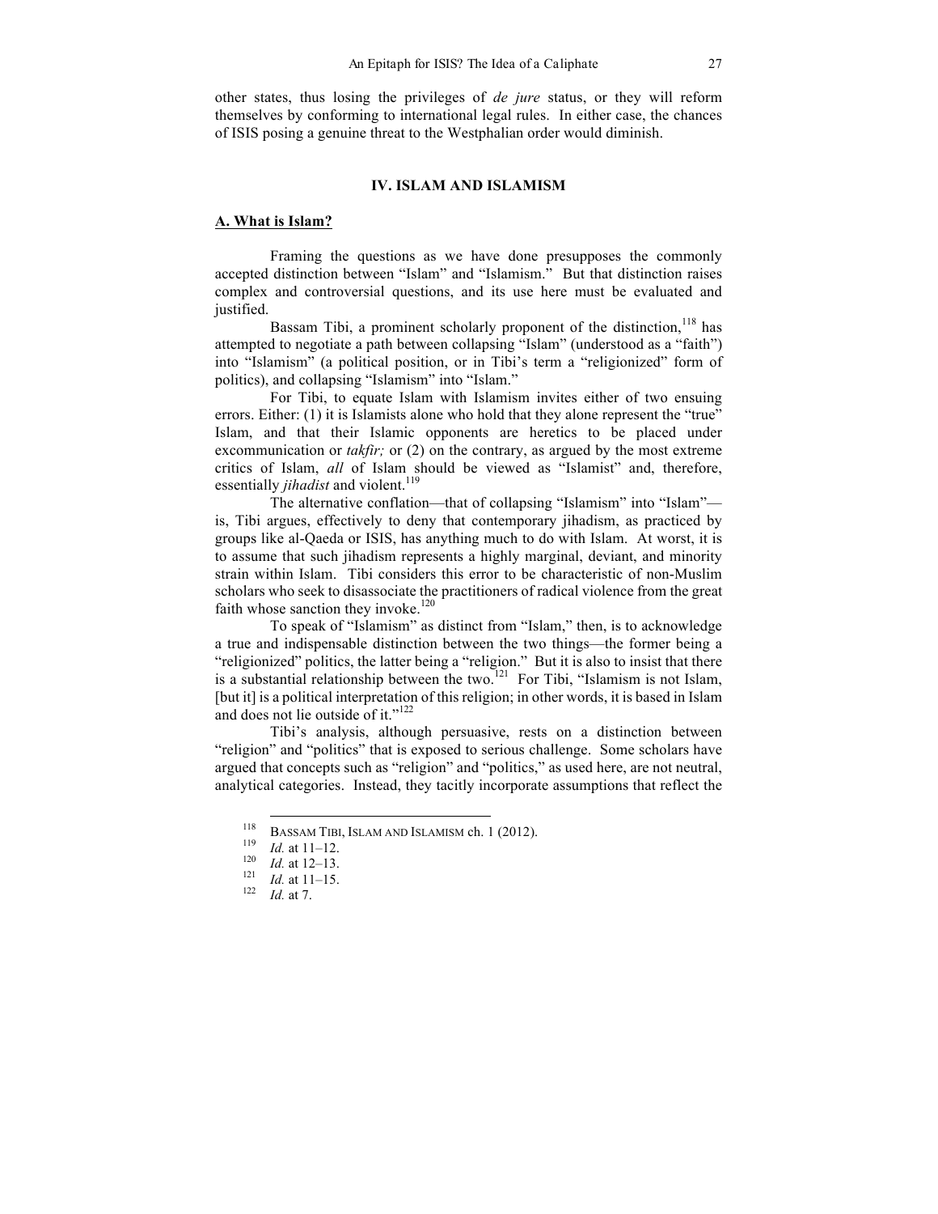other states, thus losing the privileges of *de jure* status, or they will reform themselves by conforming to international legal rules. In either case, the chances of ISIS posing a genuine threat to the Westphalian order would diminish.

## IV. ISLAM AND ISLAMISM

### A. What is Islam?

Framing the questions as we have done presupposes the commonly accepted distinction between "Islam" and "Islamism." But that distinction raises complex and controversial questions, and its use here must be evaluated and justified.

Bassam Tibi, a prominent scholarly proponent of the distinction,[118] has attempted to negotiate a path between collapsing "Islam" (understood as a "faith") into "Islamism" (a political position, or in Tibi's term a "religionized" form of politics), and collapsing "Islamism" into "Islam."

For Tibi, to equate Islam with Islamism invites either of two ensuing errors. Either: (1) it is Islamists alone who hold that they alone represent the "true" Islam, and that their Islamic opponents are heretics to be placed under excommunication or *takfir;* or (2) on the contrary, as argued by the most extreme critics of Islam, *all* of Islam should be viewed as "Islamist" and, therefore, essentially *jihadist* and violent.[119]

The alternative conflation—that of collapsing "Islamism" into "Islam"—is, Tibi argues, effectively to deny that contemporary jihadism, as practiced by groups like al-Qaeda or ISIS, has anything much to do with Islam. At worst, it is to assume that such jihadism represents a highly marginal, deviant, and minority strain within Islam. Tibi considers this error to be characteristic of non-Muslim scholars who seek to disassociate the practitioners of radical violence from the great faith whose sanction they invoke.[120]

To speak of "Islamism" as distinct from "Islam," then, is to acknowledge a true and indispensable distinction between the two things—the former being a "religionized" politics, the latter being a "religion." But it is also to insist that there is a substantial relationship between the two.[121] For Tibi, "Islamism is not Islam, [but it] is a political interpretation of this religion; in other words, it is based in Islam and does not lie outside of it."[122]

Tibi's analysis, although persuasive, rests on a distinction between "religion" and "politics" that is exposed to serious challenge. Some scholars have argued that concepts such as "religion" and "politics," as used here, are not neutral, analytical categories. Instead, they tacitly incorporate assumptions that reflect the

---

[118] BASSAM TIBI, ISLAM AND ISLAMISM ch. 1 (2012).

[119] *Id.* at 11–12.

[120] *Id.* at 12–13.

[121] *Id.* at 11–15.

[122] *Id.* at 7.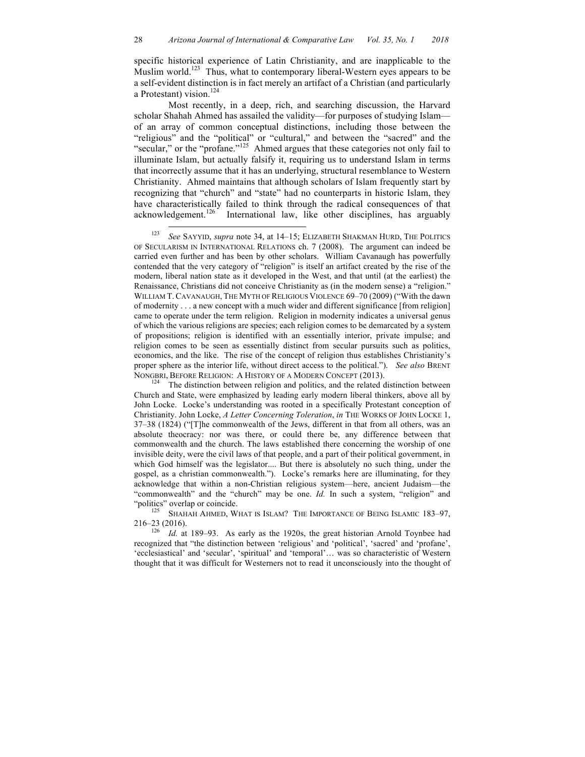specific historical experience of Latin Christianity, and are inapplicable to the Muslim world.[123] Thus, what to contemporary liberal-Western eyes appears to be a self-evident distinction is in fact merely an artifact of a Christian (and particularly a Protestant) vision.[124]

Most recently, in a deep, rich, and searching discussion, the Harvard scholar Shahah Ahmed has assailed the validity—for purposes of studying Islam—of an array of common conceptual distinctions, including those between the "religious" and the "political" or "cultural," and between the "sacred" and the "secular," or the "profane."[125] Ahmed argues that these categories not only fail to illuminate Islam, but actually falsify it, requiring us to understand Islam in terms that incorrectly assume that it has an underlying, structural resemblance to Western Christianity. Ahmed maintains that although scholars of Islam frequently start by recognizing that "church" and "state" had no counterparts in historic Islam, they have characteristically failed to think through the radical consequences of that acknowledgement.[126] International law, like other disciplines, has arguably

---

[123] *See* SAYYID, *supra* note 34, at 14–15; ELIZABETH SHAKMAN HURD, THE POLITICS OF SECULARISM IN INTERNATIONAL RELATIONS ch. 7 (2008). The argument can indeed be carried even further and has been by other scholars. William Cavanaugh has powerfully contended that the very category of "religion" is itself an artifact created by the rise of the modern, liberal nation state as it developed in the West, and that until (at the earliest) the Renaissance, Christians did not conceive Christianity as (in the modern sense) a "religion." WILLIAM T. CAVANAUGH, THE MYTH OF RELIGIOUS VIOLENCE 69–70 (2009) ("With the dawn of modernity . . . a new concept with a much wider and different significance [from religion] came to operate under the term religion. Religion in modernity indicates a universal genus of which the various religions are species; each religion comes to be demarcated by a system of propositions; religion is identified with an essentially interior, private impulse; and religion comes to be seen as essentially distinct from secular pursuits such as politics, economics, and the like. The rise of the concept of religion thus establishes Christianity's proper sphere as the interior life, without direct access to the political."). *See also* BRENT NONGBRI, BEFORE RELIGION: A HISTORY OF A MODERN CONCEPT (2013).

[124] The distinction between religion and politics, and the related distinction between Church and State, were emphasized by leading early modern liberal thinkers, above all by John Locke. Locke's understanding was rooted in a specifically Protestant conception of Christianity. John Locke, *A Letter Concerning Toleration*, *in* THE WORKS OF JOHN LOCKE 1, 37–38 (1824) ("[T]he commonwealth of the Jews, different in that from all others, was an absolute theocracy: nor was there, or could there be, any difference between that commonwealth and the church. The laws established there concerning the worship of one invisible deity, were the civil laws of that people, and a part of their political government, in which God himself was the legislator.... But there is absolutely no such thing, under the gospel, as a christian commonwealth."). Locke's remarks here are illuminating, for they acknowledge that within a non-Christian religious system—here, ancient Judaism—the "commonwealth" and the "church" may be one. *Id.* In such a system, "religion" and "politics" overlap or coincide.

[125] SHAHAH AHMED, WHAT IS ISLAM? THE IMPORTANCE OF BEING ISLAMIC 183–97, 216–23 (2016).

[126] *Id.* at 189–93. As early as the 1920s, the great historian Arnold Toynbee had recognized that "the distinction between 'religious' and 'political', 'sacred' and 'profane', 'ecclesiastical' and 'secular', 'spiritual' and 'temporal'… was so characteristic of Western thought that it was difficult for Westerners not to read it unconsciously into the thought of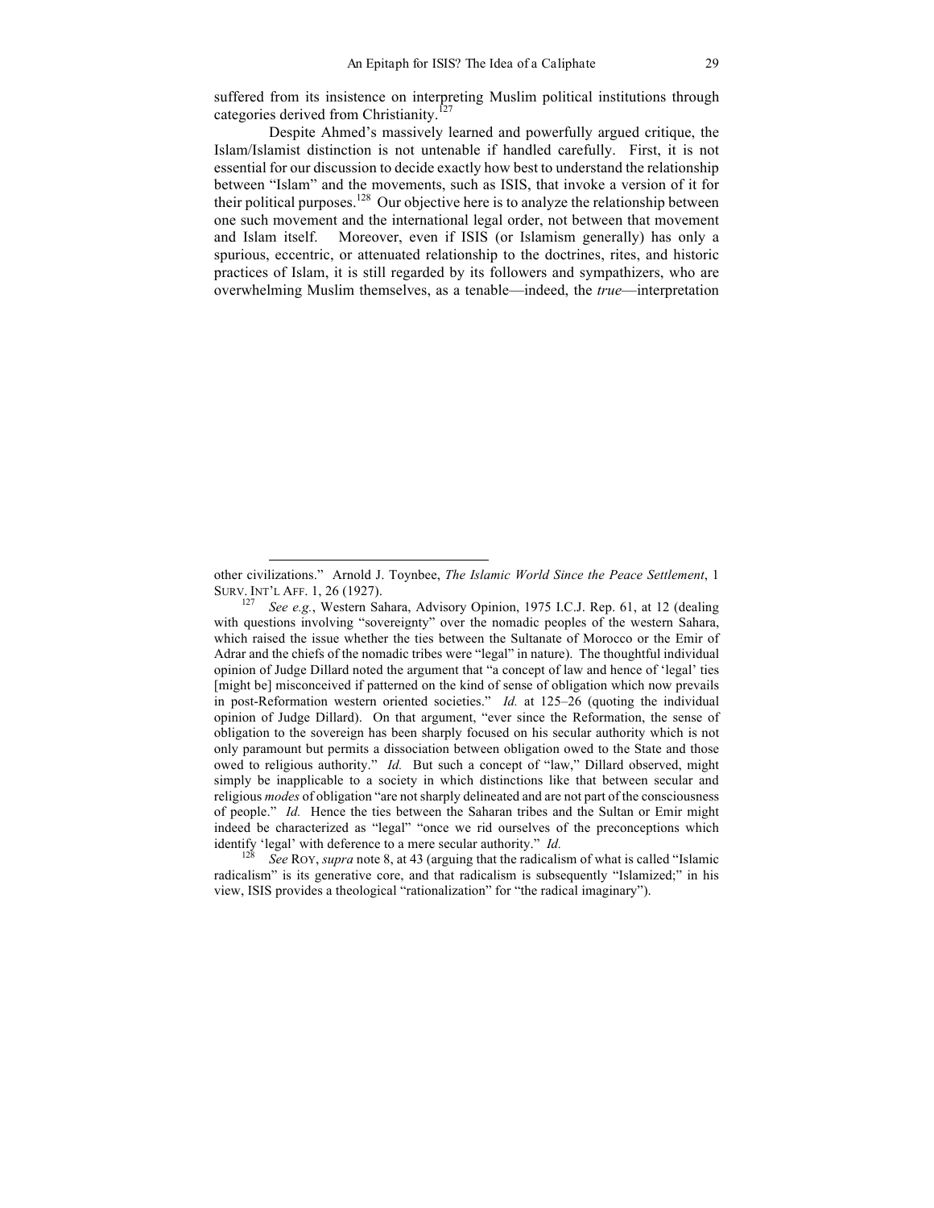suffered from its insistence on interpreting Muslim political institutions through categories derived from Christianity.[127]

Despite Ahmed's massively learned and powerfully argued critique, the Islam/Islamist distinction is not untenable if handled carefully. First, it is not essential for our discussion to decide exactly how best to understand the relationship between "Islam" and the movements, such as ISIS, that invoke a version of it for their political purposes.[128] Our objective here is to analyze the relationship between one such movement and the international legal order, not between that movement and Islam itself. Moreover, even if ISIS (or Islamism generally) has only a spurious, eccentric, or attenuated relationship to the doctrines, rites, and historic practices of Islam, it is still regarded by its followers and sympathizers, who are overwhelming Muslim themselves, as a tenable—indeed, the *true*—interpretation

---

other civilizations." Arnold J. Toynbee, *The Islamic World Since the Peace Settlement*, 1 SURV. INT'L AFF. 1, 26 (1927).

[127] *See e.g.*, Western Sahara, Advisory Opinion, 1975 I.C.J. Rep. 61, at 12 (dealing with questions involving "sovereignty" over the nomadic peoples of the western Sahara, which raised the issue whether the ties between the Sultanate of Morocco or the Emir of Adrar and the chiefs of the nomadic tribes were "legal" in nature). The thoughtful individual opinion of Judge Dillard noted the argument that "a concept of law and hence of 'legal' ties [might be] misconceived if patterned on the kind of sense of obligation which now prevails in post-Reformation western oriented societies." *Id.* at 125–26 (quoting the individual opinion of Judge Dillard). On that argument, "ever since the Reformation, the sense of obligation to the sovereign has been sharply focused on his secular authority which is not only paramount but permits a dissociation between obligation owed to the State and those owed to religious authority." *Id.* But such a concept of "law," Dillard observed, might simply be inapplicable to a society in which distinctions like that between secular and religious *modes* of obligation "are not sharply delineated and are not part of the consciousness of people." *Id.* Hence the ties between the Saharan tribes and the Sultan or Emir might indeed be characterized as "legal" "once we rid ourselves of the preconceptions which identify 'legal' with deference to a mere secular authority." *Id.*

[128] *See* ROY, *supra* note 8, at 43 (arguing that the radicalism of what is called "Islamic radicalism" is its generative core, and that radicalism is subsequently "Islamized;" in his view, ISIS provides a theological "rationalization" for "the radical imaginary").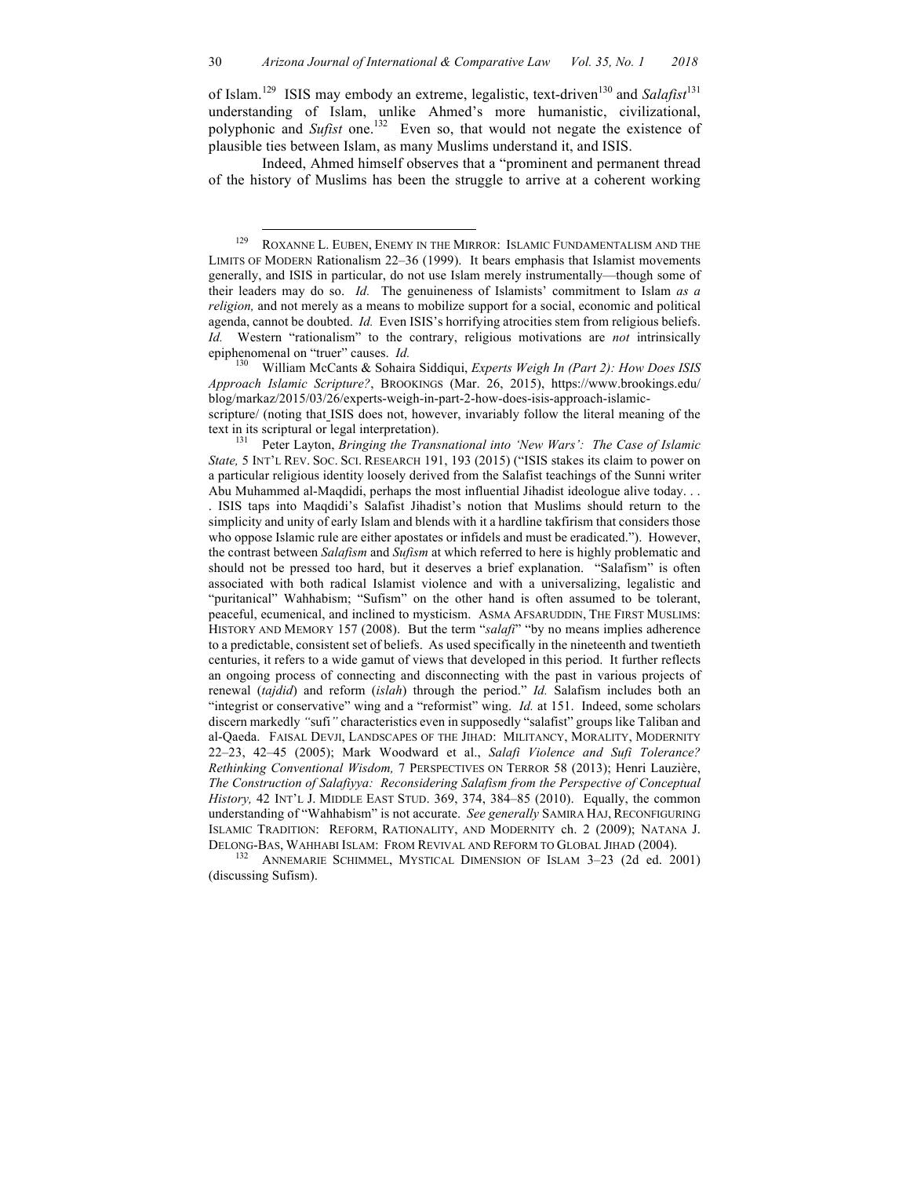of Islam.[129] ISIS may embody an extreme, legalistic, text-driven[130] and *Salafist*[131] understanding of Islam, unlike Ahmed's more humanistic, civilizational, polyphonic and *Sufist* one.[132] Even so, that would not negate the existence of plausible ties between Islam, as many Muslims understand it, and ISIS.

Indeed, Ahmed himself observes that a "prominent and permanent thread of the history of Muslims has been the struggle to arrive at a coherent working

---

[129] ROXANNE L. EUBEN, ENEMY IN THE MIRROR: ISLAMIC FUNDAMENTALISM AND THE LIMITS OF MODERN Rationalism 22–36 (1999). It bears emphasis that Islamist movements generally, and ISIS in particular, do not use Islam merely instrumentally—though some of their leaders may do so. *Id.* The genuineness of Islamists' commitment to Islam *as a religion,* and not merely as a means to mobilize support for a social, economic and political agenda, cannot be doubted. *Id.* Even ISIS's horrifying atrocities stem from religious beliefs. *Id.* Western "rationalism" to the contrary, religious motivations are *not* intrinsically epiphenomenal on "truer" causes. *Id.*

[130] William McCants & Sohaira Siddiqui, *Experts Weigh In (Part 2): How Does ISIS Approach Islamic Scripture?*, BROOKINGS (Mar. 26, 2015), https://www.brookings.edu/blog/markaz/2015/03/26/experts-weigh-in-part-2-how-does-isis-approach-islamic-scripture/ (noting that ISIS does not, however, invariably follow the literal meaning of the text in its scriptural or legal interpretation).

[131] Peter Layton, *Bringing the Transnational into 'New Wars': The Case of Islamic State,* 5 INT'L REV. SOC. SCI. RESEARCH 191, 193 (2015) ("ISIS stakes its claim to power on a particular religious identity loosely derived from the Salafist teachings of the Sunni writer Abu Muhammed al-Maqdidi, perhaps the most influential Jihadist ideologue alive today. . . . ISIS taps into Maqdidi's Salafist Jihadist's notion that Muslims should return to the simplicity and unity of early Islam and blends with it a hardline takfirism that considers those who oppose Islamic rule are either apostates or infidels and must be eradicated."). However, the contrast between *Salafism* and *Sufism* at which referred to here is highly problematic and should not be pressed too hard, but it deserves a brief explanation. "Salafism" is often associated with both radical Islamist violence and with a universalizing, legalistic and "puritanical" Wahhabism; "Sufism" on the other hand is often assumed to be tolerant, peaceful, ecumenical, and inclined to mysticism. ASMA AFSARUDDIN, THE FIRST MUSLIMS: HISTORY AND MEMORY 157 (2008). But the term "*salafi*" "by no means implies adherence to a predictable, consistent set of beliefs. As used specifically in the nineteenth and twentieth centuries, it refers to a wide gamut of views that developed in this period. It further reflects an ongoing process of connecting and disconnecting with the past in various projects of renewal (*tajdid*) and reform (*islah*) through the period." *Id.* Salafism includes both an "integrist or conservative" wing and a "reformist" wing. *Id.* at 151. Indeed, some scholars discern markedly *"*sufi*"* characteristics even in supposedly "salafist" groups like Taliban and al-Qaeda. FAISAL DEVJI, LANDSCAPES OF THE JIHAD: MILITANCY, MORALITY, MODERNITY 22–23, 42–45 (2005); Mark Woodward et al., *Salafi Violence and Sufi Tolerance? Rethinking Conventional Wisdom,* 7 PERSPECTIVES ON TERROR 58 (2013); Henri Lauzière, *The Construction of Salafiyya: Reconsidering Salafism from the Perspective of Conceptual History,* 42 INT'L J. MIDDLE EAST STUD. 369, 374, 384–85 (2010). Equally, the common understanding of "Wahhabism" is not accurate. *See generally* SAMIRA HAJ, RECONFIGURING ISLAMIC TRADITION: REFORM, RATIONALITY, AND MODERNITY ch. 2 (2009); NATANA J. DELONG-BAS, WAHHABI ISLAM: FROM REVIVAL AND REFORM TO GLOBAL JIHAD (2004).

[132] ANNEMARIE SCHIMMEL, MYSTICAL DIMENSION OF ISLAM 3–23 (2d ed. 2001) (discussing Sufism).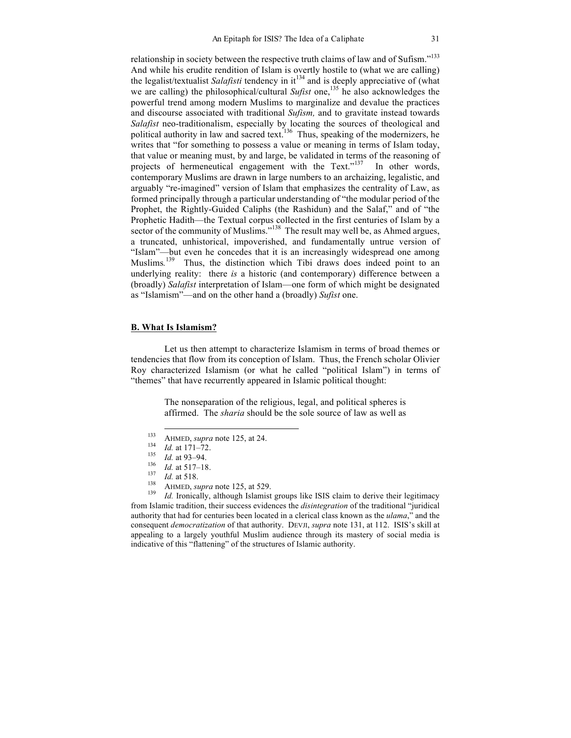relationship in society between the respective truth claims of law and of Sufism."[133] And while his erudite rendition of Islam is overtly hostile to (what we are calling) the legalist/textualist *Salafisti* tendency in it[134] and is deeply appreciative of (what we are calling) the philosophical/cultural *Sufist* one,[135] he also acknowledges the powerful trend among modern Muslims to marginalize and devalue the practices and discourse associated with traditional *Sufism,* and to gravitate instead towards *Salafist* neo-traditionalism, especially by locating the sources of theological and political authority in law and sacred text.[136] Thus, speaking of the modernizers, he writes that "for something to possess a value or meaning in terms of Islam today, that value or meaning must, by and large, be validated in terms of the reasoning of projects of hermeneutical engagement with the Text."[137] In other words, contemporary Muslims are drawn in large numbers to an archaizing, legalistic, and arguably "re-imagined" version of Islam that emphasizes the centrality of Law, as formed principally through a particular understanding of "the modular period of the Prophet, the Rightly-Guided Caliphs (the Rashidun) and the Salaf," and of "the Prophetic Hadith—the Textual corpus collected in the first centuries of Islam by a sector of the community of Muslims."[138] The result may well be, as Ahmed argues, a truncated, unhistorical, impoverished, and fundamentally untrue version of "Islam"—but even he concedes that it is an increasingly widespread one among Muslims.[139] Thus, the distinction which Tibi draws does indeed point to an underlying reality: there *is* a historic (and contemporary) difference between a (broadly) *Salafist* interpretation of Islam—one form of which might be designated as "Islamism"—and on the other hand a (broadly) *Sufist* one.

## B. What Is Islamism?

Let us then attempt to characterize Islamism in terms of broad themes or tendencies that flow from its conception of Islam. Thus, the French scholar Olivier Roy characterized Islamism (or what he called "political Islam") in terms of "themes" that have recurrently appeared in Islamic political thought:

> The nonseparation of the religious, legal, and political spheres is affirmed. The *sharia* should be the sole source of law as well as

---

[133] AHMED, *supra* note 125, at 24.

[134] *Id.* at 171–72.

[135] *Id.* at 93–94.

[136] *Id.* at 517–18.

[137] *Id.* at 518.

[138] AHMED, *supra* note 125, at 529.

[139] *Id.* Ironically, although Islamist groups like ISIS claim to derive their legitimacy from Islamic tradition, their success evidences the *disintegration* of the traditional "juridical authority that had for centuries been located in a clerical class known as the *ulama*," and the consequent *democratization* of that authority. DEVJI, *supra* note 131, at 112. ISIS's skill at appealing to a largely youthful Muslim audience through its mastery of social media is indicative of this "flattening" of the structures of Islamic authority.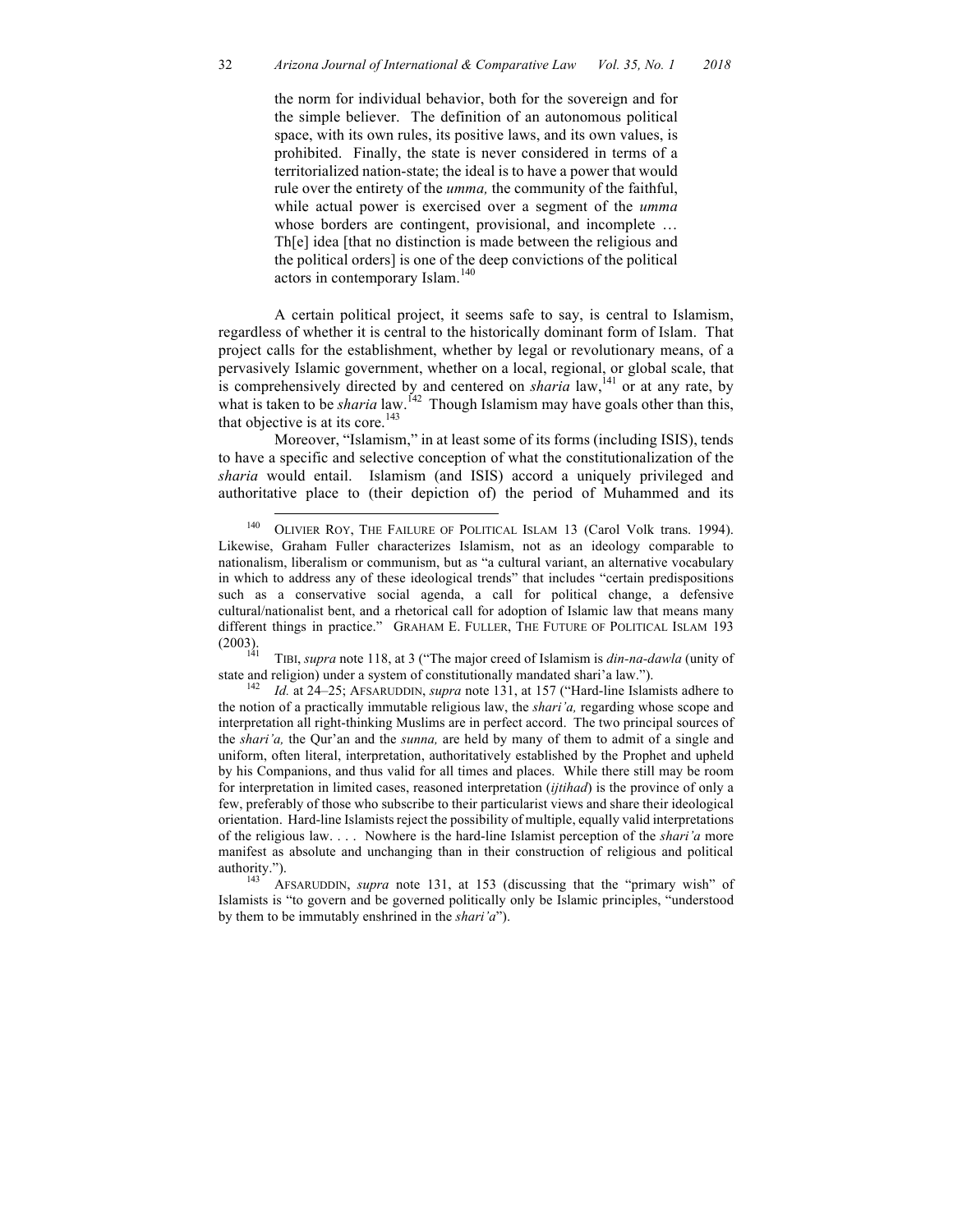> the norm for individual behavior, both for the sovereign and for the simple believer. The definition of an autonomous political space, with its own rules, its positive laws, and its own values, is prohibited. Finally, the state is never considered in terms of a territorialized nation-state; the ideal is to have a power that would rule over the entirety of the *umma,* the community of the faithful, while actual power is exercised over a segment of the *umma* whose borders are contingent, provisional, and incomplete … Th[e] idea [that no distinction is made between the religious and the political orders] is one of the deep convictions of the political actors in contemporary Islam.[140]

A certain political project, it seems safe to say, is central to Islamism, regardless of whether it is central to the historically dominant form of Islam. That project calls for the establishment, whether by legal or revolutionary means, of a pervasively Islamic government, whether on a local, regional, or global scale, that is comprehensively directed by and centered on *sharia* law,[141] or at any rate, by what is taken to be *sharia* law.[142] Though Islamism may have goals other than this, that objective is at its core.[143]

Moreover, "Islamism," in at least some of its forms (including ISIS), tends to have a specific and selective conception of what the constitutionalization of the *sharia* would entail. Islamism (and ISIS) accord a uniquely privileged and authoritative place to (their depiction of) the period of Muhammed and its

---

[140] OLIVIER ROY, THE FAILURE OF POLITICAL ISLAM 13 (Carol Volk trans. 1994). Likewise, Graham Fuller characterizes Islamism, not as an ideology comparable to nationalism, liberalism or communism, but as "a cultural variant, an alternative vocabulary in which to address any of these ideological trends" that includes "certain predispositions such as a conservative social agenda, a call for political change, a defensive cultural/nationalist bent, and a rhetorical call for adoption of Islamic law that means many different things in practice." GRAHAM E. FULLER, THE FUTURE OF POLITICAL ISLAM 193 (2003).

[141] TIBI, *supra* note 118, at 3 ("The major creed of Islamism is *din-na-dawla* (unity of state and religion) under a system of constitutionally mandated shari'a law.").

[142] *Id.* at 24–25; AFSARUDDIN, *supra* note 131, at 157 ("Hard-line Islamists adhere to the notion of a practically immutable religious law, the *shari'a,* regarding whose scope and interpretation all right-thinking Muslims are in perfect accord. The two principal sources of the *shari'a,* the Qur'an and the *sunna,* are held by many of them to admit of a single and uniform, often literal, interpretation, authoritatively established by the Prophet and upheld by his Companions, and thus valid for all times and places. While there still may be room for interpretation in limited cases, reasoned interpretation (*ijtihad*) is the province of only a few, preferably of those who subscribe to their particularist views and share their ideological orientation. Hard-line Islamists reject the possibility of multiple, equally valid interpretations of the religious law. . . . Nowhere is the hard-line Islamist perception of the *shari'a* more manifest as absolute and unchanging than in their construction of religious and political authority.").

[143] AFSARUDDIN, *supra* note 131, at 153 (discussing that the "primary wish" of Islamists is "to govern and be governed politically only be Islamic principles, "understood by them to be immutably enshrined in the *shari'a*").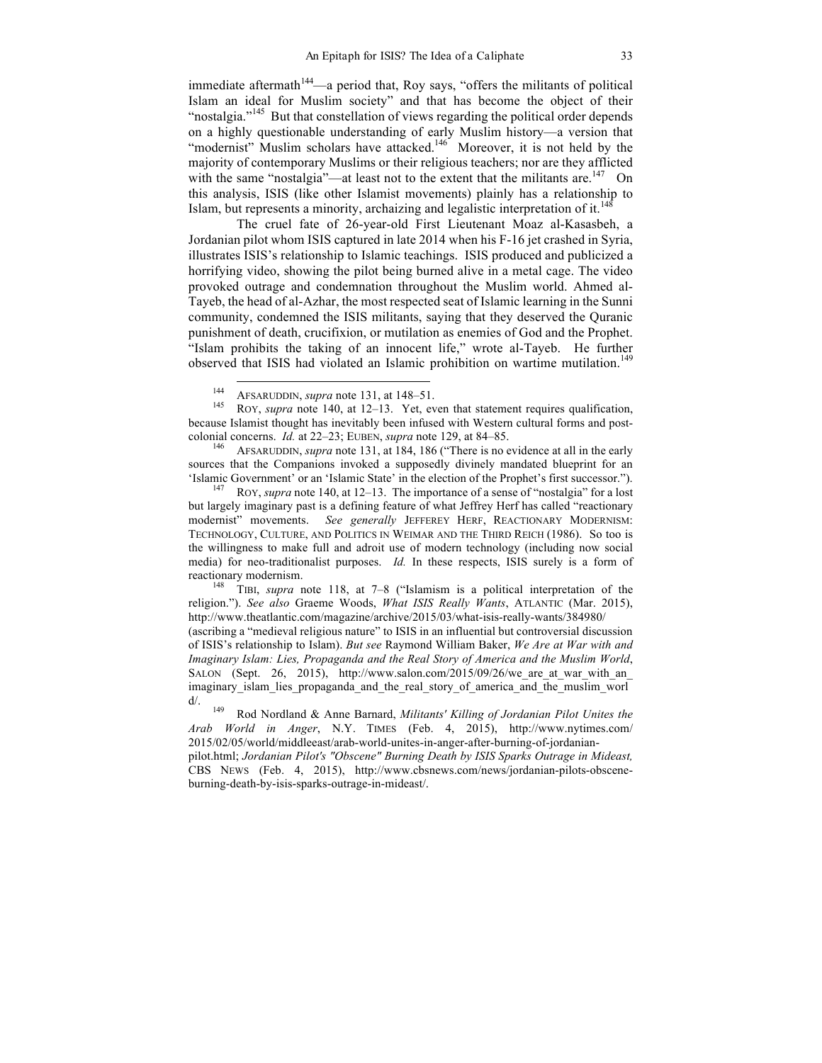immediate aftermath[144]—a period that, Roy says, "offers the militants of political Islam an ideal for Muslim society" and that has become the object of their "nostalgia."[145] But that constellation of views regarding the political order depends on a highly questionable understanding of early Muslim history—a version that "modernist" Muslim scholars have attacked.[146] Moreover, it is not held by the majority of contemporary Muslims or their religious teachers; nor are they afflicted with the same "nostalgia"—at least not to the extent that the militants are.[147] On this analysis, ISIS (like other Islamist movements) plainly has a relationship to Islam, but represents a minority, archaizing and legalistic interpretation of it.[148]

The cruel fate of 26-year-old First Lieutenant Moaz al-Kasasbeh, a Jordanian pilot whom ISIS captured in late 2014 when his F-16 jet crashed in Syria, illustrates ISIS's relationship to Islamic teachings. ISIS produced and publicized a horrifying video, showing the pilot being burned alive in a metal cage. The video provoked outrage and condemnation throughout the Muslim world. Ahmed al-Tayeb, the head of al-Azhar, the most respected seat of Islamic learning in the Sunni community, condemned the ISIS militants, saying that they deserved the Quranic punishment of death, crucifixion, or mutilation as enemies of God and the Prophet. "Islam prohibits the taking of an innocent life," wrote al-Tayeb. He further observed that ISIS had violated an Islamic prohibition on wartime mutilation.[149]

---

[144] AFSARUDDIN, *supra* note 131, at 148–51.

[145] ROY, *supra* note 140, at 12–13. Yet, even that statement requires qualification, because Islamist thought has inevitably been infused with Western cultural forms and post-colonial concerns. *Id.* at 22–23; EUBEN, *supra* note 129, at 84–85.

[146] AFSARUDDIN, *supra* note 131, at 184, 186 ("There is no evidence at all in the early sources that the Companions invoked a supposedly divinely mandated blueprint for an 'Islamic Government' or an 'Islamic State' in the election of the Prophet's first successor.").

[147] ROY, *supra* note 140, at 12–13. The importance of a sense of "nostalgia" for a lost but largely imaginary past is a defining feature of what Jeffrey Herf has called "reactionary modernist" movements. *See generally* JEFFEREY HERF, REACTIONARY MODERNISM: TECHNOLOGY, CULTURE, AND POLITICS IN WEIMAR AND THE THIRD REICH (1986). So too is the willingness to make full and adroit use of modern technology (including now social media) for neo-traditionalist purposes. *Id.* In these respects, ISIS surely is a form of reactionary modernism.

[148] TIBI, *supra* note 118, at 7–8 ("Islamism is a political interpretation of the religion."). *See also* Graeme Woods, *What ISIS Really Wants*, ATLANTIC (Mar. 2015), http://www.theatlantic.com/magazine/archive/2015/03/what-isis-really-wants/384980/ (ascribing a "medieval religious nature" to ISIS in an influential but controversial discussion of ISIS's relationship to Islam). *But see* Raymond William Baker, *We Are at War with and Imaginary Islam: Lies, Propaganda and the Real Story of America and the Muslim World*, SALON (Sept. 26, 2015), http://www.salon.com/2015/09/26/we_are_at_war_with_an_imaginary_islam_lies_propaganda_and_the_real_story_of_america_and_the_muslim_world/.

[149] Rod Nordland & Anne Barnard, *Militants' Killing of Jordanian Pilot Unites the Arab World in Anger*, N.Y. TIMES (Feb. 4, 2015), http://www.nytimes.com/2015/02/05/world/middleeast/arab-world-unites-in-anger-after-burning-of-jordanian-pilot.html; *Jordanian Pilot's "Obscene" Burning Death by ISIS Sparks Outrage in Mideast,* CBS NEWS (Feb. 4, 2015), http://www.cbsnews.com/news/jordanian-pilots-obscene-burning-death-by-isis-sparks-outrage-in-mideast/.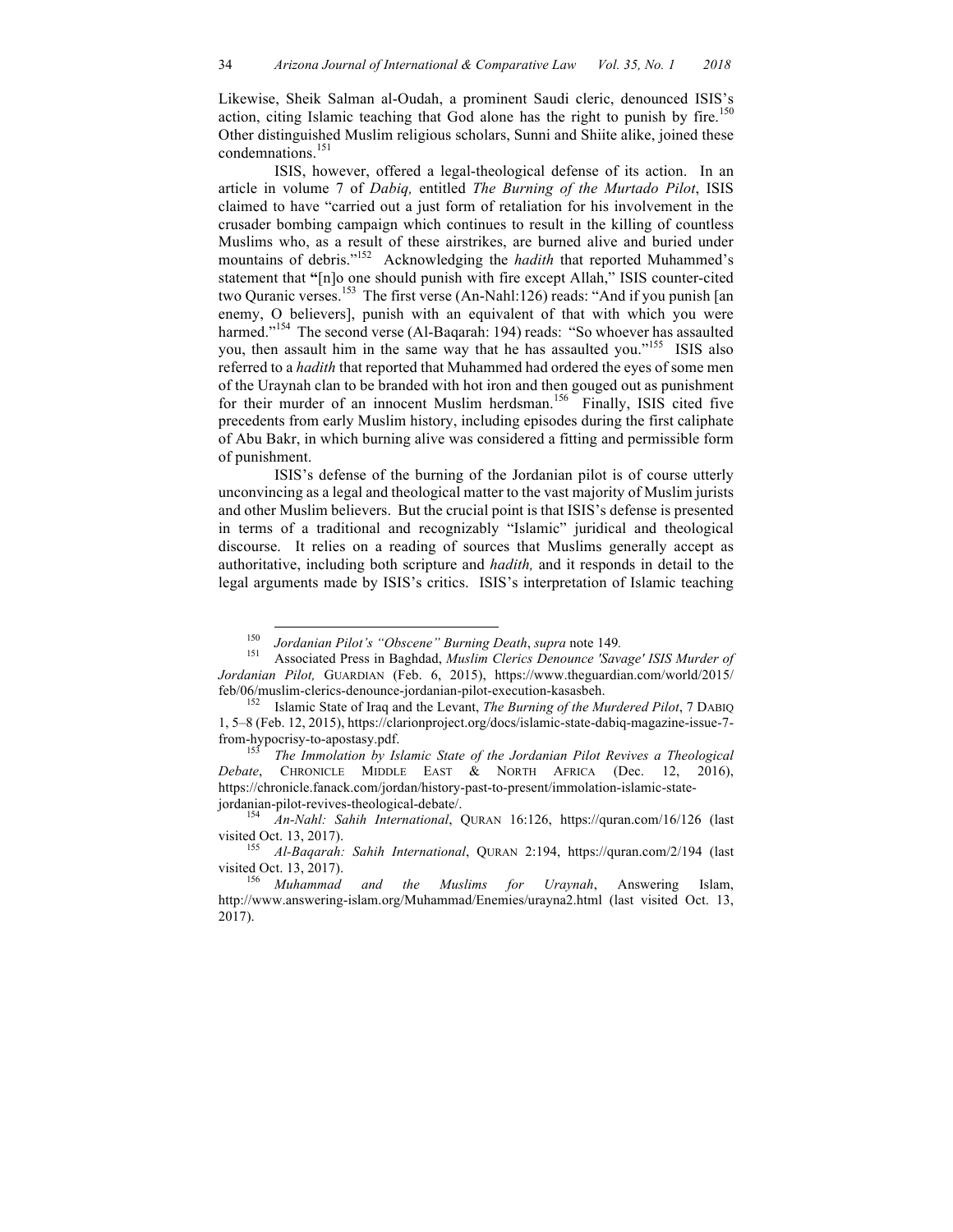Likewise, Sheik Salman al-Oudah, a prominent Saudi cleric, denounced ISIS's action, citing Islamic teaching that God alone has the right to punish by fire.[150] Other distinguished Muslim religious scholars, Sunni and Shiite alike, joined these condemnations.[151]

ISIS, however, offered a legal-theological defense of its action. In an article in volume 7 of *Dabiq,* entitled *The Burning of the Murtado Pilot*, ISIS claimed to have "carried out a just form of retaliation for his involvement in the crusader bombing campaign which continues to result in the killing of countless Muslims who, as a result of these airstrikes, are burned alive and buried under mountains of debris."[152] Acknowledging the *hadith* that reported Muhammed's statement that "[n]o one should punish with fire except Allah," ISIS counter-cited two Quranic verses.[153] The first verse (An-Nahl:126) reads: "And if you punish [an enemy, O believers], punish with an equivalent of that with which you were harmed."[154] The second verse (Al-Baqarah: 194) reads: "So whoever has assaulted you, then assault him in the same way that he has assaulted you."[155] ISIS also referred to a *hadith* that reported that Muhammed had ordered the eyes of some men of the Uraynah clan to be branded with hot iron and then gouged out as punishment for their murder of an innocent Muslim herdsman.[156] Finally, ISIS cited five precedents from early Muslim history, including episodes during the first caliphate of Abu Bakr, in which burning alive was considered a fitting and permissible form of punishment.

ISIS's defense of the burning of the Jordanian pilot is of course utterly unconvincing as a legal and theological matter to the vast majority of Muslim jurists and other Muslim believers. But the crucial point is that ISIS's defense is presented in terms of a traditional and recognizably "Islamic" juridical and theological discourse. It relies on a reading of sources that Muslims generally accept as authoritative, including both scripture and *hadith,* and it responds in detail to the legal arguments made by ISIS's critics. ISIS's interpretation of Islamic teaching

---

[150] *Jordanian Pilot's "Obscene" Burning Death*, *supra* note 149.

[151] Associated Press in Baghdad, *Muslim Clerics Denounce 'Savage' ISIS Murder of Jordanian Pilot,* GUARDIAN (Feb. 6, 2015), https://www.theguardian.com/world/2015/feb/06/muslim-clerics-denounce-jordanian-pilot-execution-kasasbeh.

[152] Islamic State of Iraq and the Levant, *The Burning of the Murdered Pilot*, 7 DABIQ 1, 5–8 (Feb. 12, 2015), https://clarionproject.org/docs/islamic-state-dabiq-magazine-issue-7-from-hypocrisy-to-apostasy.pdf.

[153] *The Immolation by Islamic State of the Jordanian Pilot Revives a Theological Debate*, CHRONICLE MIDDLE EAST & NORTH AFRICA (Dec. 12, 2016), https://chronicle.fanack.com/jordan/history-past-to-present/immolation-islamic-state-jordanian-pilot-revives-theological-debate/.

[154] *An-Nahl: Sahih International*, QURAN 16:126, https://quran.com/16/126 (last visited Oct. 13, 2017).

[155] *Al-Baqarah: Sahih International*, QURAN 2:194, https://quran.com/2/194 (last visited Oct. 13, 2017).

[156] *Muhammad and the Muslims for Uraynah*, Answering Islam, http://www.answering-islam.org/Muhammad/Enemies/urayna2.html (last visited Oct. 13, 2017).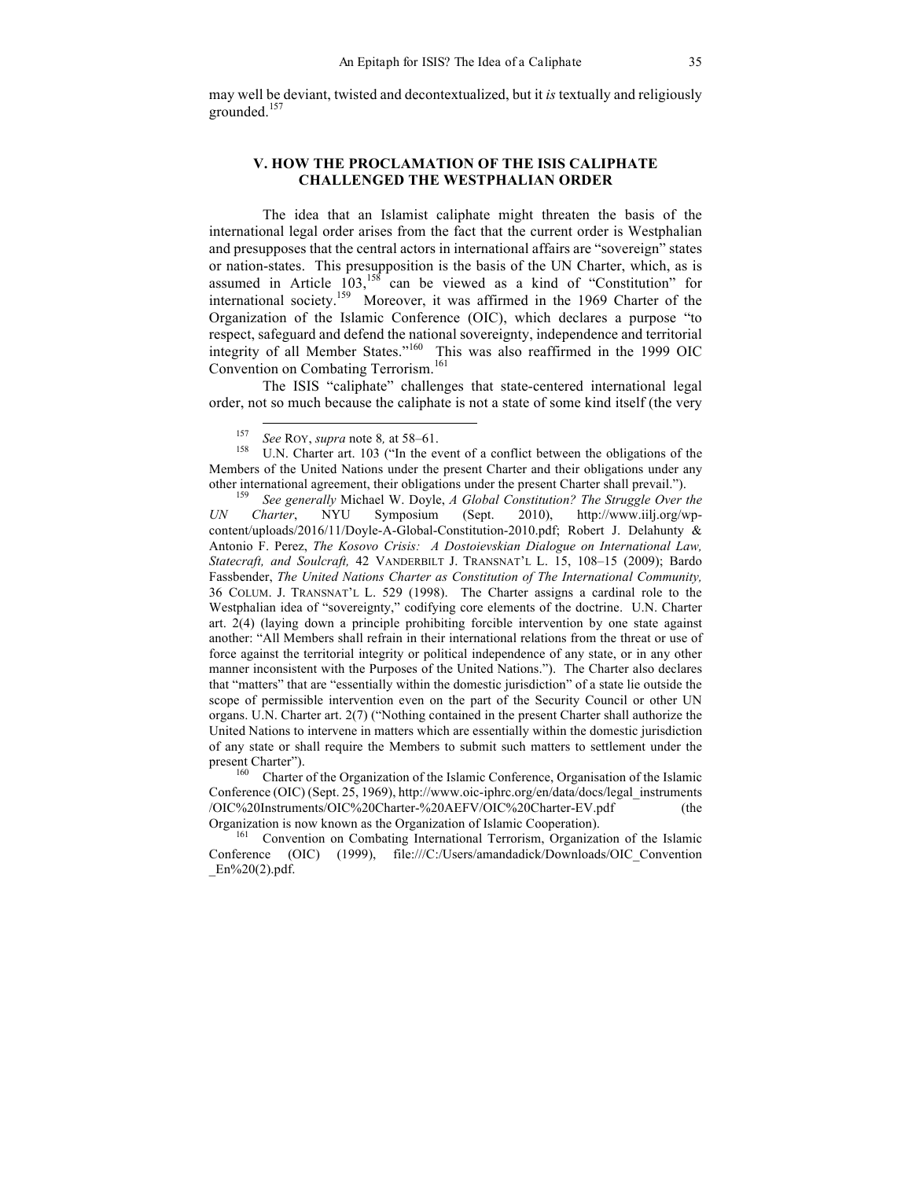may well be deviant, twisted and decontextualized, but it *is* textually and religiously grounded.[157]

## V. HOW THE PROCLAMATION OF THE ISIS CALIPHATE CHALLENGED THE WESTPHALIAN ORDER

The idea that an Islamist caliphate might threaten the basis of the international legal order arises from the fact that the current order is Westphalian and presupposes that the central actors in international affairs are "sovereign" states or nation-states. This presupposition is the basis of the UN Charter, which, as is assumed in Article 103,[158] can be viewed as a kind of "Constitution" for international society.[159] Moreover, it was affirmed in the 1969 Charter of the Organization of the Islamic Conference (OIC), which declares a purpose "to respect, safeguard and defend the national sovereignty, independence and territorial integrity of all Member States."[160] This was also reaffirmed in the 1999 OIC Convention on Combating Terrorism.[161]

The ISIS "caliphate" challenges that state-centered international legal order, not so much because the caliphate is not a state of some kind itself (the very

---

[157] *See* ROY, *supra* note 8*,* at 58–61.

[158] U.N. Charter art. 103 ("In the event of a conflict between the obligations of the Members of the United Nations under the present Charter and their obligations under any other international agreement, their obligations under the present Charter shall prevail.").

[159] *See generally* Michael W. Doyle, *A Global Constitution? The Struggle Over the UN Charter*, NYU Symposium (Sept. 2010), http://www.iilj.org/wp-content/uploads/2016/11/Doyle-A-Global-Constitution-2010.pdf; Robert J. Delahunty & Antonio F. Perez, *The Kosovo Crisis: A Dostoievskian Dialogue on International Law, Statecraft, and Soulcraft,* 42 VANDERBILT J. TRANSNAT'L L. 15, 108–15 (2009); Bardo Fassbender, *The United Nations Charter as Constitution of The International Community,* 36 COLUM. J. TRANSNAT'L L. 529 (1998). The Charter assigns a cardinal role to the Westphalian idea of "sovereignty," codifying core elements of the doctrine. U.N. Charter art. 2(4) (laying down a principle prohibiting forcible intervention by one state against another: "All Members shall refrain in their international relations from the threat or use of force against the territorial integrity or political independence of any state, or in any other manner inconsistent with the Purposes of the United Nations."). The Charter also declares that "matters" that are "essentially within the domestic jurisdiction" of a state lie outside the scope of permissible intervention even on the part of the Security Council or other UN organs. U.N. Charter art. 2(7) ("Nothing contained in the present Charter shall authorize the United Nations to intervene in matters which are essentially within the domestic jurisdiction of any state or shall require the Members to submit such matters to settlement under the present Charter").

[160] Charter of the Organization of the Islamic Conference, Organisation of the Islamic Conference (OIC) (Sept. 25, 1969), http://www.oic-iphrc.org/en/data/docs/legal_instruments/OIC%20Instruments/OIC%20Charter-%20AEFV/OIC%20Charter-EV.pdf (the Organization is now known as the Organization of Islamic Cooperation).

[161] Convention on Combating International Terrorism, Organization of the Islamic Conference (OIC) (1999), file:///C:/Users/amandadick/Downloads/OIC_Convention_En%20(2).pdf.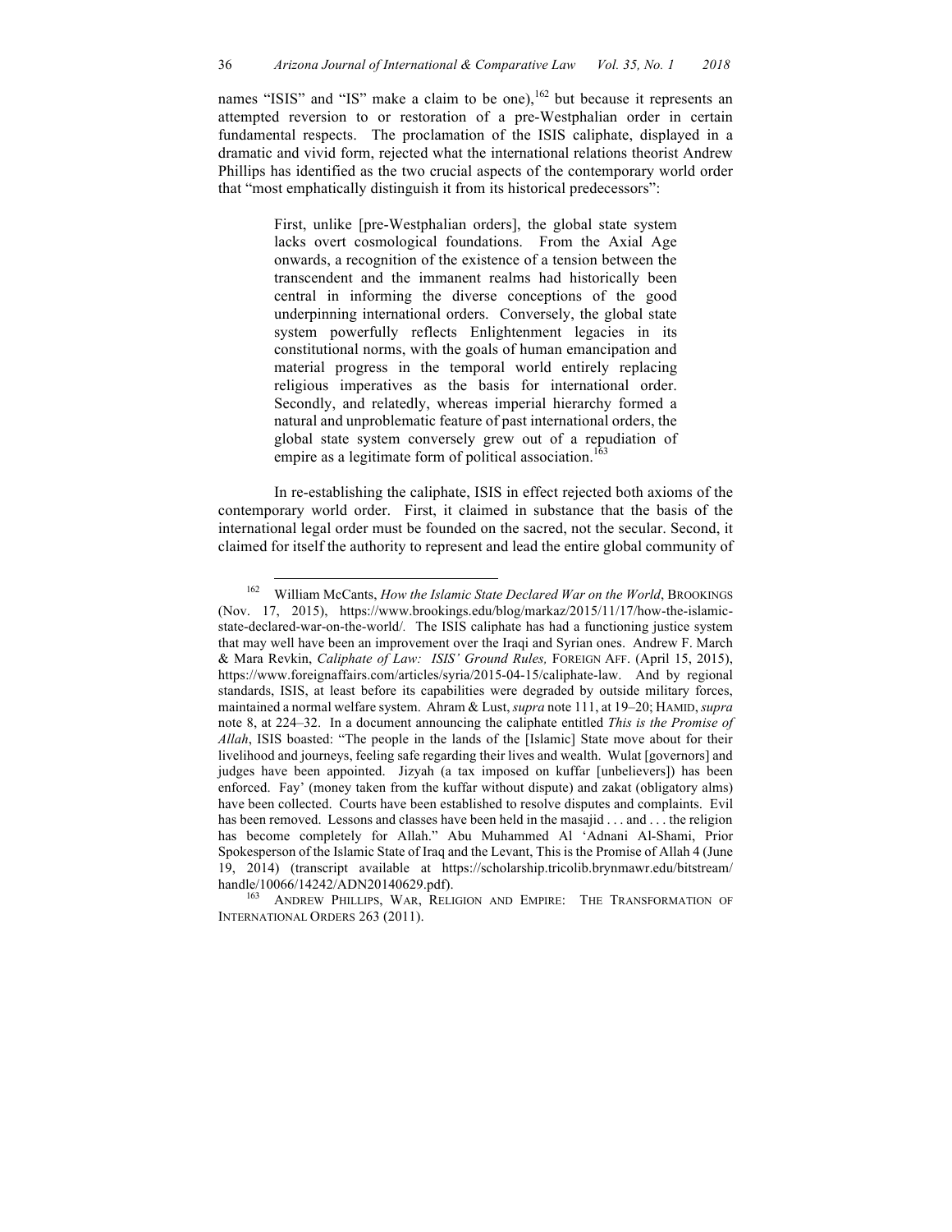names "ISIS" and "IS" make a claim to be one),[162] but because it represents an attempted reversion to or restoration of a pre-Westphalian order in certain fundamental respects. The proclamation of the ISIS caliphate, displayed in a dramatic and vivid form, rejected what the international relations theorist Andrew Phillips has identified as the two crucial aspects of the contemporary world order that "most emphatically distinguish it from its historical predecessors":

> First, unlike [pre-Westphalian orders], the global state system lacks overt cosmological foundations. From the Axial Age onwards, a recognition of the existence of a tension between the transcendent and the immanent realms had historically been central in informing the diverse conceptions of the good underpinning international orders. Conversely, the global state system powerfully reflects Enlightenment legacies in its constitutional norms, with the goals of human emancipation and material progress in the temporal world entirely replacing religious imperatives as the basis for international order. Secondly, and relatedly, whereas imperial hierarchy formed a natural and unproblematic feature of past international orders, the global state system conversely grew out of a repudiation of empire as a legitimate form of political association.[163]

In re-establishing the caliphate, ISIS in effect rejected both axioms of the contemporary world order. First, it claimed in substance that the basis of the international legal order must be founded on the sacred, not the secular. Second, it claimed for itself the authority to represent and lead the entire global community of

---

[162] William McCants, *How the Islamic State Declared War on the World*, BROOKINGS (Nov. 17, 2015), https://www.brookings.edu/blog/markaz/2015/11/17/how-the-islamic-state-declared-war-on-the-world/. The ISIS caliphate has had a functioning justice system that may well have been an improvement over the Iraqi and Syrian ones. Andrew F. March & Mara Revkin, *Caliphate of Law: ISIS' Ground Rules,* FOREIGN AFF. (April 15, 2015), https://www.foreignaffairs.com/articles/syria/2015-04-15/caliphate-law. And by regional standards, ISIS, at least before its capabilities were degraded by outside military forces, maintained a normal welfare system. Ahram & Lust, *supra* note 111, at 19–20; HAMID, *supra* note 8, at 224–32. In a document announcing the caliphate entitled *This is the Promise of Allah*, ISIS boasted: "The people in the lands of the [Islamic] State move about for their livelihood and journeys, feeling safe regarding their lives and wealth. Wulat [governors] and judges have been appointed. Jizyah (a tax imposed on kuffar [unbelievers]) has been enforced. Fay' (money taken from the kuffar without dispute) and zakat (obligatory alms) have been collected. Courts have been established to resolve disputes and complaints. Evil has been removed. Lessons and classes have been held in the masajid . . . and . . . the religion has become completely for Allah." Abu Muhammed Al 'Adnani Al-Shami, Prior Spokesperson of the Islamic State of Iraq and the Levant, This is the Promise of Allah 4 (June 19, 2014) (transcript available at https://scholarship.tricolib.brynmawr.edu/bitstream/handle/10066/14242/ADN20140629.pdf).

[163] ANDREW PHILLIPS, WAR, RELIGION AND EMPIRE: THE TRANSFORMATION OF INTERNATIONAL ORDERS 263 (2011).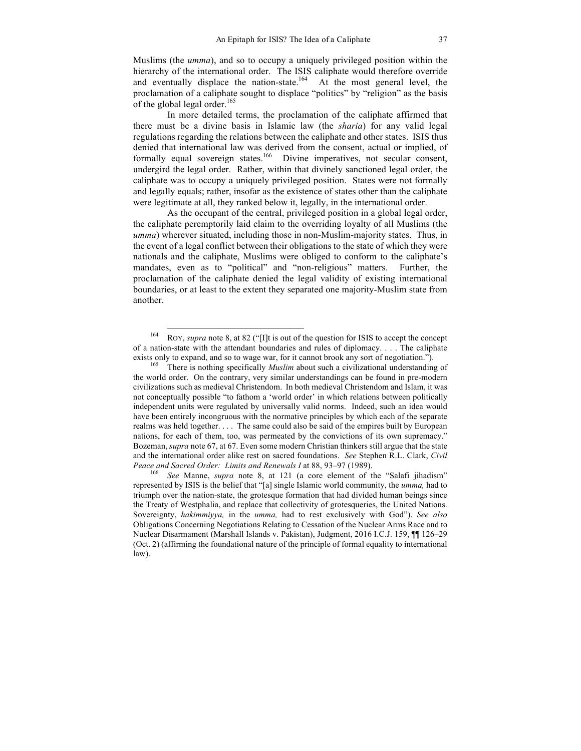Muslims (the *umma*), and so to occupy a uniquely privileged position within the hierarchy of the international order. The ISIS caliphate would therefore override and eventually displace the nation-state.[164] At the most general level, the proclamation of a caliphate sought to displace "politics" by "religion" as the basis of the global legal order.[165]

In more detailed terms, the proclamation of the caliphate affirmed that there must be a divine basis in Islamic law (the *sharia*) for any valid legal regulations regarding the relations between the caliphate and other states. ISIS thus denied that international law was derived from the consent, actual or implied, of formally equal sovereign states.[166] Divine imperatives, not secular consent, undergird the legal order. Rather, within that divinely sanctioned legal order, the caliphate was to occupy a uniquely privileged position. States were not formally and legally equals; rather, insofar as the existence of states other than the caliphate were legitimate at all, they ranked below it, legally, in the international order.

As the occupant of the central, privileged position in a global legal order, the caliphate peremptorily laid claim to the overriding loyalty of all Muslims (the *umma*) wherever situated, including those in non-Muslim-majority states. Thus, in the event of a legal conflict between their obligations to the state of which they were nationals and the caliphate, Muslims were obliged to conform to the caliphate's mandates, even as to "political" and "non-religious" matters. Further, the proclamation of the caliphate denied the legal validity of existing international boundaries, or at least to the extent they separated one majority-Muslim state from another.

---

[164] ROY, *supra* note 8, at 82 ("[I]t is out of the question for ISIS to accept the concept of a nation-state with the attendant boundaries and rules of diplomacy. . . . The caliphate exists only to expand, and so to wage war, for it cannot brook any sort of negotiation.").

[165] There is nothing specifically *Muslim* about such a civilizational understanding of the world order. On the contrary, very similar understandings can be found in pre-modern civilizations such as medieval Christendom. In both medieval Christendom and Islam, it was not conceptually possible "to fathom a 'world order' in which relations between politically independent units were regulated by universally valid norms. Indeed, such an idea would have been entirely incongruous with the normative principles by which each of the separate realms was held together. . . . The same could also be said of the empires built by European nations, for each of them, too, was permeated by the convictions of its own supremacy." Bozeman, *supra* note 67, at 67. Even some modern Christian thinkers still argue that the state and the international order alike rest on sacred foundations. *See* Stephen R.L. Clark, *Civil Peace and Sacred Order: Limits and Renewals I* at 88, 93–97 (1989).

[166] *See* Manne, *supra* note 8, at 121 (a core element of the "Salafi jihadism" represented by ISIS is the belief that "[a] single Islamic world community, the *umma,* had to triumph over the nation-state, the grotesque formation that had divided human beings since the Treaty of Westphalia, and replace that collectivity of grotesqueries, the United Nations. Sovereignty, *hakimmiyya,* in the *umma,* had to rest exclusively with God"). *See also* Obligations Concerning Negotiations Relating to Cessation of the Nuclear Arms Race and to Nuclear Disarmament (Marshall Islands v. Pakistan), Judgment, 2016 I.C.J. 159, ¶¶ 126–29 (Oct. 2) (affirming the foundational nature of the principle of formal equality to international law).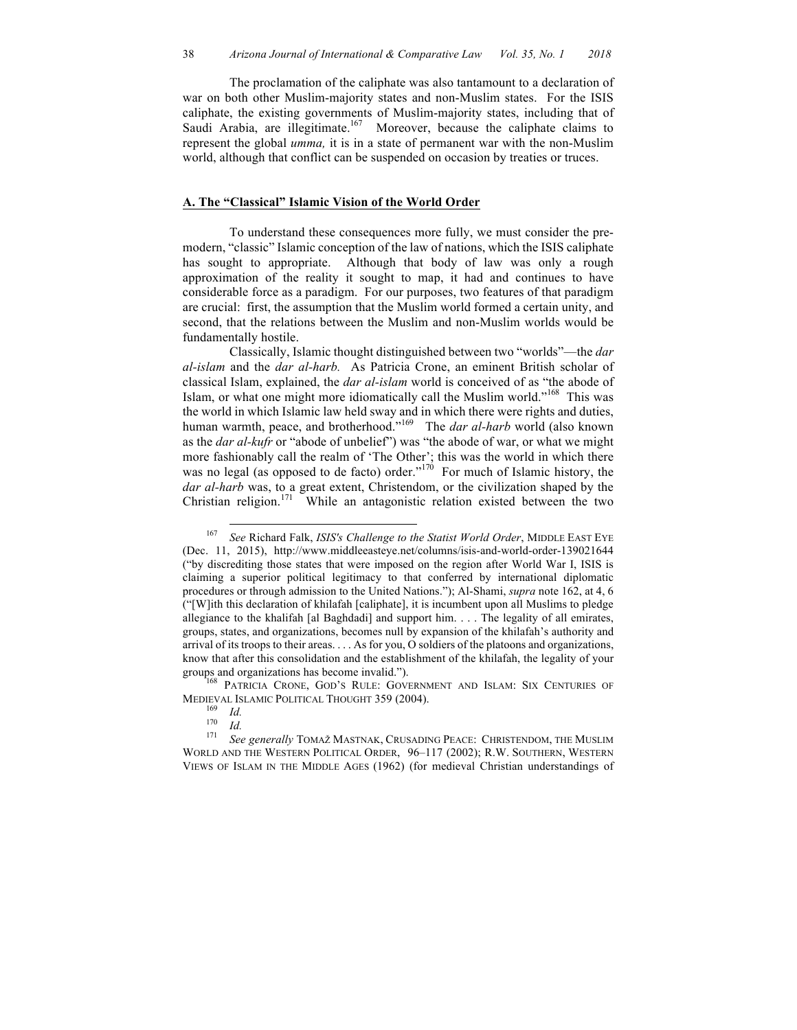The proclamation of the caliphate was also tantamount to a declaration of war on both other Muslim-majority states and non-Muslim states. For the ISIS caliphate, the existing governments of Muslim-majority states, including that of Saudi Arabia, are illegitimate.[167] Moreover, because the caliphate claims to represent the global *umma,* it is in a state of permanent war with the non-Muslim world, although that conflict can be suspended on occasion by treaties or truces.

## A. The "Classical" Islamic Vision of the World Order

To understand these consequences more fully, we must consider the pre-modern, "classic" Islamic conception of the law of nations, which the ISIS caliphate has sought to appropriate. Although that body of law was only a rough approximation of the reality it sought to map, it had and continues to have considerable force as a paradigm. For our purposes, two features of that paradigm are crucial: first, the assumption that the Muslim world formed a certain unity, and second, that the relations between the Muslim and non-Muslim worlds would be fundamentally hostile.

Classically, Islamic thought distinguished between two "worlds"—the *dar al-islam* and the *dar al-harb.* As Patricia Crone, an eminent British scholar of classical Islam, explained, the *dar al-islam* world is conceived of as "the abode of Islam, or what one might more idiomatically call the Muslim world."[168] This was the world in which Islamic law held sway and in which there were rights and duties, human warmth, peace, and brotherhood."[169] The *dar al-harb* world (also known as the *dar al-kufr* or "abode of unbelief") was "the abode of war, or what we might more fashionably call the realm of 'The Other'; this was the world in which there was no legal (as opposed to de facto) order."[170] For much of Islamic history, the *dar al-harb* was, to a great extent, Christendom, or the civilization shaped by the Christian religion.[171] While an antagonistic relation existed between the two

---

[167] *See* Richard Falk, *ISIS's Challenge to the Statist World Order*, MIDDLE EAST EYE (Dec. 11, 2015), http://www.middleeasteye.net/columns/isis-and-world-order-139021644 ("by discrediting those states that were imposed on the region after World War I, ISIS is claiming a superior political legitimacy to that conferred by international diplomatic procedures or through admission to the United Nations."); Al-Shami, *supra* note 162, at 4, 6 ("[W]ith this declaration of khilafah [caliphate], it is incumbent upon all Muslims to pledge allegiance to the khalifah [al Baghdadi] and support him. . . . The legality of all emirates, groups, states, and organizations, becomes null by expansion of the khilafah's authority and arrival of its troops to their areas. . . . As for you, O soldiers of the platoons and organizations, know that after this consolidation and the establishment of the khilafah, the legality of your groups and organizations has become invalid.").

[168] PATRICIA CRONE, GOD'S RULE: GOVERNMENT AND ISLAM: SIX CENTURIES OF MEDIEVAL ISLAMIC POLITICAL THOUGHT 359 (2004).

[169] *Id.*

[170] *Id.*

[171] *See generally* TOMAŽ MASTNAK, CRUSADING PEACE: CHRISTENDOM, THE MUSLIM WORLD AND THE WESTERN POLITICAL ORDER, 96–117 (2002); R.W. SOUTHERN, WESTERN VIEWS OF ISLAM IN THE MIDDLE AGES (1962) (for medieval Christian understandings of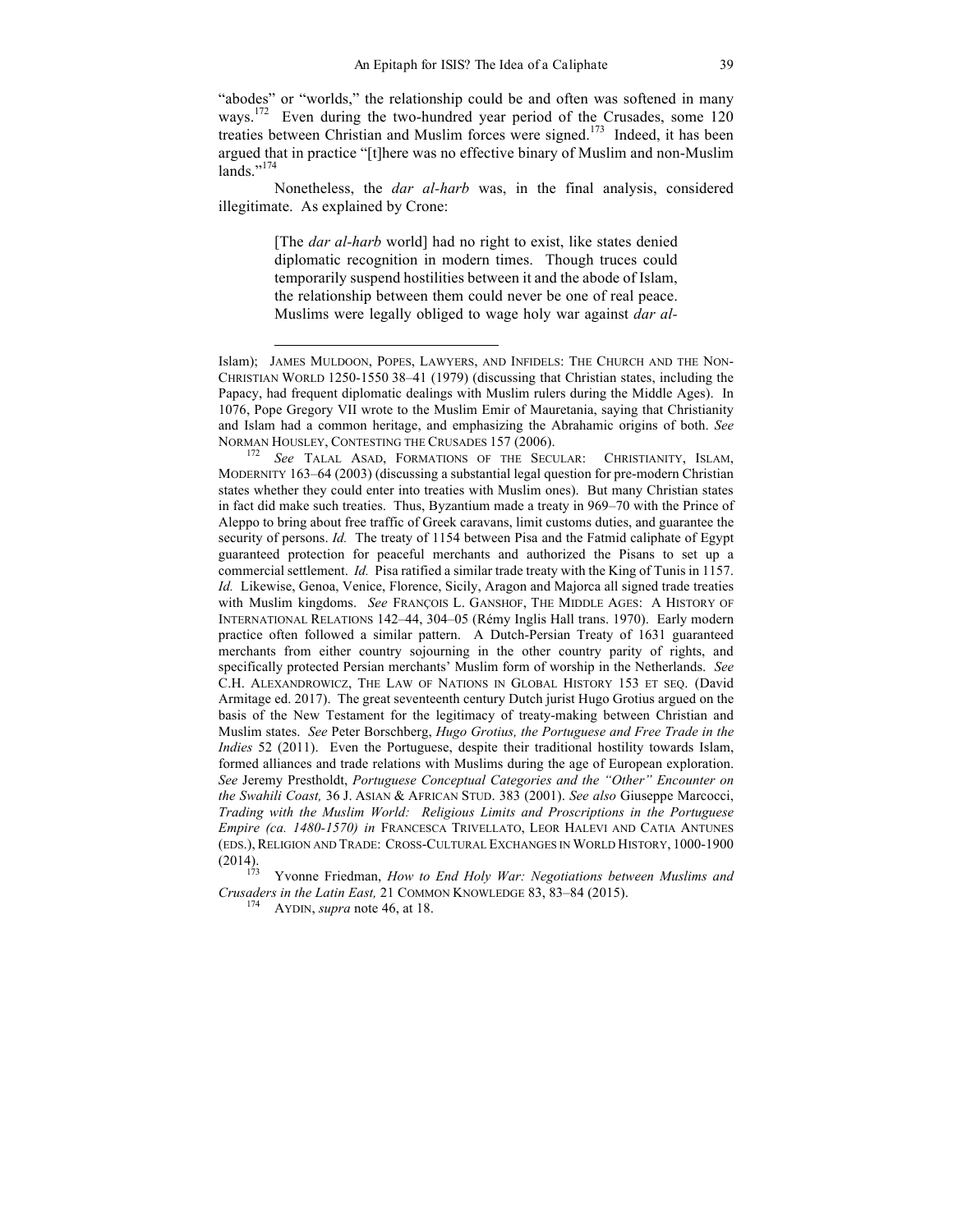"abodes" or "worlds," the relationship could be and often was softened in many ways.[172] Even during the two-hundred year period of the Crusades, some 120 treaties between Christian and Muslim forces were signed.[173] Indeed, it has been argued that in practice "[t]here was no effective binary of Muslim and non-Muslim lands."[174]

Nonetheless, the *dar al-harb* was, in the final analysis, considered illegitimate. As explained by Crone:

> [The *dar al-harb* world] had no right to exist, like states denied diplomatic recognition in modern times. Though truces could temporarily suspend hostilities between it and the abode of Islam, the relationship between them could never be one of real peace. Muslims were legally obliged to wage holy war against *dar al-*

---

Islam); JAMES MULDOON, POPES, LAWYERS, AND INFIDELS: THE CHURCH AND THE NON-CHRISTIAN WORLD 1250-1550 38–41 (1979) (discussing that Christian states, including the Papacy, had frequent diplomatic dealings with Muslim rulers during the Middle Ages). In 1076, Pope Gregory VII wrote to the Muslim Emir of Mauretania, saying that Christianity and Islam had a common heritage, and emphasizing the Abrahamic origins of both. *See* NORMAN HOUSLEY, CONTESTING THE CRUSADES 157 (2006).

[172] *See* TALAL ASAD, FORMATIONS OF THE SECULAR: CHRISTIANITY, ISLAM, MODERNITY 163–64 (2003) (discussing a substantial legal question for pre-modern Christian states whether they could enter into treaties with Muslim ones). But many Christian states in fact did make such treaties. Thus, Byzantium made a treaty in 969–70 with the Prince of Aleppo to bring about free traffic of Greek caravans, limit customs duties, and guarantee the security of persons. *Id.* The treaty of 1154 between Pisa and the Fatmid caliphate of Egypt guaranteed protection for peaceful merchants and authorized the Pisans to set up a commercial settlement. *Id.* Pisa ratified a similar trade treaty with the King of Tunis in 1157. *Id.* Likewise, Genoa, Venice, Florence, Sicily, Aragon and Majorca all signed trade treaties with Muslim kingdoms. *See* FRANÇOIS L. GANSHOF, THE MIDDLE AGES: A HISTORY OF INTERNATIONAL RELATIONS 142–44, 304–05 (Rémy Inglis Hall trans. 1970). Early modern practice often followed a similar pattern. A Dutch-Persian Treaty of 1631 guaranteed merchants from either country sojourning in the other country parity of rights, and specifically protected Persian merchants' Muslim form of worship in the Netherlands. *See* C.H. ALEXANDROWICZ, THE LAW OF NATIONS IN GLOBAL HISTORY 153 ET SEQ. (David Armitage ed. 2017). The great seventeenth century Dutch jurist Hugo Grotius argued on the basis of the New Testament for the legitimacy of treaty-making between Christian and Muslim states. *See* Peter Borschberg, *Hugo Grotius, the Portuguese and Free Trade in the Indies* 52 (2011). Even the Portuguese, despite their traditional hostility towards Islam, formed alliances and trade relations with Muslims during the age of European exploration. *See* Jeremy Prestholdt, *Portuguese Conceptual Categories and the "Other" Encounter on the Swahili Coast,* 36 J. ASIAN & AFRICAN STUD. 383 (2001). *See also* Giuseppe Marcocci, *Trading with the Muslim World: Religious Limits and Proscriptions in the Portuguese Empire (ca. 1480-1570) in* FRANCESCA TRIVELLATO, LEOR HALEVI AND CATIA ANTUNES (EDS.), RELIGION AND TRADE: CROSS-CULTURAL EXCHANGES IN WORLD HISTORY, 1000-1900 (2014).

[173] Yvonne Friedman, *How to End Holy War: Negotiations between Muslims and Crusaders in the Latin East,* 21 COMMON KNOWLEDGE 83, 83–84 (2015).

[174] AYDIN, *supra* note 46, at 18.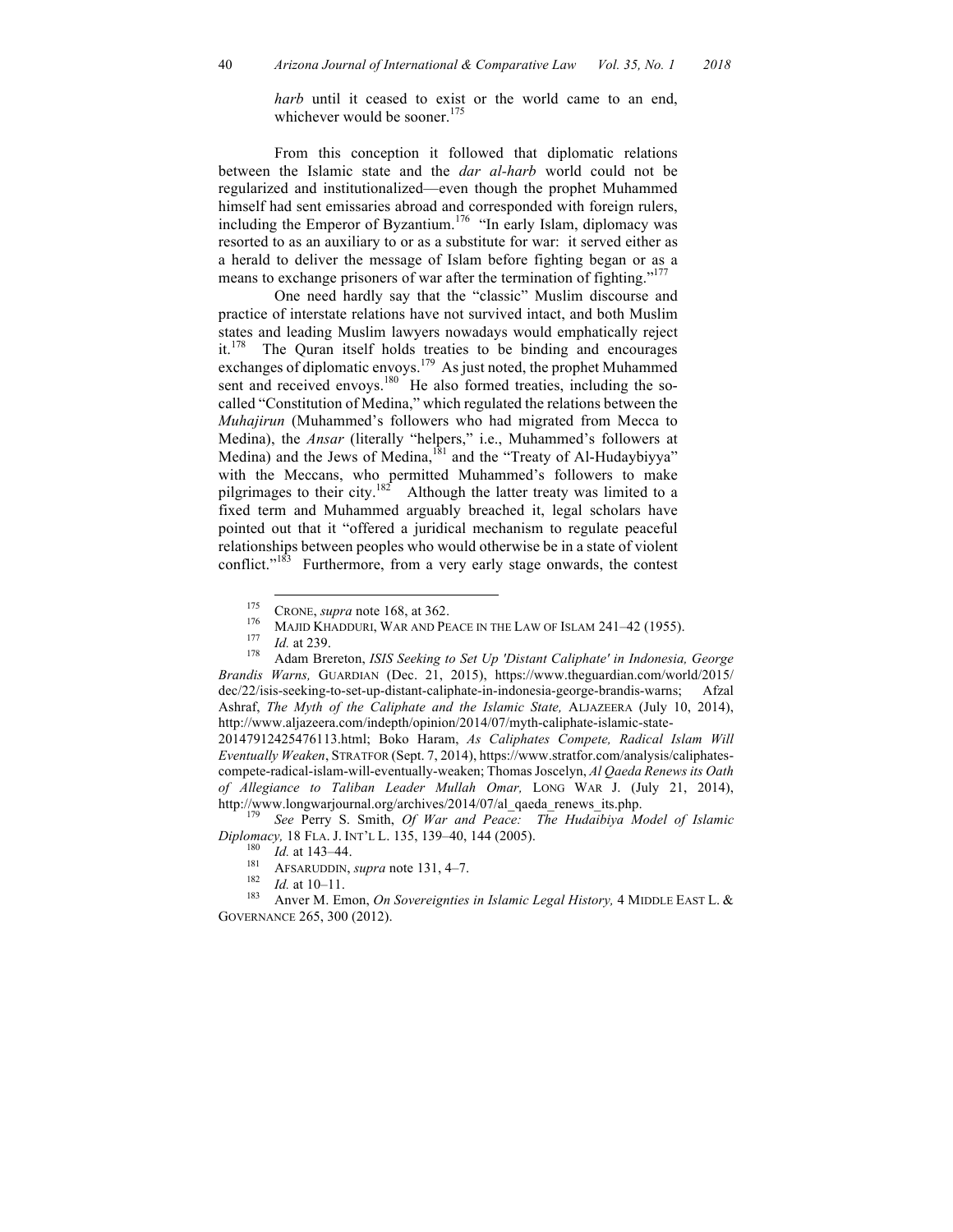> *harb* until it ceased to exist or the world came to an end, whichever would be sooner.[175]

From this conception it followed that diplomatic relations between the Islamic state and the *dar al-harb* world could not be regularized and institutionalized—even though the prophet Muhammed himself had sent emissaries abroad and corresponded with foreign rulers, including the Emperor of Byzantium.[176] "In early Islam, diplomacy was resorted to as an auxiliary to or as a substitute for war: it served either as a herald to deliver the message of Islam before fighting began or as a means to exchange prisoners of war after the termination of fighting."[177]

One need hardly say that the "classic" Muslim discourse and practice of interstate relations have not survived intact, and both Muslim states and leading Muslim lawyers nowadays would emphatically reject it.[178] The Quran itself holds treaties to be binding and encourages exchanges of diplomatic envoys.[179] As just noted, the prophet Muhammed sent and received envoys.[180] He also formed treaties, including the so-called "Constitution of Medina," which regulated the relations between the *Muhajirun* (Muhammed's followers who had migrated from Mecca to Medina), the *Ansar* (literally "helpers," i.e., Muhammed's followers at Medina) and the Jews of Medina,[181] and the "Treaty of Al-Hudaybiyya" with the Meccans, who permitted Muhammed's followers to make pilgrimages to their city.[182] Although the latter treaty was limited to a fixed term and Muhammed arguably breached it, legal scholars have pointed out that it "offered a juridical mechanism to regulate peaceful relationships between peoples who would otherwise be in a state of violent conflict."[183] Furthermore, from a very early stage onwards, the contest

---

[175] CRONE, *supra* note 168, at 362.

[176] MAJID KHADDURI, WAR AND PEACE IN THE LAW OF ISLAM 241–42 (1955).

[177] *Id.* at 239.

[178] Adam Brereton, *ISIS Seeking to Set Up 'Distant Caliphate' in Indonesia, George Brandis Warns,* GUARDIAN (Dec. 21, 2015), https://www.theguardian.com/world/2015/dec/22/isis-seeking-to-set-up-distant-caliphate-in-indonesia-george-brandis-warns; Afzal Ashraf, *The Myth of the Caliphate and the Islamic State,* ALJAZEERA (July 10, 2014), http://www.aljazeera.com/indepth/opinion/2014/07/myth-caliphate-islamic-state-20147912425476113.html; Boko Haram, *As Caliphates Compete, Radical Islam Will Eventually Weaken*, STRATFOR (Sept. 7, 2014), https://www.stratfor.com/analysis/caliphates-compete-radical-islam-will-eventually-weaken; Thomas Joscelyn, *Al Qaeda Renews its Oath of Allegiance to Taliban Leader Mullah Omar,* LONG WAR J. (July 21, 2014), http://www.longwarjournal.org/archives/2014/07/al_qaeda_renews_its.php.

[179] *See* Perry S. Smith, *Of War and Peace: The Hudaibiya Model of Islamic Diplomacy,* 18 FLA. J. INT'L L. 135, 139–40, 144 (2005).

[180] *Id.* at 143–44.

[181] AFSARUDDIN, *supra* note 131, 4–7.

[182] *Id.* at 10–11.

[183] Anver M. Emon, *On Sovereignties in Islamic Legal History,* 4 MIDDLE EAST L. & GOVERNANCE 265, 300 (2012).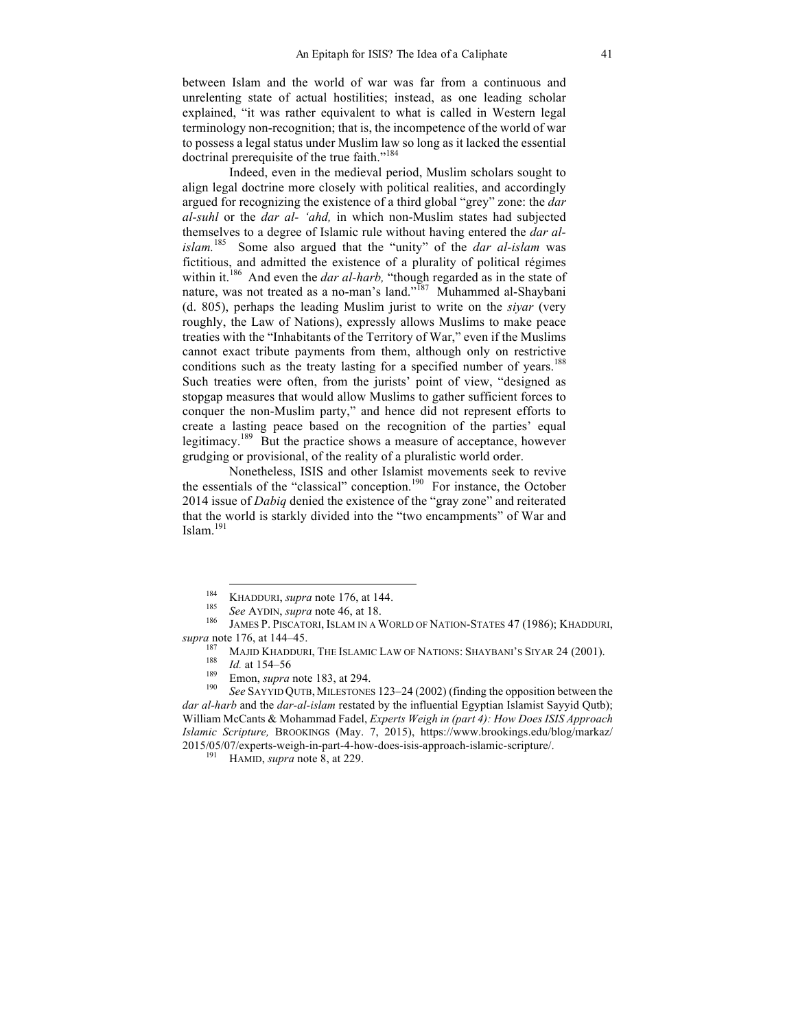between Islam and the world of war was far from a continuous and unrelenting state of actual hostilities; instead, as one leading scholar explained, "it was rather equivalent to what is called in Western legal terminology non-recognition; that is, the incompetence of the world of war to possess a legal status under Muslim law so long as it lacked the essential doctrinal prerequisite of the true faith."[184]

Indeed, even in the medieval period, Muslim scholars sought to align legal doctrine more closely with political realities, and accordingly argued for recognizing the existence of a third global "grey" zone: the *dar al-suhl* or the *dar al- 'ahd,* in which non-Muslim states had subjected themselves to a degree of Islamic rule without having entered the *dar al-islam.*[185] Some also argued that the "unity" of the *dar al-islam* was fictitious, and admitted the existence of a plurality of political régimes within it.[186] And even the *dar al-harb,* "though regarded as in the state of nature, was not treated as a no-man's land."[187] Muhammed al-Shaybani (d. 805), perhaps the leading Muslim jurist to write on the *siyar* (very roughly, the Law of Nations), expressly allows Muslims to make peace treaties with the "Inhabitants of the Territory of War," even if the Muslims cannot exact tribute payments from them, although only on restrictive conditions such as the treaty lasting for a specified number of years.[188] Such treaties were often, from the jurists' point of view, "designed as stopgap measures that would allow Muslims to gather sufficient forces to conquer the non-Muslim party," and hence did not represent efforts to create a lasting peace based on the recognition of the parties' equal legitimacy.[189] But the practice shows a measure of acceptance, however grudging or provisional, of the reality of a pluralistic world order.

Nonetheless, ISIS and other Islamist movements seek to revive the essentials of the "classical" conception.[190] For instance, the October 2014 issue of *Dabiq* denied the existence of the "gray zone" and reiterated that the world is starkly divided into the "two encampments" of War and Islam.[191]

---

[184] KHADDURI, *supra* note 176, at 144.

[185] *See* AYDIN, *supra* note 46, at 18.

[186] JAMES P. PISCATORI, ISLAM IN A WORLD OF NATION-STATES 47 (1986); KHADDURI, *supra* note 176, at 144–45.

[187] MAJID KHADDURI, THE ISLAMIC LAW OF NATIONS: SHAYBANI'S SIYAR 24 (2001).

[188] *Id.* at 154–56

[189] Emon, *supra* note 183, at 294.

[190] *See* SAYYID QUTB, MILESTONES 123–24 (2002) (finding the opposition between the *dar al-harb* and the *dar-al-islam* restated by the influential Egyptian Islamist Sayyid Qutb); William McCants & Mohammad Fadel, *Experts Weigh in (part 4): How Does ISIS Approach Islamic Scripture,* BROOKINGS (May. 7, 2015), https://www.brookings.edu/blog/markaz/2015/05/07/experts-weigh-in-part-4-how-does-isis-approach-islamic-scripture/.

[191] HAMID, *supra* note 8, at 229.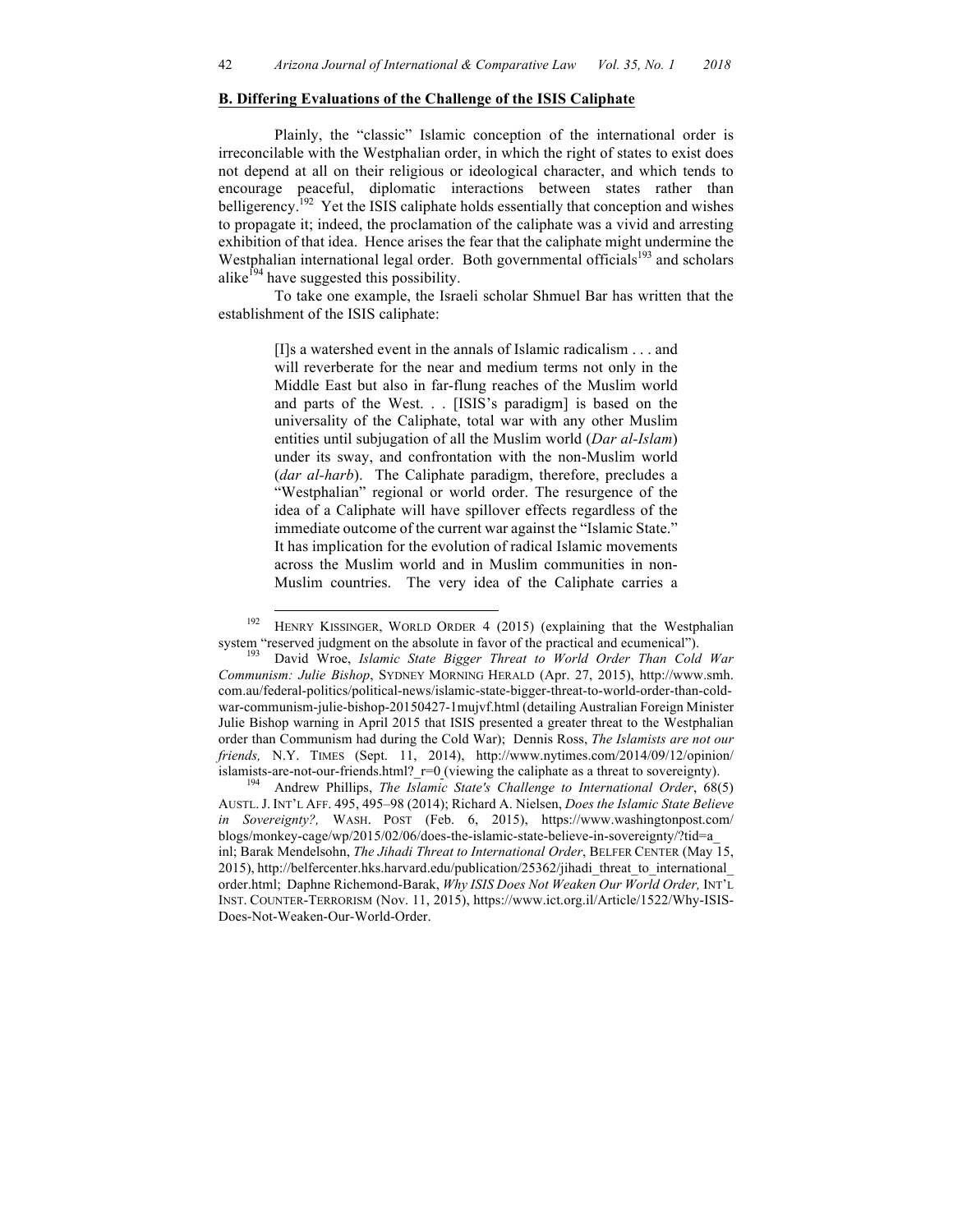**B. Differing Evaluations of the Challenge of the ISIS Caliphate**

Plainly, the "classic" Islamic conception of the international order is irreconcilable with the Westphalian order, in which the right of states to exist does not depend at all on their religious or ideological character, and which tends to encourage peaceful, diplomatic interactions between states rather than belligerency.[192] Yet the ISIS caliphate holds essentially that conception and wishes to propagate it; indeed, the proclamation of the caliphate was a vivid and arresting exhibition of that idea. Hence arises the fear that the caliphate might undermine the Westphalian international legal order. Both governmental officials[193] and scholars alike[194] have suggested this possibility.

To take one example, the Israeli scholar Shmuel Bar has written that the establishment of the ISIS caliphate:

> [I]s a watershed event in the annals of Islamic radicalism . . . and will reverberate for the near and medium terms not only in the Middle East but also in far-flung reaches of the Muslim world and parts of the West. . . [ISIS's paradigm] is based on the universality of the Caliphate, total war with any other Muslim entities until subjugation of all the Muslim world (*Dar al-Islam*) under its sway, and confrontation with the non-Muslim world (*dar al-harb*). The Caliphate paradigm, therefore, precludes a "Westphalian" regional or world order. The resurgence of the idea of a Caliphate will have spillover effects regardless of the immediate outcome of the current war against the "Islamic State." It has implication for the evolution of radical Islamic movements across the Muslim world and in Muslim communities in non-Muslim countries. The very idea of the Caliphate carries a

---

[192] HENRY KISSINGER, WORLD ORDER 4 (2015) (explaining that the Westphalian system "reserved judgment on the absolute in favor of the practical and ecumenical").

[193] David Wroe, *Islamic State Bigger Threat to World Order Than Cold War Communism: Julie Bishop*, SYDNEY MORNING HERALD (Apr. 27, 2015), http://www.smh.com.au/federal-politics/political-news/islamic-state-bigger-threat-to-world-order-than-cold-war-communism-julie-bishop-20150427-1mujvf.html (detailing Australian Foreign Minister Julie Bishop warning in April 2015 that ISIS presented a greater threat to the Westphalian order than Communism had during the Cold War); Dennis Ross, *The Islamists are not our friends,* N.Y. TIMES (Sept. 11, 2014), http://www.nytimes.com/2014/09/12/opinion/islamists-are-not-our-friends.html?_r=0 (viewing the caliphate as a threat to sovereignty).

[194] Andrew Phillips, *The Islamic State's Challenge to International Order*, 68(5) AUSTL. J. INT'L AFF. 495, 495–98 (2014); Richard A. Nielsen, *Does the Islamic State Believe in Sovereignty?,* WASH. POST (Feb. 6, 2015), https://www.washingtonpost.com/blogs/monkey-cage/wp/2015/02/06/does-the-islamic-state-believe-in-sovereignty/?tid=a_inl; Barak Mendelsohn, *The Jihadi Threat to International Order*, BELFER CENTER (May 15, 2015), http://belfercenter.hks.harvard.edu/publication/25362/jihadi_threat_to_international_order.html; Daphne Richemond-Barak, *Why ISIS Does Not Weaken Our World Order,* INT'L INST. COUNTER-TERRORISM (Nov. 11, 2015), https://www.ict.org.il/Article/1522/Why-ISIS-Does-Not-Weaken-Our-World-Order.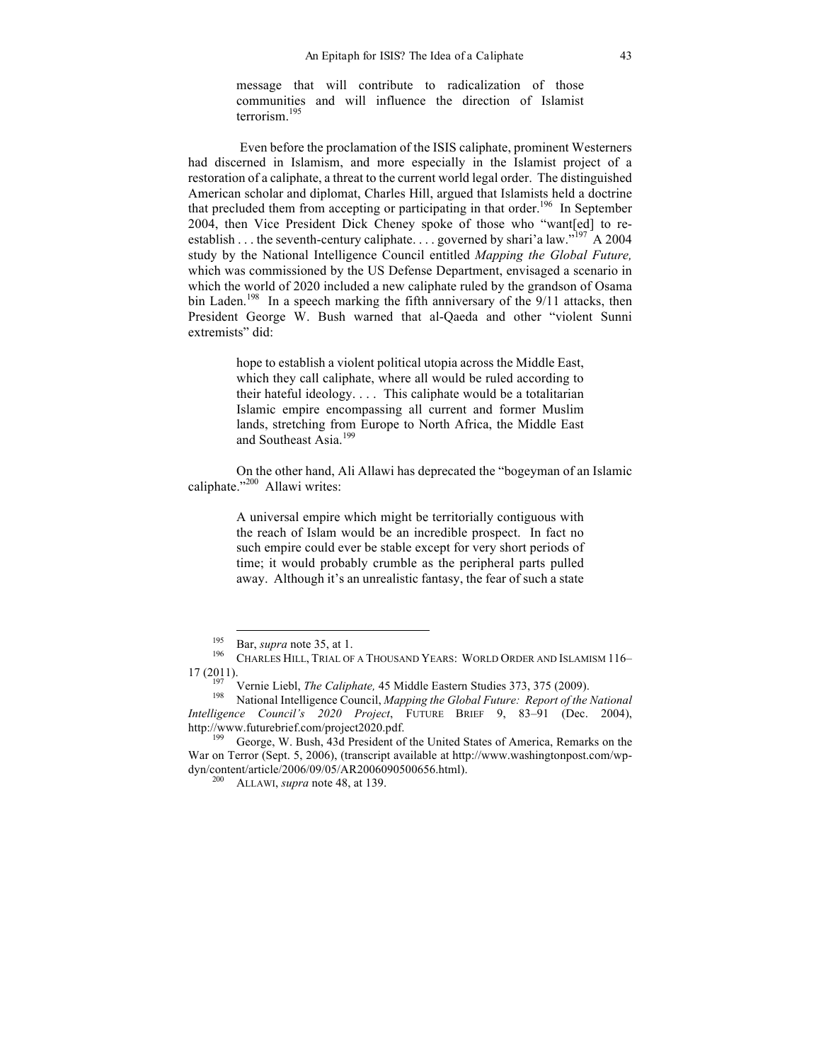> message that will contribute to radicalization of those communities and will influence the direction of Islamist terrorism.[195]

Even before the proclamation of the ISIS caliphate, prominent Westerners had discerned in Islamism, and more especially in the Islamist project of a restoration of a caliphate, a threat to the current world legal order. The distinguished American scholar and diplomat, Charles Hill, argued that Islamists held a doctrine that precluded them from accepting or participating in that order.[196] In September 2004, then Vice President Dick Cheney spoke of those who "want[ed] to re-establish . . . the seventh-century caliphate. . . . governed by shari'a law."[197] A 2004 study by the National Intelligence Council entitled *Mapping the Global Future,* which was commissioned by the US Defense Department, envisaged a scenario in which the world of 2020 included a new caliphate ruled by the grandson of Osama bin Laden.[198] In a speech marking the fifth anniversary of the 9/11 attacks, then President George W. Bush warned that al-Qaeda and other "violent Sunni extremists" did:

> hope to establish a violent political utopia across the Middle East, which they call caliphate, where all would be ruled according to their hateful ideology. . . . This caliphate would be a totalitarian Islamic empire encompassing all current and former Muslim lands, stretching from Europe to North Africa, the Middle East and Southeast Asia.[199]

On the other hand, Ali Allawi has deprecated the "bogeyman of an Islamic caliphate."[200] Allawi writes:

> A universal empire which might be territorially contiguous with the reach of Islam would be an incredible prospect. In fact no such empire could ever be stable except for very short periods of time; it would probably crumble as the peripheral parts pulled away. Although it's an unrealistic fantasy, the fear of such a state

---

[195] Bar, *supra* note 35, at 1.

[196] CHARLES HILL, TRIAL OF A THOUSAND YEARS: WORLD ORDER AND ISLAMISM 116–17 (2011).

[197] Vernie Liebl, *The Caliphate,* 45 Middle Eastern Studies 373, 375 (2009).

[198] National Intelligence Council, *Mapping the Global Future: Report of the National Intelligence Council's 2020 Project*, FUTURE BRIEF 9, 83–91 (Dec. 2004), http://www.futurebrief.com/project2020.pdf.

[199] George, W. Bush, 43d President of the United States of America, Remarks on the War on Terror (Sept. 5, 2006), (transcript available at http://www.washingtonpost.com/wp-dyn/content/article/2006/09/05/AR2006090500656.html).

[200] ALLAWI, *supra* note 48, at 139.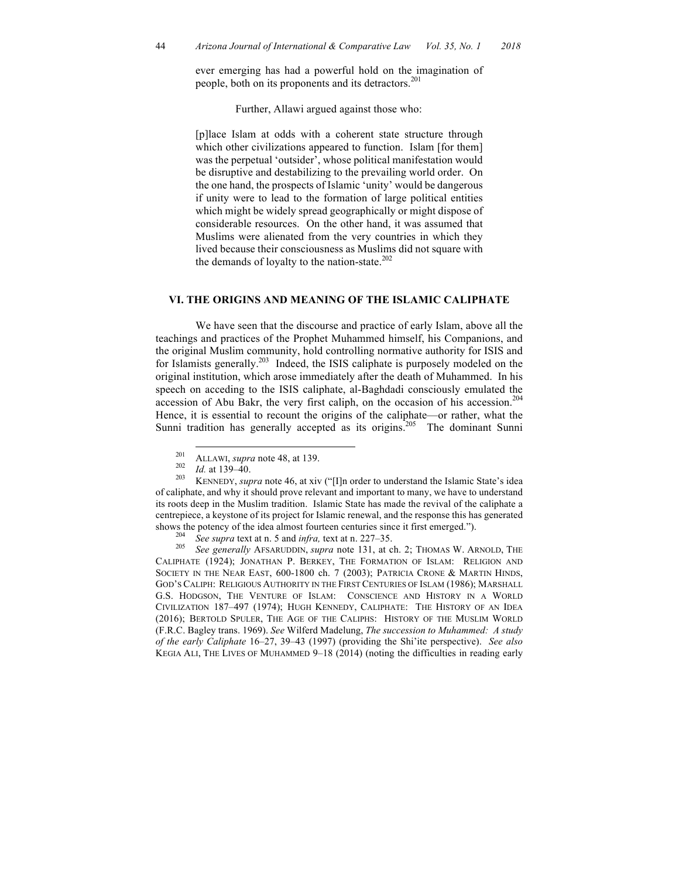> ever emerging has had a powerful hold on the imagination of people, both on its proponents and its detractors.[201]

Further, Allawi argued against those who:

> [p]lace Islam at odds with a coherent state structure through which other civilizations appeared to function. Islam [for them] was the perpetual 'outsider', whose political manifestation would be disruptive and destabilizing to the prevailing world order. On the one hand, the prospects of Islamic 'unity' would be dangerous if unity were to lead to the formation of large political entities which might be widely spread geographically or might dispose of considerable resources. On the other hand, it was assumed that Muslims were alienated from the very countries in which they lived because their consciousness as Muslims did not square with the demands of loyalty to the nation-state.[202]

## VI. THE ORIGINS AND MEANING OF THE ISLAMIC CALIPHATE

We have seen that the discourse and practice of early Islam, above all the teachings and practices of the Prophet Muhammed himself, his Companions, and the original Muslim community, hold controlling normative authority for ISIS and for Islamists generally.[203] Indeed, the ISIS caliphate is purposely modeled on the original institution, which arose immediately after the death of Muhammed. In his speech on acceding to the ISIS caliphate, al-Baghdadi consciously emulated the accession of Abu Bakr, the very first caliph, on the occasion of his accession.[204] Hence, it is essential to recount the origins of the caliphate—or rather, what the Sunni tradition has generally accepted as its origins.[205] The dominant Sunni

---

[201] ALLAWI, *supra* note 48, at 139.

[202] *Id.* at 139–40.

[203] KENNEDY, *supra* note 46, at xiv ("[I]n order to understand the Islamic State's idea of caliphate, and why it should prove relevant and important to many, we have to understand its roots deep in the Muslim tradition. Islamic State has made the revival of the caliphate a centrepiece, a keystone of its project for Islamic renewal, and the response this has generated shows the potency of the idea almost fourteen centuries since it first emerged.").

[204] *See supra* text at n. 5 and *infra,* text at n. 227–35.

[205] *See generally* AFSARUDDIN, *supra* note 131, at ch. 2; THOMAS W. ARNOLD, THE CALIPHATE (1924); JONATHAN P. BERKEY, THE FORMATION OF ISLAM: RELIGION AND SOCIETY IN THE NEAR EAST, 600-1800 ch. 7 (2003); PATRICIA CRONE & MARTIN HINDS, GOD'S CALIPH: RELIGIOUS AUTHORITY IN THE FIRST CENTURIES OF ISLAM (1986); MARSHALL G.S. HODGSON, THE VENTURE OF ISLAM: CONSCIENCE AND HISTORY IN A WORLD CIVILIZATION 187–497 (1974); HUGH KENNEDY, CALIPHATE: THE HISTORY OF AN IDEA (2016); BERTOLD SPULER, THE AGE OF THE CALIPHS: HISTORY OF THE MUSLIM WORLD (F.R.C. Bagley trans. 1969). *See* Wilferd Madelung, *The succession to Muhammed: A study of the early Caliphate* 16–27, 39–43 (1997) (providing the Shi'ite perspective). *See also* KEGIA ALI, THE LIVES OF MUHAMMED 9–18 (2014) (noting the difficulties in reading early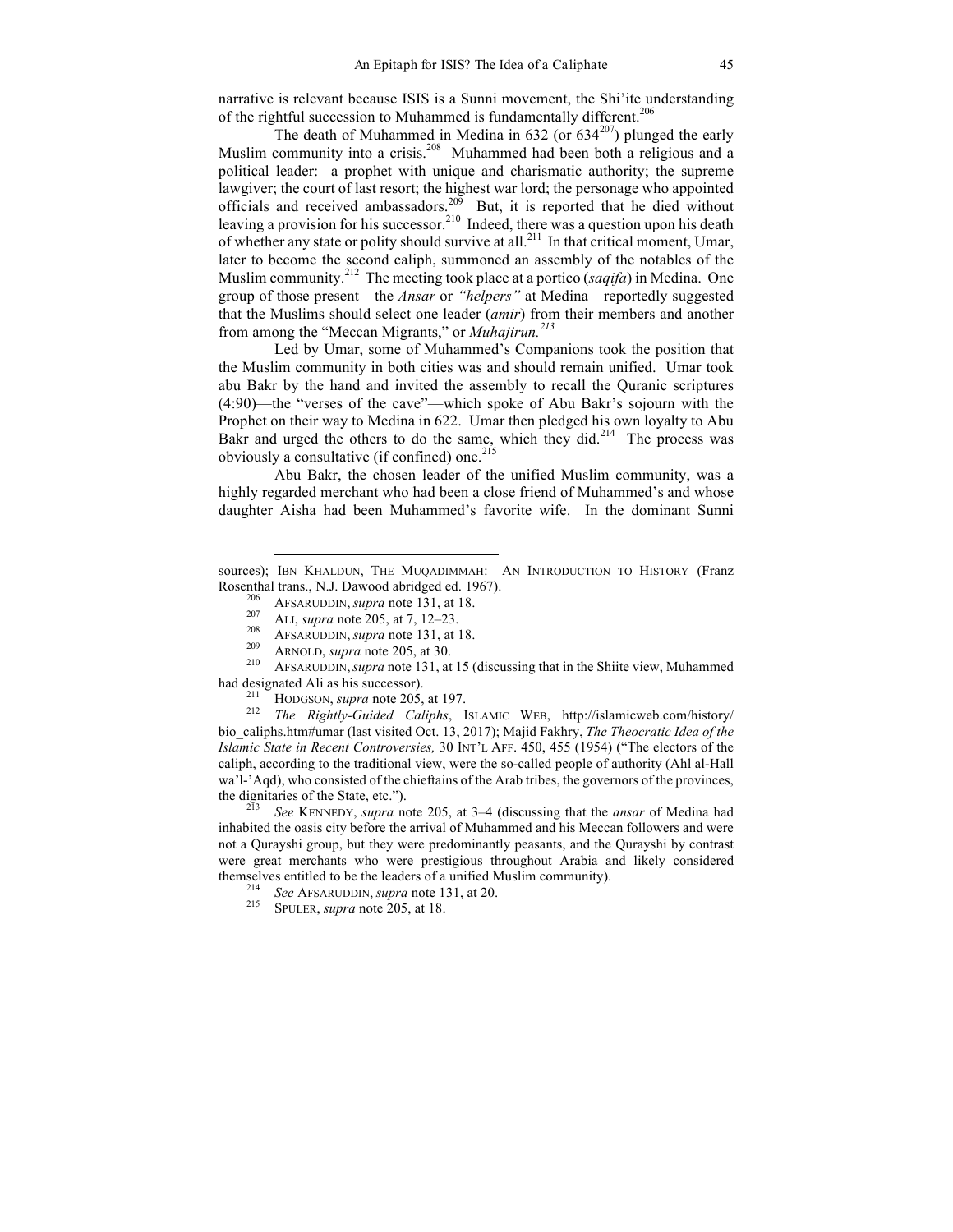narrative is relevant because ISIS is a Sunni movement, the Shi'ite understanding of the rightful succession to Muhammed is fundamentally different.[206]

The death of Muhammed in Medina in 632 (or 634[207]) plunged the early Muslim community into a crisis.[208] Muhammed had been both a religious and a political leader: a prophet with unique and charismatic authority; the supreme lawgiver; the court of last resort; the highest war lord; the personage who appointed officials and received ambassadors.[209] But, it is reported that he died without leaving a provision for his successor.[210] Indeed, there was a question upon his death of whether any state or polity should survive at all.[211] In that critical moment, Umar, later to become the second caliph, summoned an assembly of the notables of the Muslim community.[212] The meeting took place at a portico (*saqifa*) in Medina. One group of those present—the *Ansar* or *"helpers"* at Medina—reportedly suggested that the Muslims should select one leader (*amir*) from their members and another from among the "Meccan Migrants," or *Muhajirun.*[213]

Led by Umar, some of Muhammed's Companions took the position that the Muslim community in both cities was and should remain unified. Umar took abu Bakr by the hand and invited the assembly to recall the Quranic scriptures (4:90)—the "verses of the cave"—which spoke of Abu Bakr's sojourn with the Prophet on their way to Medina in 622. Umar then pledged his own loyalty to Abu Bakr and urged the others to do the same, which they did.[214] The process was obviously a consultative (if confined) one.[215]

Abu Bakr, the chosen leader of the unified Muslim community, was a highly regarded merchant who had been a close friend of Muhammed's and whose daughter Aisha had been Muhammed's favorite wife. In the dominant Sunni

---

sources); IBN KHALDUN, THE MUQADIMMAH: AN INTRODUCTION TO HISTORY (Franz Rosenthal trans., N.J. Dawood abridged ed. 1967).

[206] AFSARUDDIN, *supra* note 131, at 18.

[207] ALI, *supra* note 205, at 7, 12–23.

[208] AFSARUDDIN, *supra* note 131, at 18.

[209] ARNOLD, *supra* note 205, at 30.

[210] AFSARUDDIN, *supra* note 131, at 15 (discussing that in the Shiite view, Muhammed had designated Ali as his successor).

[211] HODGSON, *supra* note 205, at 197.

[212] *The Rightly-Guided Caliphs*, ISLAMIC WEB, http://islamicweb.com/history/bio_caliphs.htm#umar (last visited Oct. 13, 2017); Majid Fakhry, *The Theocratic Idea of the Islamic State in Recent Controversies,* 30 INT'L AFF. 450, 455 (1954) ("The electors of the caliph, according to the traditional view, were the so-called people of authority (Ahl al-Hall wa'l-'Aqd), who consisted of the chieftains of the Arab tribes, the governors of the provinces, the dignitaries of the State, etc.").

[213] *See* KENNEDY, *supra* note 205, at 3–4 (discussing that the *ansar* of Medina had inhabited the oasis city before the arrival of Muhammed and his Meccan followers and were not a Qurayshi group, but they were predominantly peasants, and the Qurayshi by contrast were great merchants who were prestigious throughout Arabia and likely considered themselves entitled to be the leaders of a unified Muslim community).

[214] *See* AFSARUDDIN, *supra* note 131, at 20.

[215] SPULER, *supra* note 205, at 18.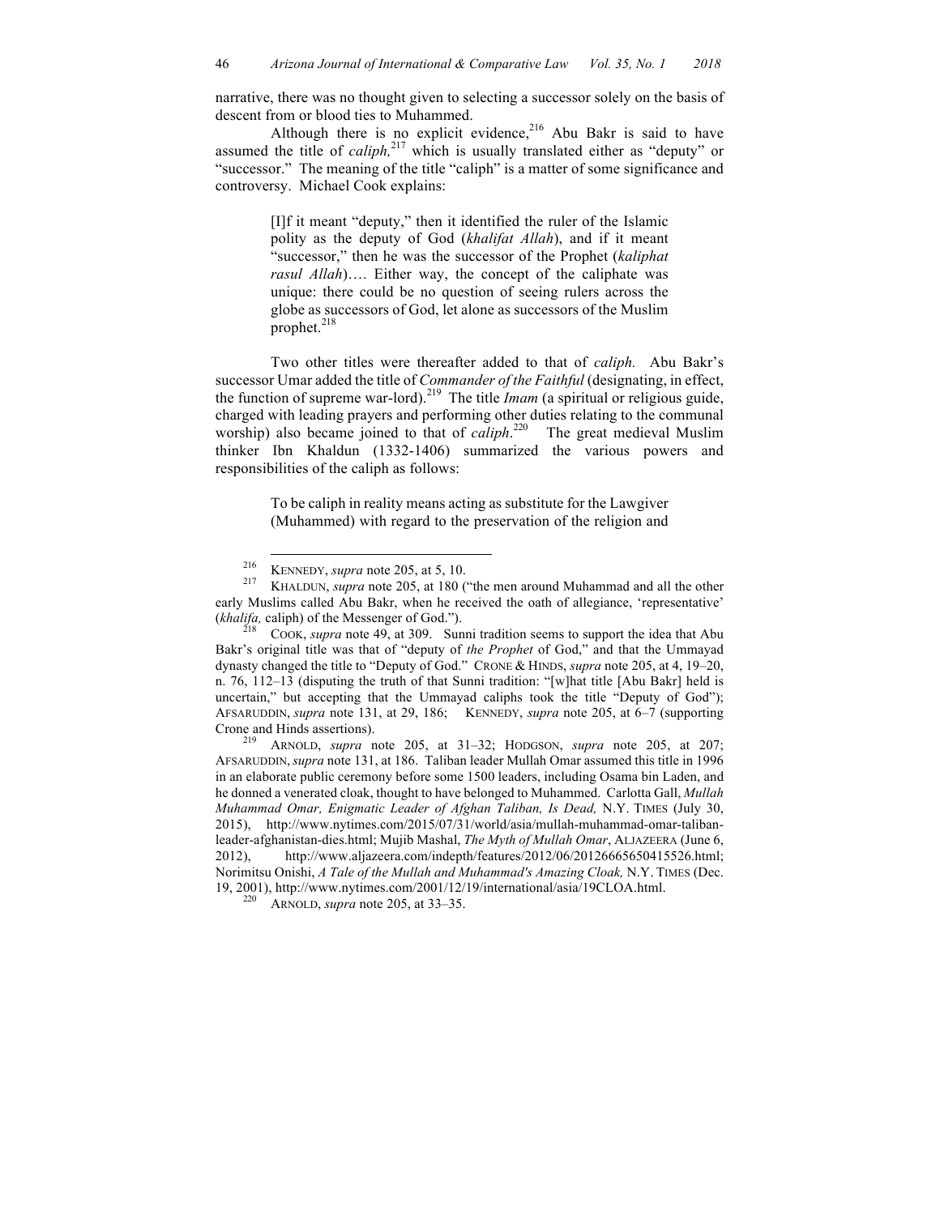narrative, there was no thought given to selecting a successor solely on the basis of descent from or blood ties to Muhammed.

Although there is no explicit evidence,[216] Abu Bakr is said to have assumed the title of *caliph,*[217] which is usually translated either as "deputy" or "successor." The meaning of the title "caliph" is a matter of some significance and controversy. Michael Cook explains:

> [I]f it meant "deputy," then it identified the ruler of the Islamic polity as the deputy of God (*khalifat Allah*), and if it meant "successor," then he was the successor of the Prophet (*kaliphat rasul Allah*)…. Either way, the concept of the caliphate was unique: there could be no question of seeing rulers across the globe as successors of God, let alone as successors of the Muslim prophet.[218]

Two other titles were thereafter added to that of *caliph.* Abu Bakr's successor Umar added the title of *Commander of the Faithful* (designating, in effect, the function of supreme war-lord).[219] The title *Imam* (a spiritual or religious guide, charged with leading prayers and performing other duties relating to the communal worship) also became joined to that of *caliph*.[220] The great medieval Muslim thinker Ibn Khaldun (1332-1406) summarized the various powers and responsibilities of the caliph as follows:

> To be caliph in reality means acting as substitute for the Lawgiver (Muhammed) with regard to the preservation of the religion and

---

[216] KENNEDY, *supra* note 205, at 5, 10.

[217] KHALDUN, *supra* note 205, at 180 ("the men around Muhammad and all the other early Muslims called Abu Bakr, when he received the oath of allegiance, 'representative' (*khalifa,* caliph) of the Messenger of God.").

[218] COOK, *supra* note 49, at 309. Sunni tradition seems to support the idea that Abu Bakr's original title was that of "deputy of *the Prophet* of God," and that the Ummayad dynasty changed the title to "Deputy of God." CRONE & HINDS, *supra* note 205, at 4, 19–20, n. 76, 112–13 (disputing the truth of that Sunni tradition: "[w]hat title [Abu Bakr] held is uncertain," but accepting that the Ummayad caliphs took the title "Deputy of God"); AFSARUDDIN, *supra* note 131, at 29, 186; KENNEDY, *supra* note 205, at 6–7 (supporting Crone and Hinds assertions).

[219] ARNOLD, *supra* note 205, at 31–32; HODGSON, *supra* note 205, at 207; AFSARUDDIN, *supra* note 131, at 186. Taliban leader Mullah Omar assumed this title in 1996 in an elaborate public ceremony before some 1500 leaders, including Osama bin Laden, and he donned a venerated cloak, thought to have belonged to Muhammed. Carlotta Gall, *Mullah Muhammad Omar, Enigmatic Leader of Afghan Taliban, Is Dead,* N.Y. TIMES (July 30, 2015), http://www.nytimes.com/2015/07/31/world/asia/mullah-muhammad-omar-taliban-leader-afghanistan-dies.html; Mujib Mashal, *The Myth of Mullah Omar*, ALJAZEERA (June 6, 2012), http://www.aljazeera.com/indepth/features/2012/06/20126665650415526.html; Norimitsu Onishi, *A Tale of the Mullah and Muhammad's Amazing Cloak,* N.Y. TIMES (Dec. 19, 2001), http://www.nytimes.com/2001/12/19/international/asia/19CLOA.html.

[220] ARNOLD, *supra* note 205, at 33–35.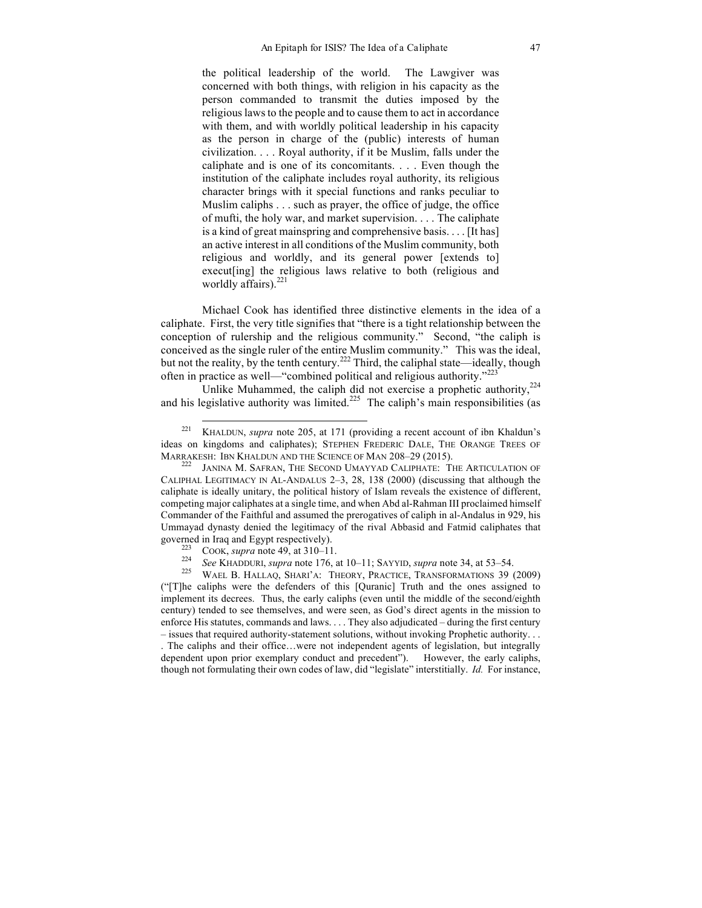> the political leadership of the world. The Lawgiver was concerned with both things, with religion in his capacity as the person commanded to transmit the duties imposed by the religious laws to the people and to cause them to act in accordance with them, and with worldly political leadership in his capacity as the person in charge of the (public) interests of human civilization. . . . Royal authority, if it be Muslim, falls under the caliphate and is one of its concomitants. . . . Even though the institution of the caliphate includes royal authority, its religious character brings with it special functions and ranks peculiar to Muslim caliphs . . . such as prayer, the office of judge, the office of mufti, the holy war, and market supervision. . . . The caliphate is a kind of great mainspring and comprehensive basis. . . . [It has] an active interest in all conditions of the Muslim community, both religious and worldly, and its general power [extends to] execut[ing] the religious laws relative to both (religious and worldly affairs).[221]

Michael Cook has identified three distinctive elements in the idea of a caliphate. First, the very title signifies that "there is a tight relationship between the conception of rulership and the religious community." Second, "the caliph is conceived as the single ruler of the entire Muslim community." This was the ideal, but not the reality, by the tenth century.[222] Third, the caliphal state—ideally, though often in practice as well—"combined political and religious authority."[223]

Unlike Muhammed, the caliph did not exercise a prophetic authority,[224] and his legislative authority was limited.[225] The caliph's main responsibilities (as

---

[221] KHALDUN, *supra* note 205, at 171 (providing a recent account of ibn Khaldun's ideas on kingdoms and caliphates); STEPHEN FREDERIC DALE, THE ORANGE TREES OF MARRAKESH: IBN KHALDUN AND THE SCIENCE OF MAN 208–29 (2015).

[222] JANINA M. SAFRAN, THE SECOND UMAYYAD CALIPHATE: THE ARTICULATION OF CALIPHAL LEGITIMACY IN AL-ANDALUS 2–3, 28, 138 (2000) (discussing that although the caliphate is ideally unitary, the political history of Islam reveals the existence of different, competing major caliphates at a single time, and when Abd al-Rahman III proclaimed himself Commander of the Faithful and assumed the prerogatives of caliph in al-Andalus in 929, his Ummayad dynasty denied the legitimacy of the rival Abbasid and Fatmid caliphates that governed in Iraq and Egypt respectively).

[223] COOK, *supra* note 49, at 310–11.

[224] *See* KHADDURI, *supra* note 176, at 10–11; SAYYID, *supra* note 34, at 53–54.

[225] WAEL B. HALLAQ, SHARI'A: THEORY, PRACTICE, TRANSFORMATIONS 39 (2009) ("[T]he caliphs were the defenders of this [Quranic] Truth and the ones assigned to implement its decrees. Thus, the early caliphs (even until the middle of the second/eighth century) tended to see themselves, and were seen, as God's direct agents in the mission to enforce His statutes, commands and laws. . . . They also adjudicated – during the first century – issues that required authority-statement solutions, without invoking Prophetic authority. . . . The caliphs and their office…were not independent agents of legislation, but integrally dependent upon prior exemplary conduct and precedent"). However, the early caliphs, though not formulating their own codes of law, did "legislate" interstitially. *Id.* For instance,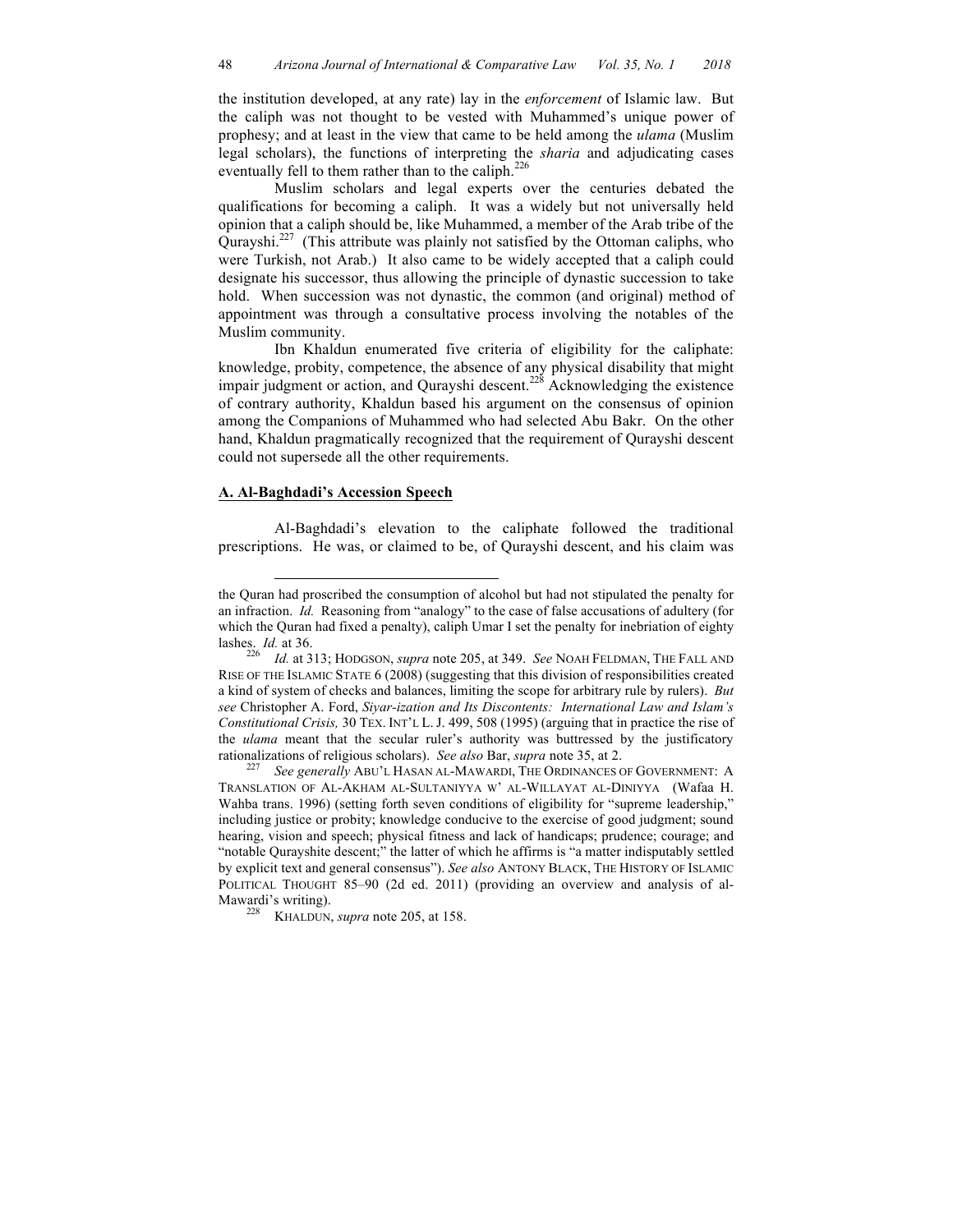the institution developed, at any rate) lay in the *enforcement* of Islamic law. But the caliph was not thought to be vested with Muhammed's unique power of prophesy; and at least in the view that came to be held among the *ulama* (Muslim legal scholars), the functions of interpreting the *sharia* and adjudicating cases eventually fell to them rather than to the caliph.[226]

Muslim scholars and legal experts over the centuries debated the qualifications for becoming a caliph. It was a widely but not universally held opinion that a caliph should be, like Muhammed, a member of the Arab tribe of the Qurayshi.[227] (This attribute was plainly not satisfied by the Ottoman caliphs, who were Turkish, not Arab.) It also came to be widely accepted that a caliph could designate his successor, thus allowing the principle of dynastic succession to take hold. When succession was not dynastic, the common (and original) method of appointment was through a consultative process involving the notables of the Muslim community.

Ibn Khaldun enumerated five criteria of eligibility for the caliphate: knowledge, probity, competence, the absence of any physical disability that might impair judgment or action, and Qurayshi descent.[228] Acknowledging the existence of contrary authority, Khaldun based his argument on the consensus of opinion among the Companions of Muhammed who had selected Abu Bakr. On the other hand, Khaldun pragmatically recognized that the requirement of Qurayshi descent could not supersede all the other requirements.

## A. Al-Baghdadi's Accession Speech

Al-Baghdadi's elevation to the caliphate followed the traditional prescriptions. He was, or claimed to be, of Qurayshi descent, and his claim was

---

the Quran had proscribed the consumption of alcohol but had not stipulated the penalty for an infraction. *Id.* Reasoning from "analogy" to the case of false accusations of adultery (for which the Quran had fixed a penalty), caliph Umar I set the penalty for inebriation of eighty lashes. *Id.* at 36.

[226] *Id.* at 313; HODGSON, *supra* note 205, at 349. *See* NOAH FELDMAN, THE FALL AND RISE OF THE ISLAMIC STATE 6 (2008) (suggesting that this division of responsibilities created a kind of system of checks and balances, limiting the scope for arbitrary rule by rulers). *But see* Christopher A. Ford, *Siyar-ization and Its Discontents: International Law and Islam's Constitutional Crisis,* 30 TEX. INT'L L. J. 499, 508 (1995) (arguing that in practice the rise of the *ulama* meant that the secular ruler's authority was buttressed by the justificatory rationalizations of religious scholars). *See also* Bar, *supra* note 35, at 2.

[227] *See generally* ABU'L HASAN AL-MAWARDI, THE ORDINANCES OF GOVERNMENT: A TRANSLATION OF AL-AKHAM AL-SULTANIYYA W' AL-WILLAYAT AL-DINIYYA (Wafaa H. Wahba trans. 1996) (setting forth seven conditions of eligibility for "supreme leadership," including justice or probity; knowledge conducive to the exercise of good judgment; sound hearing, vision and speech; physical fitness and lack of handicaps; prudence; courage; and "notable Qurayshite descent;" the latter of which he affirms is "a matter indisputably settled by explicit text and general consensus"). *See also* ANTONY BLACK, THE HISTORY OF ISLAMIC POLITICAL THOUGHT 85–90 (2d ed. 2011) (providing an overview and analysis of al-Mawardi's writing).

[228] KHALDUN, *supra* note 205, at 158.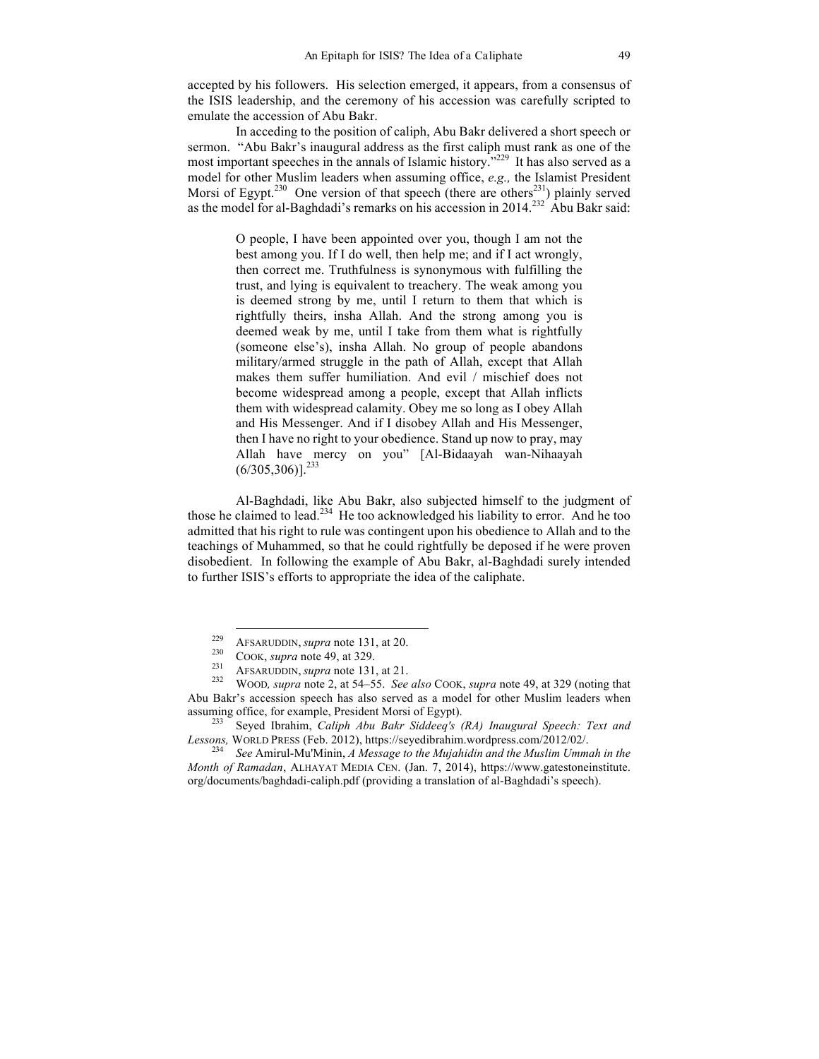accepted by his followers. His selection emerged, it appears, from a consensus of the ISIS leadership, and the ceremony of his accession was carefully scripted to emulate the accession of Abu Bakr.

In acceding to the position of caliph, Abu Bakr delivered a short speech or sermon. "Abu Bakr's inaugural address as the first caliph must rank as one of the most important speeches in the annals of Islamic history."[229] It has also served as a model for other Muslim leaders when assuming office, *e.g.,* the Islamist President Morsi of Egypt.[230] One version of that speech (there are others[231]) plainly served as the model for al-Baghdadi's remarks on his accession in 2014.[232] Abu Bakr said:

> O people, I have been appointed over you, though I am not the best among you. If I do well, then help me; and if I act wrongly, then correct me. Truthfulness is synonymous with fulfilling the trust, and lying is equivalent to treachery. The weak among you is deemed strong by me, until I return to them that which is rightfully theirs, insha Allah. And the strong among you is deemed weak by me, until I take from them what is rightfully (someone else's), insha Allah. No group of people abandons military/armed struggle in the path of Allah, except that Allah makes them suffer humiliation. And evil / mischief does not become widespread among a people, except that Allah inflicts them with widespread calamity. Obey me so long as I obey Allah and His Messenger. And if I disobey Allah and His Messenger, then I have no right to your obedience. Stand up now to pray, may Allah have mercy on you" [Al-Bidaayah wan-Nihaayah (6/305,306)].[233]

Al-Baghdadi, like Abu Bakr, also subjected himself to the judgment of those he claimed to lead.[234] He too acknowledged his liability to error. And he too admitted that his right to rule was contingent upon his obedience to Allah and to the teachings of Muhammed, so that he could rightfully be deposed if he were proven disobedient. In following the example of Abu Bakr, al-Baghdadi surely intended to further ISIS's efforts to appropriate the idea of the caliphate.

---

[229] AFSARUDDIN, *supra* note 131, at 20.

[230] COOK, *supra* note 49, at 329.

[231] AFSARUDDIN, *supra* note 131, at 21.

[232] WOOD*, supra* note 2, at 54–55. *See also* COOK, *supra* note 49, at 329 (noting that Abu Bakr's accession speech has also served as a model for other Muslim leaders when assuming office, for example, President Morsi of Egypt).

[233] Seyed Ibrahim, *Caliph Abu Bakr Siddeeq's (RA) Inaugural Speech: Text and Lessons,* WORLD PRESS (Feb. 2012), https://seyedibrahim.wordpress.com/2012/02/.

[234] *See* Amirul-Mu'Minin, *A Message to the Mujahidin and the Muslim Ummah in the Month of Ramadan*, ALHAYAT MEDIA CEN. (Jan. 7, 2014), https://www.gatestoneinstitute.org/documents/baghdadi-caliph.pdf (providing a translation of al-Baghdadi's speech).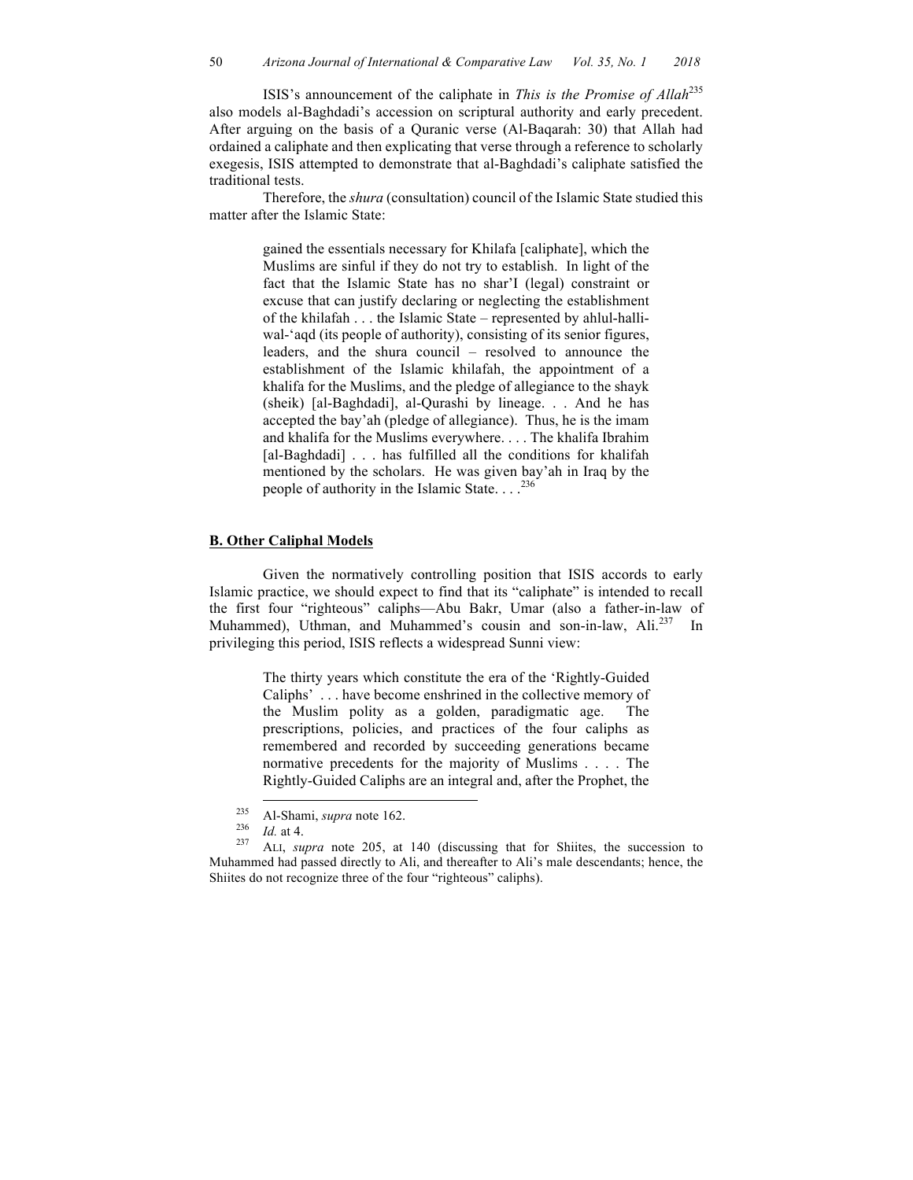ISIS's announcement of the caliphate in *This is the Promise of Allah*[235] also models al-Baghdadi's accession on scriptural authority and early precedent. After arguing on the basis of a Quranic verse (Al-Baqarah: 30) that Allah had ordained a caliphate and then explicating that verse through a reference to scholarly exegesis, ISIS attempted to demonstrate that al-Baghdadi's caliphate satisfied the traditional tests.

Therefore, the *shura* (consultation) council of the Islamic State studied this matter after the Islamic State:

> gained the essentials necessary for Khilafa [caliphate], which the Muslims are sinful if they do not try to establish. In light of the fact that the Islamic State has no shar'I (legal) constraint or excuse that can justify declaring or neglecting the establishment of the khilafah . . . the Islamic State – represented by ahlul-halli-wal-'aqd (its people of authority), consisting of its senior figures, leaders, and the shura council – resolved to announce the establishment of the Islamic khilafah, the appointment of a khalifa for the Muslims, and the pledge of allegiance to the shayk (sheik) [al-Baghdadi], al-Qurashi by lineage. . . And he has accepted the bay'ah (pledge of allegiance). Thus, he is the imam and khalifa for the Muslims everywhere. . . . The khalifa Ibrahim [al-Baghdadi] . . . has fulfilled all the conditions for khalifah mentioned by the scholars. He was given bay'ah in Iraq by the people of authority in the Islamic State. . . .[236]

## B. Other Caliphal Models

Given the normatively controlling position that ISIS accords to early Islamic practice, we should expect to find that its "caliphate" is intended to recall the first four "righteous" caliphs—Abu Bakr, Umar (also a father-in-law of Muhammed), Uthman, and Muhammed's cousin and son-in-law, Ali.[237] In privileging this period, ISIS reflects a widespread Sunni view:

> The thirty years which constitute the era of the 'Rightly-Guided Caliphs' . . . have become enshrined in the collective memory of the Muslim polity as a golden, paradigmatic age. The prescriptions, policies, and practices of the four caliphs as remembered and recorded by succeeding generations became normative precedents for the majority of Muslims . . . . The Rightly-Guided Caliphs are an integral and, after the Prophet, the

---

[235] Al-Shami, *supra* note 162.

[236] *Id.* at 4.

[237] ALI, *supra* note 205, at 140 (discussing that for Shiites, the succession to Muhammed had passed directly to Ali, and thereafter to Ali's male descendants; hence, the Shiites do not recognize three of the four "righteous" caliphs).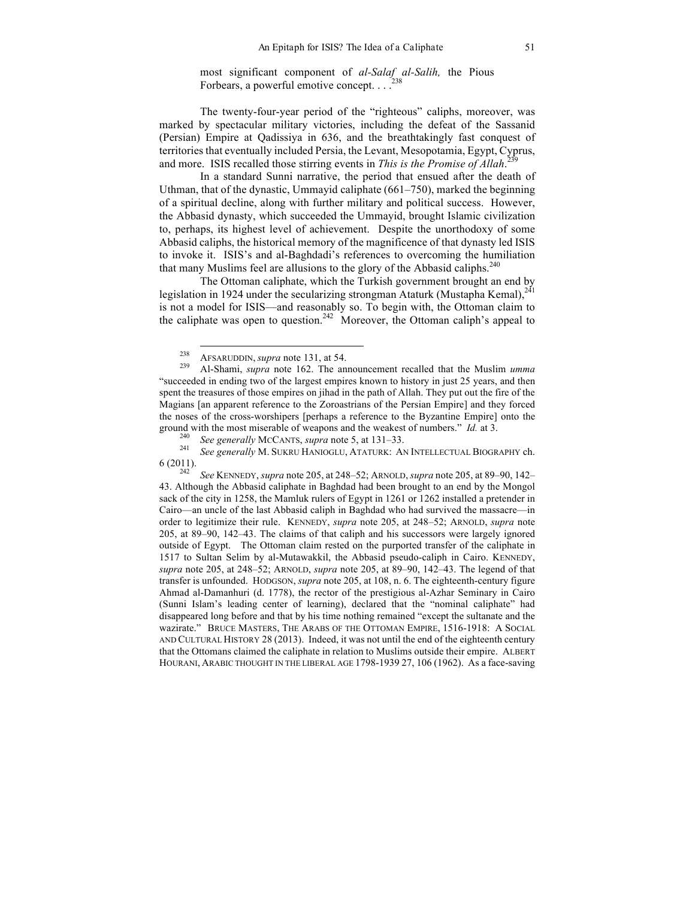> most significant component of *al-Salaf al-Salih,* the Pious Forbears, a powerful emotive concept. . . .[238]

The twenty-four-year period of the "righteous" caliphs, moreover, was marked by spectacular military victories, including the defeat of the Sassanid (Persian) Empire at Qadissiya in 636, and the breathtakingly fast conquest of territories that eventually included Persia, the Levant, Mesopotamia, Egypt, Cyprus, and more. ISIS recalled those stirring events in *This is the Promise of Allah*.[239]

In a standard Sunni narrative, the period that ensued after the death of Uthman, that of the dynastic, Ummayid caliphate (661–750), marked the beginning of a spiritual decline, along with further military and political success. However, the Abbasid dynasty, which succeeded the Ummayid, brought Islamic civilization to, perhaps, its highest level of achievement. Despite the unorthodoxy of some Abbasid caliphs, the historical memory of the magnificence of that dynasty led ISIS to invoke it. ISIS's and al-Baghdadi's references to overcoming the humiliation that many Muslims feel are allusions to the glory of the Abbasid caliphs.[240]

The Ottoman caliphate, which the Turkish government brought an end by legislation in 1924 under the secularizing strongman Ataturk (Mustapha Kemal),[241] is not a model for ISIS—and reasonably so. To begin with, the Ottoman claim to the caliphate was open to question.[242] Moreover, the Ottoman caliph's appeal to

---

[238] AFSARUDDIN, *supra* note 131, at 54.

[239] Al-Shami, *supra* note 162. The announcement recalled that the Muslim *umma* "succeeded in ending two of the largest empires known to history in just 25 years, and then spent the treasures of those empires on jihad in the path of Allah. They put out the fire of the Magians [an apparent reference to the Zoroastrians of the Persian Empire] and they forced the noses of the cross-worshipers [perhaps a reference to the Byzantine Empire] onto the ground with the most miserable of weapons and the weakest of numbers." *Id.* at 3.

[240] *See generally* MCCANTS, *supra* note 5, at 131–33.

[241] *See generally* M. SUKRU HANIOGLU, ATATURK: AN INTELLECTUAL BIOGRAPHY ch. 6 (2011).

[242] *See* KENNEDY, *supra* note 205, at 248–52; ARNOLD, *supra* note 205, at 89–90, 142–43. Although the Abbasid caliphate in Baghdad had been brought to an end by the Mongol sack of the city in 1258, the Mamluk rulers of Egypt in 1261 or 1262 installed a pretender in Cairo—an uncle of the last Abbasid caliph in Baghdad who had survived the massacre—in order to legitimize their rule. KENNEDY, *supra* note 205, at 248–52; ARNOLD, *supra* note 205, at 89–90, 142–43. The claims of that caliph and his successors were largely ignored outside of Egypt. The Ottoman claim rested on the purported transfer of the caliphate in 1517 to Sultan Selim by al-Mutawakkil, the Abbasid pseudo-caliph in Cairo. KENNEDY, *supra* note 205, at 248–52; ARNOLD, *supra* note 205, at 89–90, 142–43. The legend of that transfer is unfounded. HODGSON, *supra* note 205, at 108, n. 6. The eighteenth-century figure Ahmad al-Damanhuri (d. 1778), the rector of the prestigious al-Azhar Seminary in Cairo (Sunni Islam's leading center of learning), declared that the "nominal caliphate" had disappeared long before and that by his time nothing remained "except the sultanate and the wazirate." BRUCE MASTERS, THE ARABS OF THE OTTOMAN EMPIRE, 1516-1918: A SOCIAL AND CULTURAL HISTORY 28 (2013). Indeed, it was not until the end of the eighteenth century that the Ottomans claimed the caliphate in relation to Muslims outside their empire. ALBERT HOURANI, ARABIC THOUGHT IN THE LIBERAL AGE 1798-1939 27, 106 (1962). As a face-saving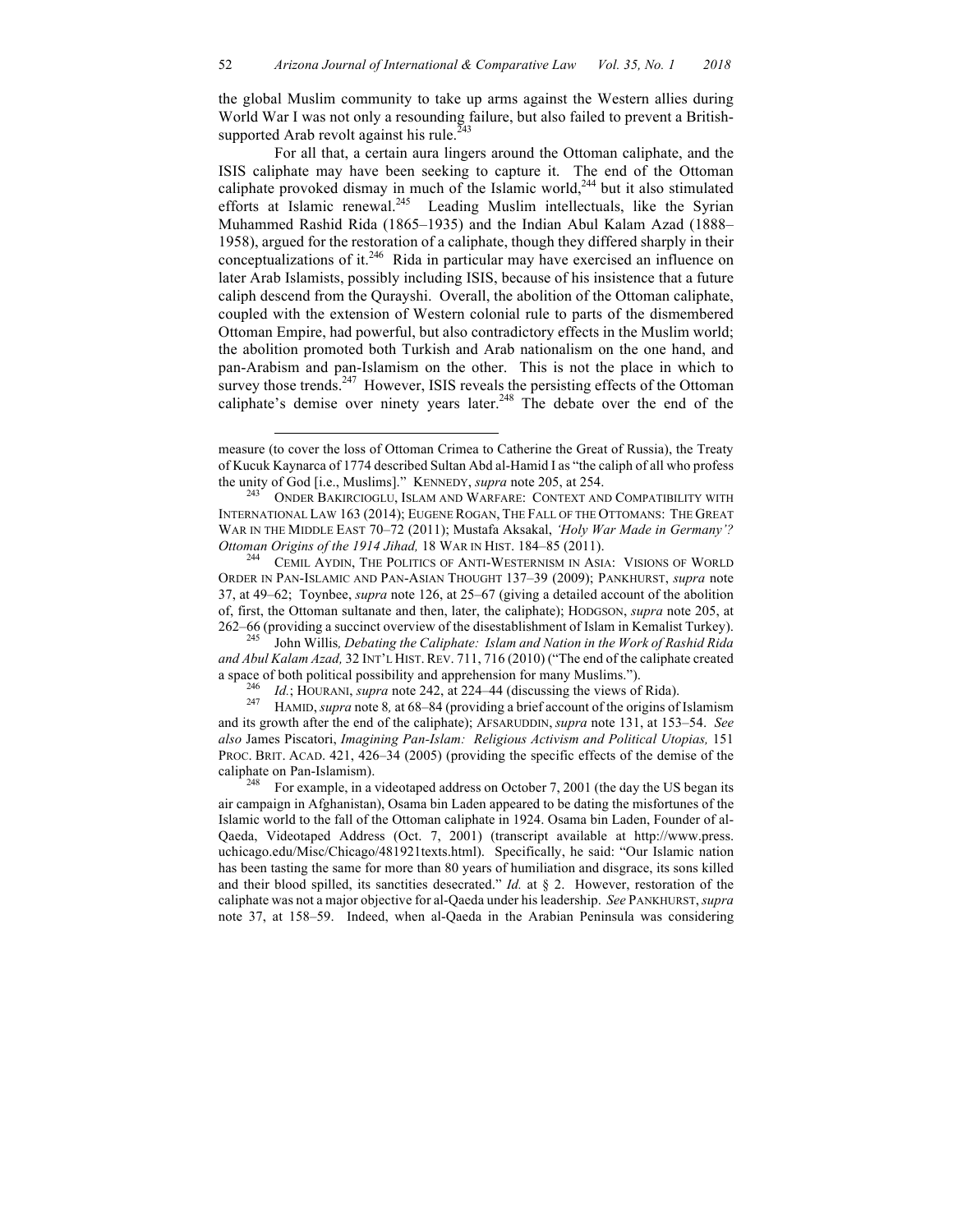the global Muslim community to take up arms against the Western allies during World War I was not only a resounding failure, but also failed to prevent a British-supported Arab revolt against his rule.[243]

For all that, a certain aura lingers around the Ottoman caliphate, and the ISIS caliphate may have been seeking to capture it. The end of the Ottoman caliphate provoked dismay in much of the Islamic world,[244] but it also stimulated efforts at Islamic renewal.[245] Leading Muslim intellectuals, like the Syrian Muhammed Rashid Rida (1865–1935) and the Indian Abul Kalam Azad (1888–1958), argued for the restoration of a caliphate, though they differed sharply in their conceptualizations of it.[246] Rida in particular may have exercised an influence on later Arab Islamists, possibly including ISIS, because of his insistence that a future caliph descend from the Qurayshi. Overall, the abolition of the Ottoman caliphate, coupled with the extension of Western colonial rule to parts of the dismembered Ottoman Empire, had powerful, but also contradictory effects in the Muslim world; the abolition promoted both Turkish and Arab nationalism on the one hand, and pan-Arabism and pan-Islamism on the other. This is not the place in which to survey those trends.[247] However, ISIS reveals the persisting effects of the Ottoman caliphate's demise over ninety years later.[248] The debate over the end of the

---

measure (to cover the loss of Ottoman Crimea to Catherine the Great of Russia), the Treaty of Kucuk Kaynarca of 1774 described Sultan Abd al-Hamid I as "the caliph of all who profess the unity of God [i.e., Muslims]." KENNEDY, *supra* note 205, at 254.

[243] ONDER BAKIRCIOGLU, ISLAM AND WARFARE: CONTEXT AND COMPATIBILITY WITH INTERNATIONAL LAW 163 (2014); EUGENE ROGAN, THE FALL OF THE OTTOMANS: THE GREAT WAR IN THE MIDDLE EAST 70–72 (2011); Mustafa Aksakal, *'Holy War Made in Germany'? Ottoman Origins of the 1914 Jihad,* 18 WAR IN HIST. 184–85 (2011).

[244] CEMIL AYDIN, THE POLITICS OF ANTI-WESTERNISM IN ASIA: VISIONS OF WORLD ORDER IN PAN-ISLAMIC AND PAN-ASIAN THOUGHT 137–39 (2009); PANKHURST, *supra* note 37, at 49–62; Toynbee, *supra* note 126, at 25–67 (giving a detailed account of the abolition of, first, the Ottoman sultanate and then, later, the caliphate); HODGSON, *supra* note 205, at 262–66 (providing a succinct overview of the disestablishment of Islam in Kemalist Turkey).

[245] John Willis*, Debating the Caliphate: Islam and Nation in the Work of Rashid Rida and Abul Kalam Azad,* 32 INT'L HIST. REV. 711, 716 (2010) ("The end of the caliphate created a space of both political possibility and apprehension for many Muslims.").

[246] *Id.*; HOURANI, *supra* note 242, at 224–44 (discussing the views of Rida).

[247] HAMID, *supra* note 8*,* at 68–84 (providing a brief account of the origins of Islamism and its growth after the end of the caliphate); AFSARUDDIN, *supra* note 131, at 153–54. *See also* James Piscatori, *Imagining Pan-Islam: Religious Activism and Political Utopias,* 151 PROC. BRIT. ACAD. 421, 426–34 (2005) (providing the specific effects of the demise of the caliphate on Pan-Islamism).

[248] For example, in a videotaped address on October 7, 2001 (the day the US began its air campaign in Afghanistan), Osama bin Laden appeared to be dating the misfortunes of the Islamic world to the fall of the Ottoman caliphate in 1924. Osama bin Laden, Founder of al-Qaeda, Videotaped Address (Oct. 7, 2001) (transcript available at http://www.press.uchicago.edu/Misc/Chicago/481921texts.html). Specifically, he said: "Our Islamic nation has been tasting the same for more than 80 years of humiliation and disgrace, its sons killed and their blood spilled, its sanctities desecrated." *Id.* at § 2. However, restoration of the caliphate was not a major objective for al-Qaeda under his leadership. *See* PANKHURST, *supra* note 37, at 158–59. Indeed, when al-Qaeda in the Arabian Peninsula was considering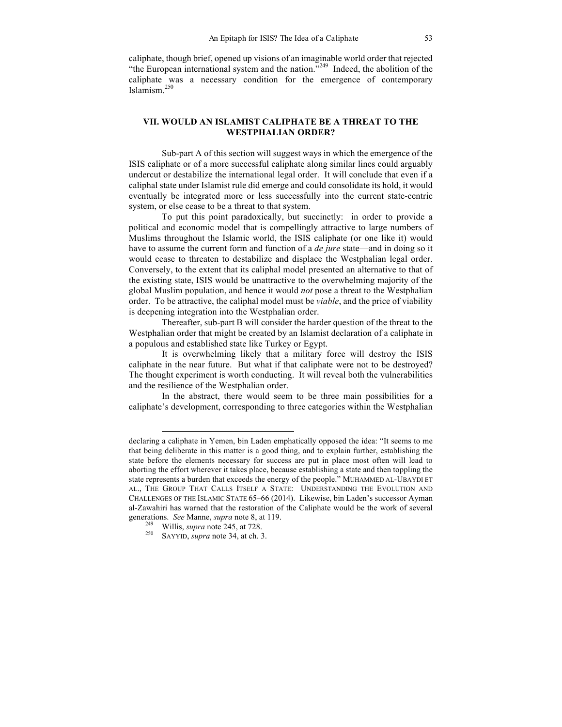caliphate, though brief, opened up visions of an imaginable world order that rejected "the European international system and the nation."[249] Indeed, the abolition of the caliphate was a necessary condition for the emergence of contemporary Islamism.[250]

## VII. WOULD AN ISLAMIST CALIPHATE BE A THREAT TO THE WESTPHALIAN ORDER?

Sub-part A of this section will suggest ways in which the emergence of the ISIS caliphate or of a more successful caliphate along similar lines could arguably undercut or destabilize the international legal order. It will conclude that even if a caliphal state under Islamist rule did emerge and could consolidate its hold, it would eventually be integrated more or less successfully into the current state-centric system, or else cease to be a threat to that system.

To put this point paradoxically, but succinctly: in order to provide a political and economic model that is compellingly attractive to large numbers of Muslims throughout the Islamic world, the ISIS caliphate (or one like it) would have to assume the current form and function of a *de jure* state—and in doing so it would cease to threaten to destabilize and displace the Westphalian legal order. Conversely, to the extent that its caliphal model presented an alternative to that of the existing state, ISIS would be unattractive to the overwhelming majority of the global Muslim population, and hence it would *not* pose a threat to the Westphalian order. To be attractive, the caliphal model must be *viable*, and the price of viability is deepening integration into the Westphalian order.

Thereafter, sub-part B will consider the harder question of the threat to the Westphalian order that might be created by an Islamist declaration of a caliphate in a populous and established state like Turkey or Egypt.

It is overwhelming likely that a military force will destroy the ISIS caliphate in the near future. But what if that caliphate were not to be destroyed? The thought experiment is worth conducting. It will reveal both the vulnerabilities and the resilience of the Westphalian order.

In the abstract, there would seem to be three main possibilities for a caliphate's development, corresponding to three categories within the Westphalian

---

declaring a caliphate in Yemen, bin Laden emphatically opposed the idea: "It seems to me that being deliberate in this matter is a good thing, and to explain further, establishing the state before the elements necessary for success are put in place most often will lead to aborting the effort wherever it takes place, because establishing a state and then toppling the state represents a burden that exceeds the energy of the people." MUHAMMED AL-UBAYDI ET AL., THE GROUP THAT CALLS ITSELF A STATE: UNDERSTANDING THE EVOLUTION AND CHALLENGES OF THE ISLAMIC STATE 65–66 (2014). Likewise, bin Laden's successor Ayman al-Zawahiri has warned that the restoration of the Caliphate would be the work of several generations. *See* Manne, *supra* note 8, at 119.

[249] Willis, *supra* note 245, at 728.

[250] SAYYID, *supra* note 34, at ch. 3.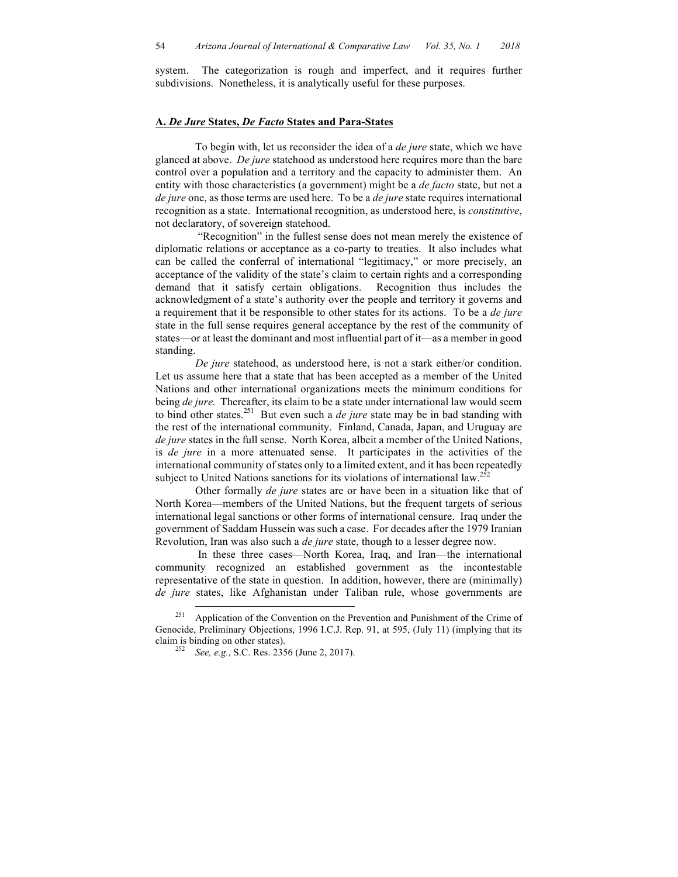system. The categorization is rough and imperfect, and it requires further subdivisions. Nonetheless, it is analytically useful for these purposes.

### A. *De Jure* States, *De Facto* States and Para-States

To begin with, let us reconsider the idea of a *de jure* state, which we have glanced at above. *De jure* statehood as understood here requires more than the bare control over a population and a territory and the capacity to administer them. An entity with those characteristics (a government) might be a *de facto* state, but not a *de jure* one, as those terms are used here. To be a *de jure* state requires international recognition as a state. International recognition, as understood here, is *constitutive*, not declaratory, of sovereign statehood.

"Recognition" in the fullest sense does not mean merely the existence of diplomatic relations or acceptance as a co-party to treaties. It also includes what can be called the conferral of international "legitimacy," or more precisely, an acceptance of the validity of the state's claim to certain rights and a corresponding demand that it satisfy certain obligations. Recognition thus includes the acknowledgment of a state's authority over the people and territory it governs and a requirement that it be responsible to other states for its actions. To be a *de jure* state in the full sense requires general acceptance by the rest of the community of states—or at least the dominant and most influential part of it—as a member in good standing.

*De jure* statehood, as understood here, is not a stark either/or condition. Let us assume here that a state that has been accepted as a member of the United Nations and other international organizations meets the minimum conditions for being *de jure.* Thereafter, its claim to be a state under international law would seem to bind other states.[251] But even such a *de jure* state may be in bad standing with the rest of the international community. Finland, Canada, Japan, and Uruguay are *de jure* states in the full sense. North Korea, albeit a member of the United Nations, is *de jure* in a more attenuated sense. It participates in the activities of the international community of states only to a limited extent, and it has been repeatedly subject to United Nations sanctions for its violations of international law.[252]

Other formally *de jure* states are or have been in a situation like that of North Korea—members of the United Nations, but the frequent targets of serious international legal sanctions or other forms of international censure. Iraq under the government of Saddam Hussein was such a case. For decades after the 1979 Iranian Revolution, Iran was also such a *de jure* state, though to a lesser degree now.

In these three cases—North Korea, Iraq, and Iran—the international community recognized an established government as the incontestable representative of the state in question. In addition, however, there are (minimally) *de jure* states, like Afghanistan under Taliban rule, whose governments are

---

[251] Application of the Convention on the Prevention and Punishment of the Crime of Genocide, Preliminary Objections, 1996 I.C.J. Rep. 91, at 595, (July 11) (implying that its claim is binding on other states).

[252] *See, e.g.*, S.C. Res. 2356 (June 2, 2017).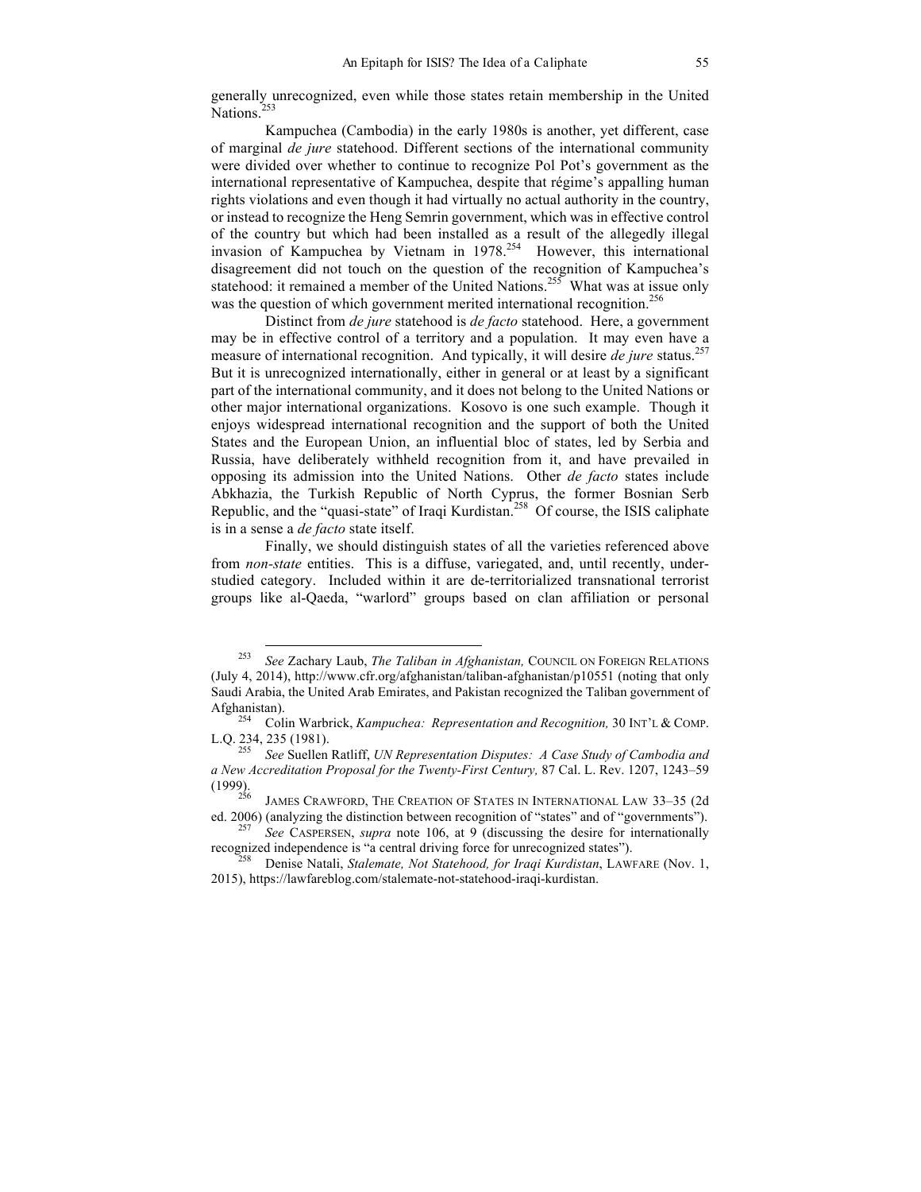generally unrecognized, even while those states retain membership in the United Nations.[253]

Kampuchea (Cambodia) in the early 1980s is another, yet different, case of marginal *de jure* statehood. Different sections of the international community were divided over whether to continue to recognize Pol Pot's government as the international representative of Kampuchea, despite that régime's appalling human rights violations and even though it had virtually no actual authority in the country, or instead to recognize the Heng Semrin government, which was in effective control of the country but which had been installed as a result of the allegedly illegal invasion of Kampuchea by Vietnam in 1978.[254] However, this international disagreement did not touch on the question of the recognition of Kampuchea's statehood: it remained a member of the United Nations.[255] What was at issue only was the question of which government merited international recognition.[256]

Distinct from *de jure* statehood is *de facto* statehood. Here, a government may be in effective control of a territory and a population. It may even have a measure of international recognition. And typically, it will desire *de jure* status.[257] But it is unrecognized internationally, either in general or at least by a significant part of the international community, and it does not belong to the United Nations or other major international organizations. Kosovo is one such example. Though it enjoys widespread international recognition and the support of both the United States and the European Union, an influential bloc of states, led by Serbia and Russia, have deliberately withheld recognition from it, and have prevailed in opposing its admission into the United Nations. Other *de facto* states include Abkhazia, the Turkish Republic of North Cyprus, the former Bosnian Serb Republic, and the "quasi-state" of Iraqi Kurdistan.[258] Of course, the ISIS caliphate is in a sense a *de facto* state itself.

Finally, we should distinguish states of all the varieties referenced above from *non-state* entities. This is a diffuse, variegated, and, until recently, under-studied category. Included within it are de-territorialized transnational terrorist groups like al-Qaeda, "warlord" groups based on clan affiliation or personal

---

[253] *See* Zachary Laub, *The Taliban in Afghanistan,* COUNCIL ON FOREIGN RELATIONS (July 4, 2014), http://www.cfr.org/afghanistan/taliban-afghanistan/p10551 (noting that only Saudi Arabia, the United Arab Emirates, and Pakistan recognized the Taliban government of Afghanistan).

[254] Colin Warbrick, *Kampuchea: Representation and Recognition,* 30 INT'L & COMP. L.Q. 234, 235 (1981).

[255] *See* Suellen Ratliff, *UN Representation Disputes: A Case Study of Cambodia and a New Accreditation Proposal for the Twenty-First Century,* 87 Cal. L. Rev. 1207, 1243–59 (1999).

[256] JAMES CRAWFORD, THE CREATION OF STATES IN INTERNATIONAL LAW 33–35 (2d ed. 2006) (analyzing the distinction between recognition of "states" and of "governments").

[257] *See* CASPERSEN, *supra* note 106, at 9 (discussing the desire for internationally recognized independence is "a central driving force for unrecognized states").

[258] Denise Natali, *Stalemate, Not Statehood, for Iraqi Kurdistan*, LAWFARE (Nov. 1, 2015), https://lawfareblog.com/stalemate-not-statehood-iraqi-kurdistan.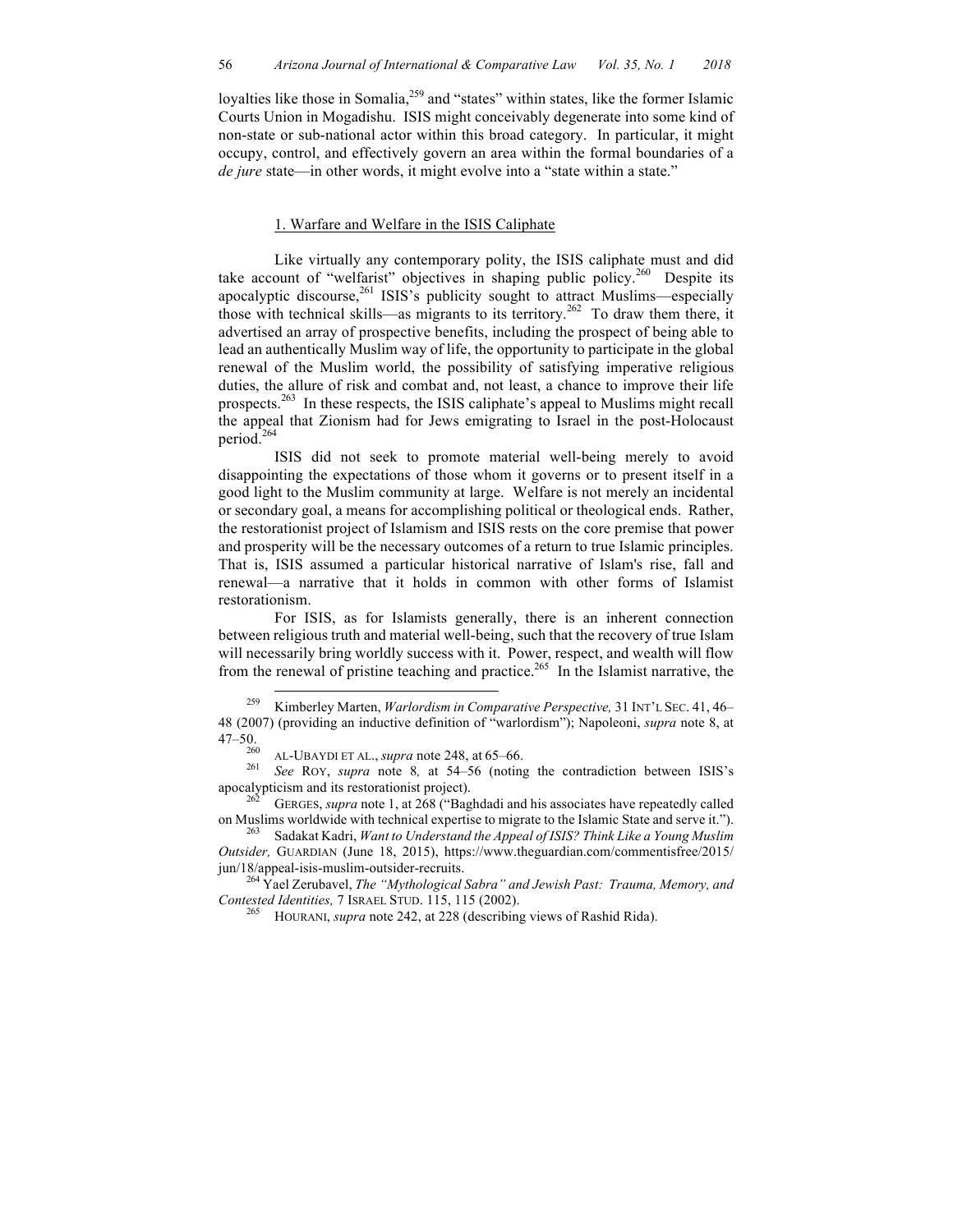loyalties like those in Somalia,[259] and "states" within states, like the former Islamic Courts Union in Mogadishu. ISIS might conceivably degenerate into some kind of non-state or sub-national actor within this broad category. In particular, it might occupy, control, and effectively govern an area within the formal boundaries of a *de jure* state—in other words, it might evolve into a "state within a state."

### 1. Warfare and Welfare in the ISIS Caliphate

Like virtually any contemporary polity, the ISIS caliphate must and did take account of "welfarist" objectives in shaping public policy.[260] Despite its apocalyptic discourse,[261] ISIS's publicity sought to attract Muslims—especially those with technical skills—as migrants to its territory.[262] To draw them there, it advertised an array of prospective benefits, including the prospect of being able to lead an authentically Muslim way of life, the opportunity to participate in the global renewal of the Muslim world, the possibility of satisfying imperative religious duties, the allure of risk and combat and, not least, a chance to improve their life prospects.[263] In these respects, the ISIS caliphate's appeal to Muslims might recall the appeal that Zionism had for Jews emigrating to Israel in the post-Holocaust period.[264]

ISIS did not seek to promote material well-being merely to avoid disappointing the expectations of those whom it governs or to present itself in a good light to the Muslim community at large. Welfare is not merely an incidental or secondary goal, a means for accomplishing political or theological ends. Rather, the restorationist project of Islamism and ISIS rests on the core premise that power and prosperity will be the necessary outcomes of a return to true Islamic principles. That is, ISIS assumed a particular historical narrative of Islam's rise, fall and renewal—a narrative that it holds in common with other forms of Islamist restorationism.

For ISIS, as for Islamists generally, there is an inherent connection between religious truth and material well-being, such that the recovery of true Islam will necessarily bring worldly success with it. Power, respect, and wealth will flow from the renewal of pristine teaching and practice.[265] In the Islamist narrative, the

---

[259] Kimberley Marten, *Warlordism in Comparative Perspective,* 31 INT'L SEC. 41, 46–48 (2007) (providing an inductive definition of "warlordism"); Napoleoni, *supra* note 8, at 47–50.

[260] AL-UBAYDI ET AL., *supra* note 248, at 65–66.

[261] *See* ROY, *supra* note 8*,* at 54–56 (noting the contradiction between ISIS's apocalypticism and its restorationist project).

[262] GERGES, *supra* note 1, at 268 ("Baghdadi and his associates have repeatedly called on Muslims worldwide with technical expertise to migrate to the Islamic State and serve it.").

[263] Sadakat Kadri, *Want to Understand the Appeal of ISIS? Think Like a Young Muslim Outsider,* GUARDIAN (June 18, 2015), https://www.theguardian.com/commentisfree/2015/jun/18/appeal-isis-muslim-outsider-recruits.

[264] Yael Zerubavel, *The "Mythological Sabra" and Jewish Past: Trauma, Memory, and Contested Identities,* 7 ISRAEL STUD. 115, 115 (2002).

[265] HOURANI, *supra* note 242, at 228 (describing views of Rashid Rida).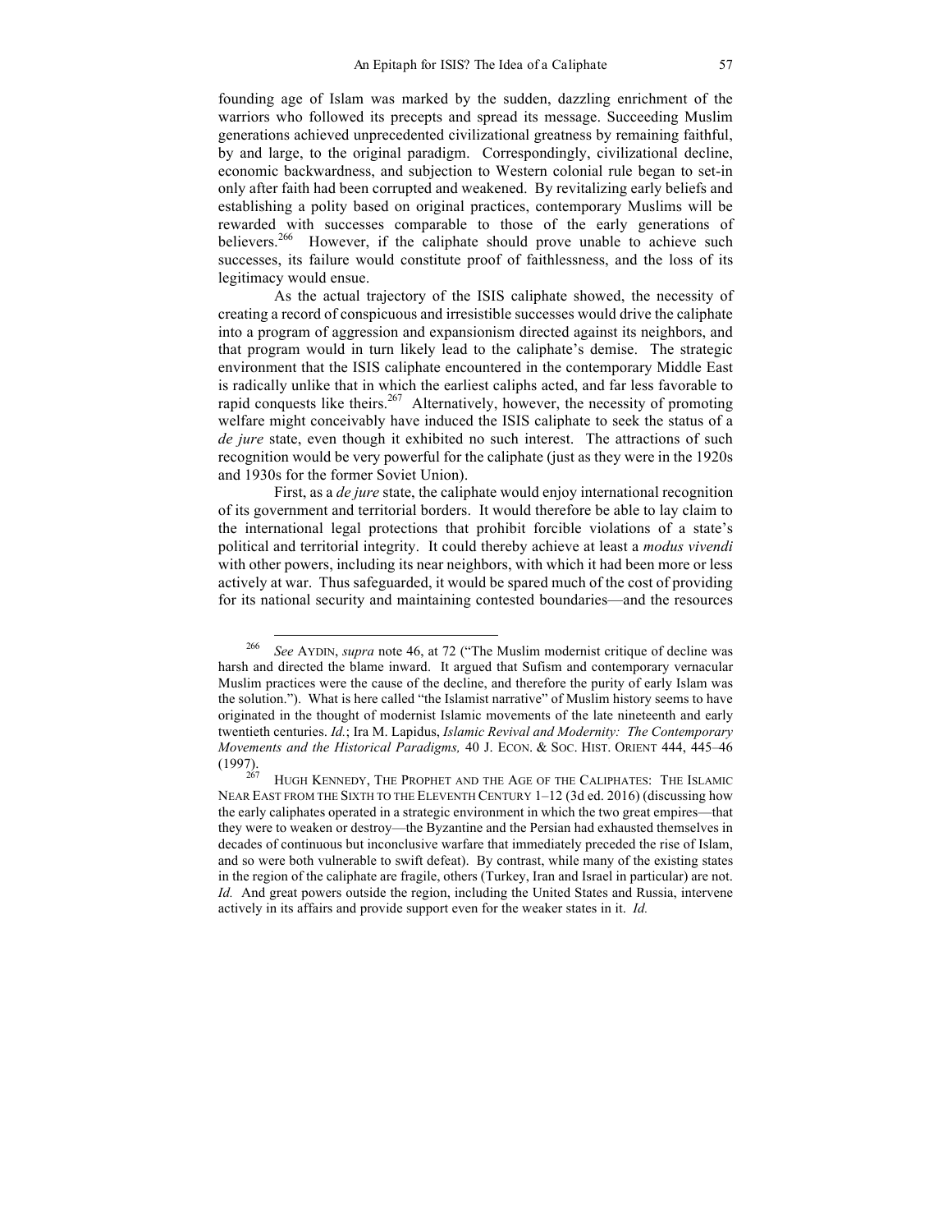founding age of Islam was marked by the sudden, dazzling enrichment of the warriors who followed its precepts and spread its message. Succeeding Muslim generations achieved unprecedented civilizational greatness by remaining faithful, by and large, to the original paradigm. Correspondingly, civilizational decline, economic backwardness, and subjection to Western colonial rule began to set-in only after faith had been corrupted and weakened. By revitalizing early beliefs and establishing a polity based on original practices, contemporary Muslims will be rewarded with successes comparable to those of the early generations of believers.[266] However, if the caliphate should prove unable to achieve such successes, its failure would constitute proof of faithlessness, and the loss of its legitimacy would ensue.

As the actual trajectory of the ISIS caliphate showed, the necessity of creating a record of conspicuous and irresistible successes would drive the caliphate into a program of aggression and expansionism directed against its neighbors, and that program would in turn likely lead to the caliphate's demise. The strategic environment that the ISIS caliphate encountered in the contemporary Middle East is radically unlike that in which the earliest caliphs acted, and far less favorable to rapid conquests like theirs.[267] Alternatively, however, the necessity of promoting welfare might conceivably have induced the ISIS caliphate to seek the status of a *de jure* state, even though it exhibited no such interest. The attractions of such recognition would be very powerful for the caliphate (just as they were in the 1920s and 1930s for the former Soviet Union).

First, as a *de jure* state, the caliphate would enjoy international recognition of its government and territorial borders. It would therefore be able to lay claim to the international legal protections that prohibit forcible violations of a state's political and territorial integrity. It could thereby achieve at least a *modus vivendi* with other powers, including its near neighbors, with which it had been more or less actively at war. Thus safeguarded, it would be spared much of the cost of providing for its national security and maintaining contested boundaries—and the resources

---

[266] *See* AYDIN, *supra* note 46, at 72 ("The Muslim modernist critique of decline was harsh and directed the blame inward. It argued that Sufism and contemporary vernacular Muslim practices were the cause of the decline, and therefore the purity of early Islam was the solution."). What is here called "the Islamist narrative" of Muslim history seems to have originated in the thought of modernist Islamic movements of the late nineteenth and early twentieth centuries. *Id.*; Ira M. Lapidus, *Islamic Revival and Modernity: The Contemporary Movements and the Historical Paradigms,* 40 J. ECON. & SOC. HIST. ORIENT 444, 445–46 (1997).

[267] HUGH KENNEDY, THE PROPHET AND THE AGE OF THE CALIPHATES: THE ISLAMIC NEAR EAST FROM THE SIXTH TO THE ELEVENTH CENTURY 1–12 (3d ed. 2016) (discussing how the early caliphates operated in a strategic environment in which the two great empires—that they were to weaken or destroy—the Byzantine and the Persian had exhausted themselves in decades of continuous but inconclusive warfare that immediately preceded the rise of Islam, and so were both vulnerable to swift defeat). By contrast, while many of the existing states in the region of the caliphate are fragile, others (Turkey, Iran and Israel in particular) are not. *Id.* And great powers outside the region, including the United States and Russia, intervene actively in its affairs and provide support even for the weaker states in it. *Id.*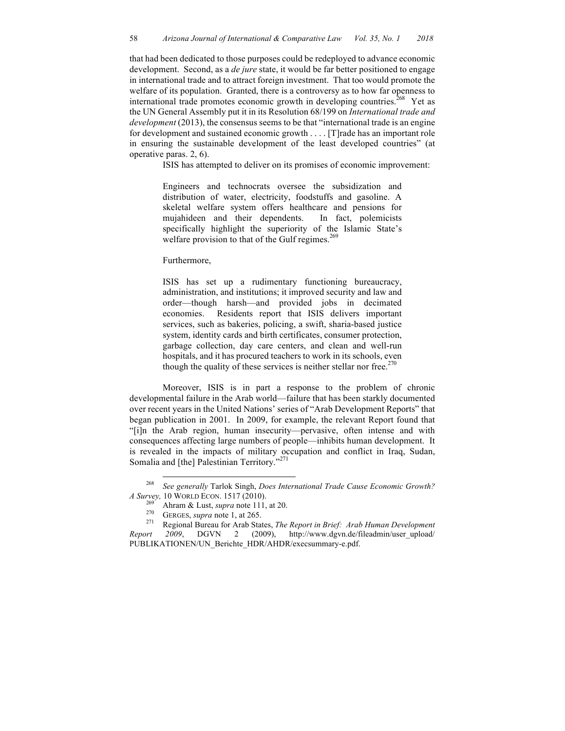that had been dedicated to those purposes could be redeployed to advance economic development. Second, as a *de jure* state, it would be far better positioned to engage in international trade and to attract foreign investment. That too would promote the welfare of its population. Granted, there is a controversy as to how far openness to international trade promotes economic growth in developing countries.[268] Yet as the UN General Assembly put it in its Resolution 68/199 on *International trade and development* (2013), the consensus seems to be that "international trade is an engine for development and sustained economic growth . . . . [T]rade has an important role in ensuring the sustainable development of the least developed countries" (at operative paras. 2, 6).

ISIS has attempted to deliver on its promises of economic improvement:

> Engineers and technocrats oversee the subsidization and distribution of water, electricity, foodstuffs and gasoline. A skeletal welfare system offers healthcare and pensions for mujahideen and their dependents. In fact, polemicists specifically highlight the superiority of the Islamic State's welfare provision to that of the Gulf regimes.[269]

Furthermore,

> ISIS has set up a rudimentary functioning bureaucracy, administration, and institutions; it improved security and law and order—though harsh—and provided jobs in decimated economies. Residents report that ISIS delivers important services, such as bakeries, policing, a swift, sharia-based justice system, identity cards and birth certificates, consumer protection, garbage collection, day care centers, and clean and well-run hospitals, and it has procured teachers to work in its schools, even though the quality of these services is neither stellar nor free.[270]

Moreover, ISIS is in part a response to the problem of chronic developmental failure in the Arab world—failure that has been starkly documented over recent years in the United Nations' series of "Arab Development Reports" that began publication in 2001. In 2009, for example, the relevant Report found that "[i]n the Arab region, human insecurity—pervasive, often intense and with consequences affecting large numbers of people—inhibits human development. It is revealed in the impacts of military occupation and conflict in Iraq, Sudan, Somalia and [the] Palestinian Territory."[271]

---

[268] *See generally* Tarlok Singh, *Does International Trade Cause Economic Growth? A Survey,* 10 WORLD ECON. 1517 (2010).

[269] Ahram & Lust, *supra* note 111, at 20.

[270] GERGES, *supra* note 1, at 265.

[271] Regional Bureau for Arab States, *The Report in Brief: Arab Human Development Report 2009*, DGVN 2 (2009), http://www.dgvn.de/fileadmin/user_upload/PUBLIKATIONEN/UN_Berichte_HDR/AHDR/execsummary-e.pdf.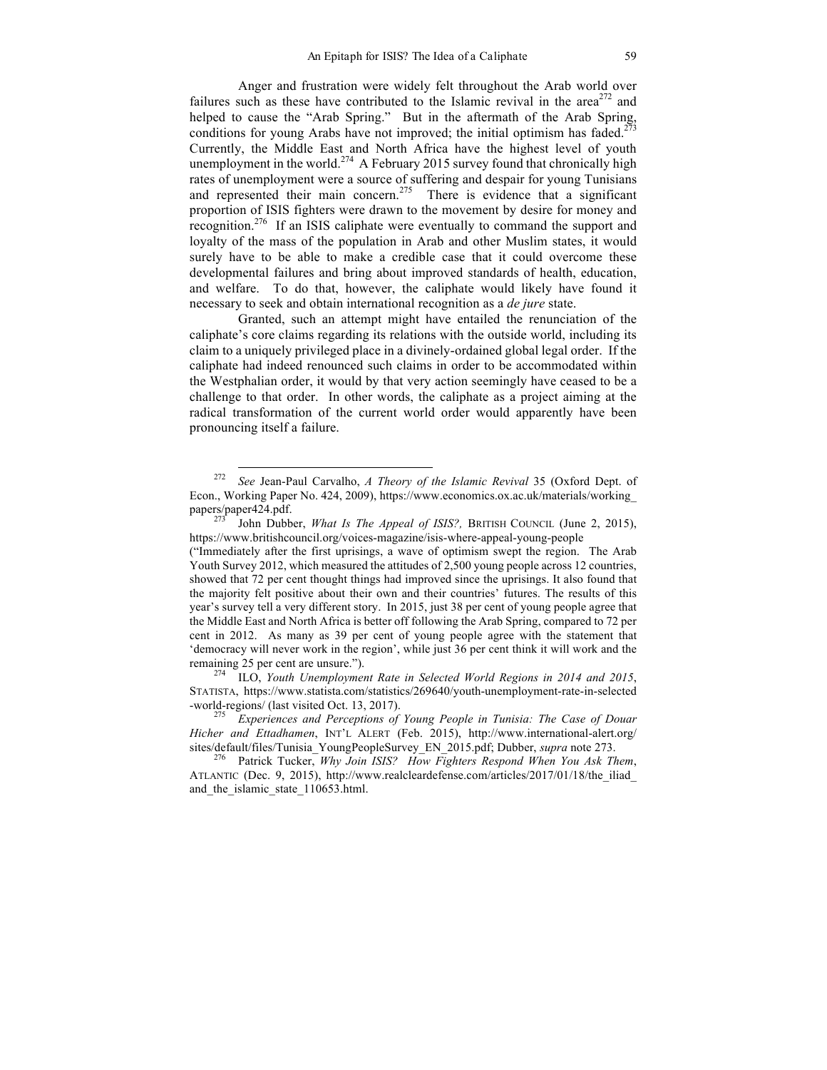Anger and frustration were widely felt throughout the Arab world over failures such as these have contributed to the Islamic revival in the area[272] and helped to cause the "Arab Spring." But in the aftermath of the Arab Spring, conditions for young Arabs have not improved; the initial optimism has faded.[273] Currently, the Middle East and North Africa have the highest level of youth unemployment in the world.[274] A February 2015 survey found that chronically high rates of unemployment were a source of suffering and despair for young Tunisians and represented their main concern.[275] There is evidence that a significant proportion of ISIS fighters were drawn to the movement by desire for money and recognition.[276] If an ISIS caliphate were eventually to command the support and loyalty of the mass of the population in Arab and other Muslim states, it would surely have to be able to make a credible case that it could overcome these developmental failures and bring about improved standards of health, education, and welfare. To do that, however, the caliphate would likely have found it necessary to seek and obtain international recognition as a *de jure* state.

Granted, such an attempt might have entailed the renunciation of the caliphate's core claims regarding its relations with the outside world, including its claim to a uniquely privileged place in a divinely-ordained global legal order. If the caliphate had indeed renounced such claims in order to be accommodated within the Westphalian order, it would by that very action seemingly have ceased to be a challenge to that order. In other words, the caliphate as a project aiming at the radical transformation of the current world order would apparently have been pronouncing itself a failure.

---

[272] *See* Jean-Paul Carvalho, *A Theory of the Islamic Revival* 35 (Oxford Dept. of Econ., Working Paper No. 424, 2009), https://www.economics.ox.ac.uk/materials/working_papers/paper424.pdf.

[273] John Dubber, *What Is The Appeal of ISIS?,* BRITISH COUNCIL (June 2, 2015), https://www.britishcouncil.org/voices-magazine/isis-where-appeal-young-people ("Immediately after the first uprisings, a wave of optimism swept the region. The Arab Youth Survey 2012, which measured the attitudes of 2,500 young people across 12 countries, showed that 72 per cent thought things had improved since the uprisings. It also found that the majority felt positive about their own and their countries' futures. The results of this year's survey tell a very different story. In 2015, just 38 per cent of young people agree that the Middle East and North Africa is better off following the Arab Spring, compared to 72 per cent in 2012. As many as 39 per cent of young people agree with the statement that 'democracy will never work in the region', while just 36 per cent think it will work and the remaining 25 per cent are unsure.").

[274] ILO, *Youth Unemployment Rate in Selected World Regions in 2014 and 2015*, STATISTA, https://www.statista.com/statistics/269640/youth-unemployment-rate-in-selected-world-regions/ (last visited Oct. 13, 2017).

[275] *Experiences and Perceptions of Young People in Tunisia: The Case of Douar Hicher and Ettadhamen*, INT'L ALERT (Feb. 2015), http://www.international-alert.org/sites/default/files/Tunisia_YoungPeopleSurvey_EN_2015.pdf; Dubber, *supra* note 273.

[276] Patrick Tucker, *Why Join ISIS? How Fighters Respond When You Ask Them*, ATLANTIC (Dec. 9, 2015), http://www.realcleardefense.com/articles/2017/01/18/the_iliad_and_the_islamic_state_110653.html.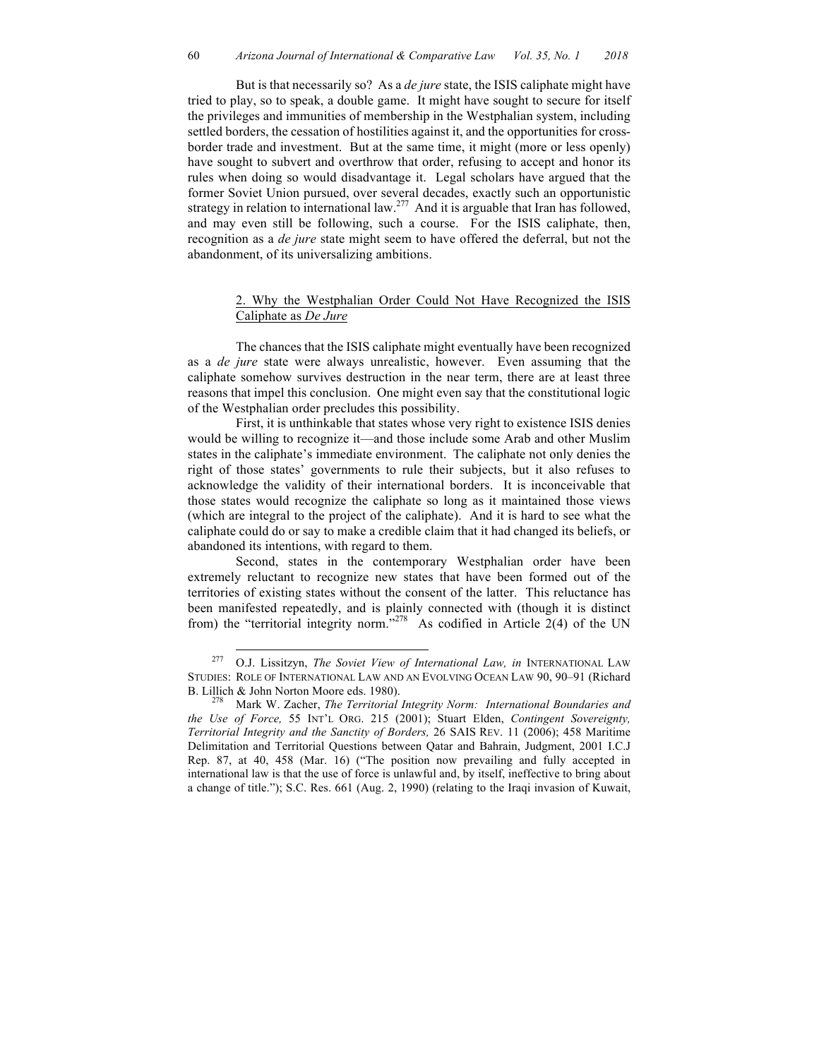But is that necessarily so? As a *de jure* state, the ISIS caliphate might have tried to play, so to speak, a double game. It might have sought to secure for itself the privileges and immunities of membership in the Westphalian system, including settled borders, the cessation of hostilities against it, and the opportunities for cross-border trade and investment. But at the same time, it might (more or less openly) have sought to subvert and overthrow that order, refusing to accept and honor its rules when doing so would disadvantage it. Legal scholars have argued that the former Soviet Union pursued, over several decades, exactly such an opportunistic strategy in relation to international law.[277] And it is arguable that Iran has followed, and may even still be following, such a course. For the ISIS caliphate, then, recognition as a *de jure* state might seem to have offered the deferral, but not the abandonment, of its universalizing ambitions.

### 2. Why the Westphalian Order Could Not Have Recognized the ISIS Caliphate as *De Jure*

The chances that the ISIS caliphate might eventually have been recognized as a *de jure* state were always unrealistic, however. Even assuming that the caliphate somehow survives destruction in the near term, there are at least three reasons that impel this conclusion. One might even say that the constitutional logic of the Westphalian order precludes this possibility.

First, it is unthinkable that states whose very right to existence ISIS denies would be willing to recognize it—and those include some Arab and other Muslim states in the caliphate's immediate environment. The caliphate not only denies the right of those states' governments to rule their subjects, but it also refuses to acknowledge the validity of their international borders. It is inconceivable that those states would recognize the caliphate so long as it maintained those views (which are integral to the project of the caliphate). And it is hard to see what the caliphate could do or say to make a credible claim that it had changed its beliefs, or abandoned its intentions, with regard to them.

Second, states in the contemporary Westphalian order have been extremely reluctant to recognize new states that have been formed out of the territories of existing states without the consent of the latter. This reluctance has been manifested repeatedly, and is plainly connected with (though it is distinct from) the "territorial integrity norm."[278] As codified in Article 2(4) of the UN

---

[277] O.J. Lissitzyn, *The Soviet View of International Law, in* INTERNATIONAL LAW STUDIES: ROLE OF INTERNATIONAL LAW AND AN EVOLVING OCEAN LAW 90, 90–91 (Richard B. Lillich & John Norton Moore eds. 1980).

[278] Mark W. Zacher, *The Territorial Integrity Norm: International Boundaries and the Use of Force,* 55 INT'L ORG. 215 (2001); Stuart Elden, *Contingent Sovereignty, Territorial Integrity and the Sanctity of Borders,* 26 SAIS REV. 11 (2006); 458 Maritime Delimitation and Territorial Questions between Qatar and Bahrain, Judgment, 2001 I.C.J Rep. 87, at 40, 458 (Mar. 16) ("The position now prevailing and fully accepted in international law is that the use of force is unlawful and, by itself, ineffective to bring about a change of title."); S.C. Res. 661 (Aug. 2, 1990) (relating to the Iraqi invasion of Kuwait,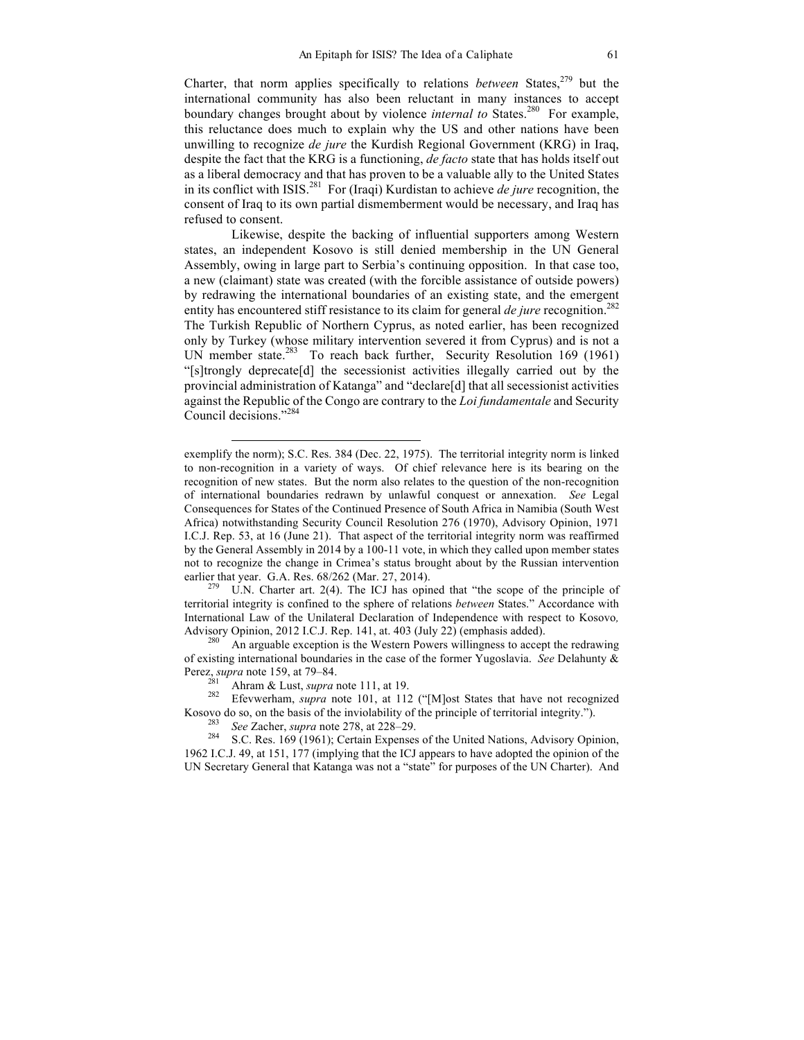Charter, that norm applies specifically to relations *between* States,[279] but the international community has also been reluctant in many instances to accept boundary changes brought about by violence *internal to* States.[280] For example, this reluctance does much to explain why the US and other nations have been unwilling to recognize *de jure* the Kurdish Regional Government (KRG) in Iraq, despite the fact that the KRG is a functioning, *de facto* state that has holds itself out as a liberal democracy and that has proven to be a valuable ally to the United States in its conflict with ISIS.[281] For (Iraqi) Kurdistan to achieve *de jure* recognition, the consent of Iraq to its own partial dismemberment would be necessary, and Iraq has refused to consent.

Likewise, despite the backing of influential supporters among Western states, an independent Kosovo is still denied membership in the UN General Assembly, owing in large part to Serbia's continuing opposition. In that case too, a new (claimant) state was created (with the forcible assistance of outside powers) by redrawing the international boundaries of an existing state, and the emergent entity has encountered stiff resistance to its claim for general *de jure* recognition.[282] The Turkish Republic of Northern Cyprus, as noted earlier, has been recognized only by Turkey (whose military intervention severed it from Cyprus) and is not a UN member state.[283] To reach back further, Security Resolution 169 (1961) "[s]trongly deprecate[d] the secessionist activities illegally carried out by the provincial administration of Katanga" and "declare[d] that all secessionist activities against the Republic of the Congo are contrary to the *Loi fundamentale* and Security Council decisions."[284]

---

exemplify the norm); S.C. Res. 384 (Dec. 22, 1975). The territorial integrity norm is linked to non-recognition in a variety of ways. Of chief relevance here is its bearing on the recognition of new states. But the norm also relates to the question of the non-recognition of international boundaries redrawn by unlawful conquest or annexation. *See* Legal Consequences for States of the Continued Presence of South Africa in Namibia (South West Africa) notwithstanding Security Council Resolution 276 (1970), Advisory Opinion, 1971 I.C.J. Rep. 53, at 16 (June 21). That aspect of the territorial integrity norm was reaffirmed by the General Assembly in 2014 by a 100-11 vote, in which they called upon member states not to recognize the change in Crimea's status brought about by the Russian intervention earlier that year. G.A. Res. 68/262 (Mar. 27, 2014).

[279] U.N. Charter art. 2(4). The ICJ has opined that "the scope of the principle of territorial integrity is confined to the sphere of relations *between* States." Accordance with International Law of the Unilateral Declaration of Independence with respect to Kosovo*,* Advisory Opinion, 2012 I.C.J. Rep. 141, at. 403 (July 22) (emphasis added).

[280] An arguable exception is the Western Powers willingness to accept the redrawing of existing international boundaries in the case of the former Yugoslavia. *See* Delahunty & Perez, *supra* note 159, at 79–84.

[281] Ahram & Lust, *supra* note 111, at 19.

[282] Efevwerham, *supra* note 101, at 112 ("[M]ost States that have not recognized Kosovo do so, on the basis of the inviolability of the principle of territorial integrity.").

[283] *See* Zacher, *supra* note 278, at 228–29.

[284] S.C. Res. 169 (1961); Certain Expenses of the United Nations, Advisory Opinion, 1962 I.C.J. 49, at 151, 177 (implying that the ICJ appears to have adopted the opinion of the UN Secretary General that Katanga was not a "state" for purposes of the UN Charter). And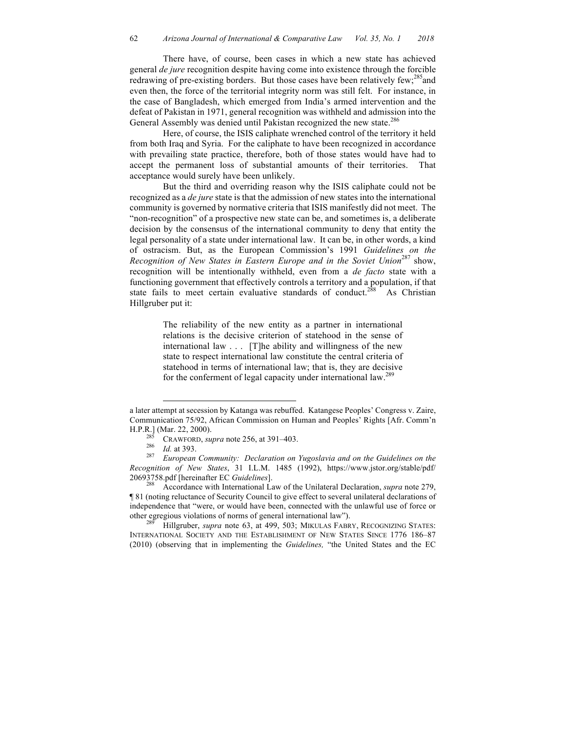There have, of course, been cases in which a new state has achieved general *de jure* recognition despite having come into existence through the forcible redrawing of pre-existing borders. But those cases have been relatively few;[285] and even then, the force of the territorial integrity norm was still felt. For instance, in the case of Bangladesh, which emerged from India's armed intervention and the defeat of Pakistan in 1971, general recognition was withheld and admission into the General Assembly was denied until Pakistan recognized the new state.[286]

Here, of course, the ISIS caliphate wrenched control of the territory it held from both Iraq and Syria. For the caliphate to have been recognized in accordance with prevailing state practice, therefore, both of those states would have had to accept the permanent loss of substantial amounts of their territories. That acceptance would surely have been unlikely.

But the third and overriding reason why the ISIS caliphate could not be recognized as a *de jure* state is that the admission of new states into the international community is governed by normative criteria that ISIS manifestly did not meet. The "non-recognition" of a prospective new state can be, and sometimes is, a deliberate decision by the consensus of the international community to deny that entity the legal personality of a state under international law. It can be, in other words, a kind of ostracism. But, as the European Commission's 1991 *Guidelines on the Recognition of New States in Eastern Europe and in the Soviet Union*[287] show, recognition will be intentionally withheld, even from a *de facto* state with a functioning government that effectively controls a territory and a population, if that state fails to meet certain evaluative standards of conduct.[288] As Christian Hillgruber put it:

> The reliability of the new entity as a partner in international relations is the decisive criterion of statehood in the sense of international law . . . [T]he ability and willingness of the new state to respect international law constitute the central criteria of statehood in terms of international law; that is, they are decisive for the conferment of legal capacity under international law.[289]

---

a later attempt at secession by Katanga was rebuffed. Katangese Peoples' Congress v. Zaire, Communication 75/92, African Commission on Human and Peoples' Rights [Afr. Comm'n H.P.R.] (Mar. 22, 2000).

[285] CRAWFORD, *supra* note 256, at 391–403.

[286] *Id.* at 393.

[287] *European Community: Declaration on Yugoslavia and on the Guidelines on the Recognition of New States*, 31 I.L.M. 1485 (1992), https://www.jstor.org/stable/pdf/20693758.pdf [hereinafter EC *Guidelines*].

[288] Accordance with International Law of the Unilateral Declaration, *supra* note 279, ¶ 81 (noting reluctance of Security Council to give effect to several unilateral declarations of independence that "were, or would have been, connected with the unlawful use of force or other egregious violations of norms of general international law").

[289] Hillgruber, *supra* note 63, at 499, 503; MIKULAS FABRY, RECOGNIZING STATES: INTERNATIONAL SOCIETY AND THE ESTABLISHMENT OF NEW STATES SINCE 1776 186–87 (2010) (observing that in implementing the *Guidelines,* "the United States and the EC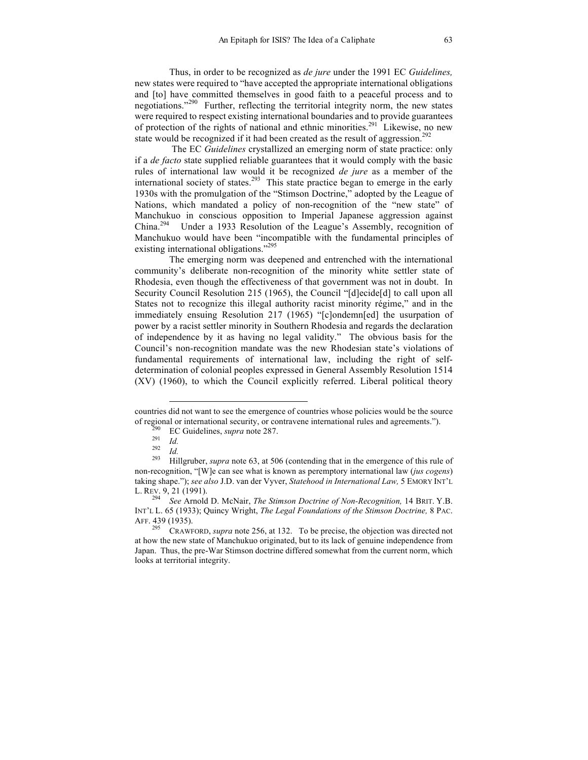Thus, in order to be recognized as *de jure* under the 1991 EC *Guidelines,* new states were required to "have accepted the appropriate international obligations and [to] have committed themselves in good faith to a peaceful process and to negotiations."[290] Further, reflecting the territorial integrity norm, the new states were required to respect existing international boundaries and to provide guarantees of protection of the rights of national and ethnic minorities.[291] Likewise, no new state would be recognized if it had been created as the result of aggression.[292]

The EC *Guidelines* crystallized an emerging norm of state practice: only if a *de facto* state supplied reliable guarantees that it would comply with the basic rules of international law would it be recognized *de jure* as a member of the international society of states.[293] This state practice began to emerge in the early 1930s with the promulgation of the "Stimson Doctrine," adopted by the League of Nations, which mandated a policy of non-recognition of the "new state" of Manchukuo in conscious opposition to Imperial Japanese aggression against China.[294] Under a 1933 Resolution of the League's Assembly, recognition of Manchukuo would have been "incompatible with the fundamental principles of existing international obligations."[295]

The emerging norm was deepened and entrenched with the international community's deliberate non-recognition of the minority white settler state of Rhodesia, even though the effectiveness of that government was not in doubt. In Security Council Resolution 215 (1965), the Council "[d]ecide[d] to call upon all States not to recognize this illegal authority racist minority régime," and in the immediately ensuing Resolution 217 (1965) "[c]ondemn[ed] the usurpation of power by a racist settler minority in Southern Rhodesia and regards the declaration of independence by it as having no legal validity." The obvious basis for the Council's non-recognition mandate was the new Rhodesian state's violations of fundamental requirements of international law, including the right of self-determination of colonial peoples expressed in General Assembly Resolution 1514 (XV) (1960), to which the Council explicitly referred. Liberal political theory

---

countries did not want to see the emergence of countries whose policies would be the source of regional or international security, or contravene international rules and agreements.").

[290] EC Guidelines, *supra* note 287.

[291] *Id.*

[292] *Id.*

[293] Hillgruber, *supra* note 63, at 506 (contending that in the emergence of this rule of non-recognition, "[W]e can see what is known as peremptory international law (*jus cogens*) taking shape."); *see also* J.D. van der Vyver, *Statehood in International Law,* 5 EMORY INT'L L. REV. 9, 21 (1991).

[294] *See* Arnold D. McNair, *The Stimson Doctrine of Non-Recognition,* 14 BRIT. Y.B. INT'L L. 65 (1933); Quincy Wright, *The Legal Foundations of the Stimson Doctrine,* 8 PAC. AFF. 439 (1935).

[295] CRAWFORD, *supra* note 256, at 132. To be precise, the objection was directed not at how the new state of Manchukuo originated, but to its lack of genuine independence from Japan. Thus, the pre-War Stimson doctrine differed somewhat from the current norm, which looks at territorial integrity.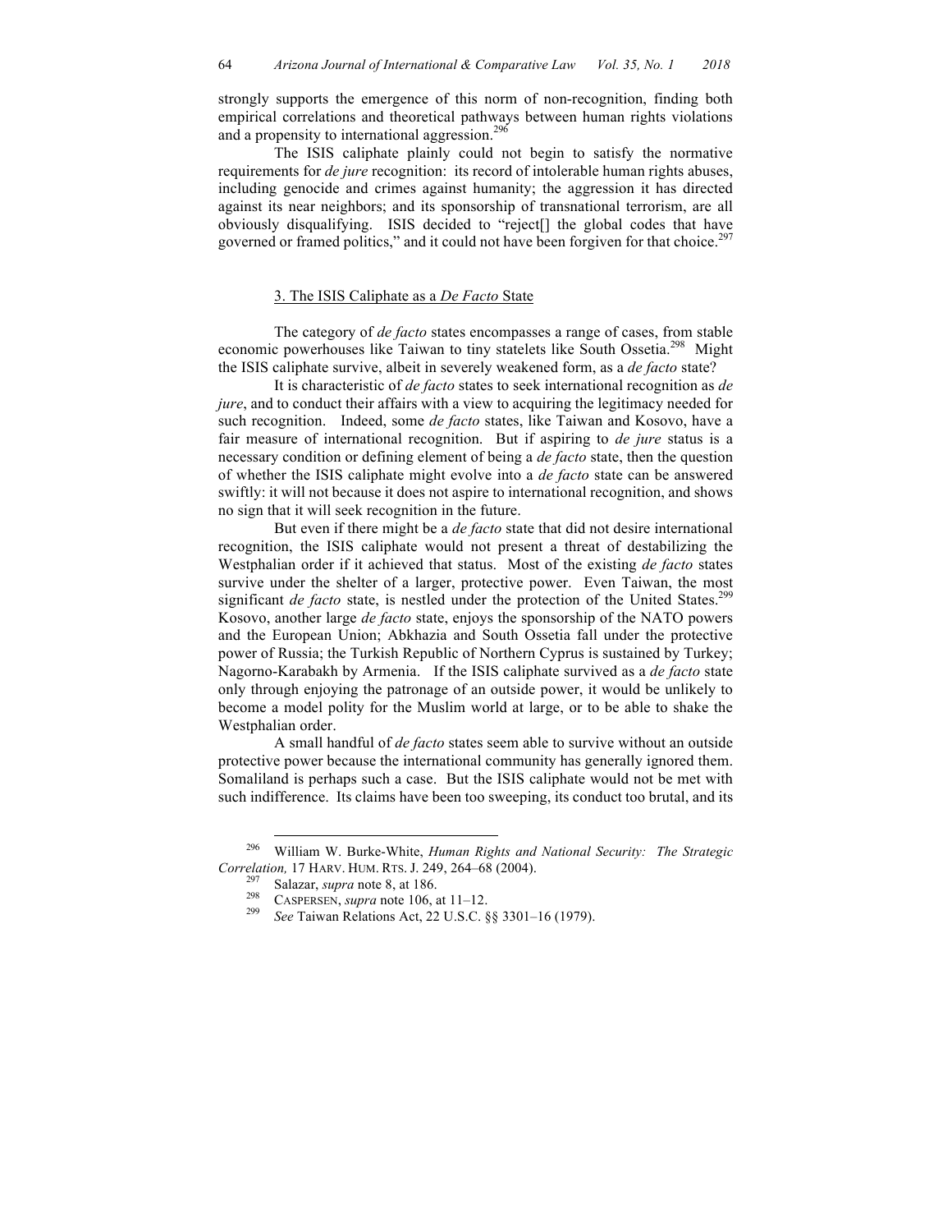strongly supports the emergence of this norm of non-recognition, finding both empirical correlations and theoretical pathways between human rights violations and a propensity to international aggression.[296]

The ISIS caliphate plainly could not begin to satisfy the normative requirements for *de jure* recognition: its record of intolerable human rights abuses, including genocide and crimes against humanity; the aggression it has directed against its near neighbors; and its sponsorship of transnational terrorism, are all obviously disqualifying. ISIS decided to "reject[] the global codes that have governed or framed politics," and it could not have been forgiven for that choice.[297]

### 3. The ISIS Caliphate as a *De Facto* State

The category of *de facto* states encompasses a range of cases, from stable economic powerhouses like Taiwan to tiny statelets like South Ossetia.[298] Might the ISIS caliphate survive, albeit in severely weakened form, as a *de facto* state?

It is characteristic of *de facto* states to seek international recognition as *de jure*, and to conduct their affairs with a view to acquiring the legitimacy needed for such recognition. Indeed, some *de facto* states, like Taiwan and Kosovo, have a fair measure of international recognition. But if aspiring to *de jure* status is a necessary condition or defining element of being a *de facto* state, then the question of whether the ISIS caliphate might evolve into a *de facto* state can be answered swiftly: it will not because it does not aspire to international recognition, and shows no sign that it will seek recognition in the future.

But even if there might be a *de facto* state that did not desire international recognition, the ISIS caliphate would not present a threat of destabilizing the Westphalian order if it achieved that status. Most of the existing *de facto* states survive under the shelter of a larger, protective power. Even Taiwan, the most significant *de facto* state, is nestled under the protection of the United States.[299] Kosovo, another large *de facto* state, enjoys the sponsorship of the NATO powers and the European Union; Abkhazia and South Ossetia fall under the protective power of Russia; the Turkish Republic of Northern Cyprus is sustained by Turkey; Nagorno-Karabakh by Armenia. If the ISIS caliphate survived as a *de facto* state only through enjoying the patronage of an outside power, it would be unlikely to become a model polity for the Muslim world at large, or to be able to shake the Westphalian order.

A small handful of *de facto* states seem able to survive without an outside protective power because the international community has generally ignored them. Somaliland is perhaps such a case. But the ISIS caliphate would not be met with such indifference. Its claims have been too sweeping, its conduct too brutal, and its

---

[296] William W. Burke-White, *Human Rights and National Security: The Strategic Correlation,* 17 HARV. HUM. RTS. J. 249, 264–68 (2004).

[297] Salazar, *supra* note 8, at 186.

[298] CASPERSEN, *supra* note 106, at 11–12.

[299] *See* Taiwan Relations Act, 22 U.S.C. §§ 3301–16 (1979).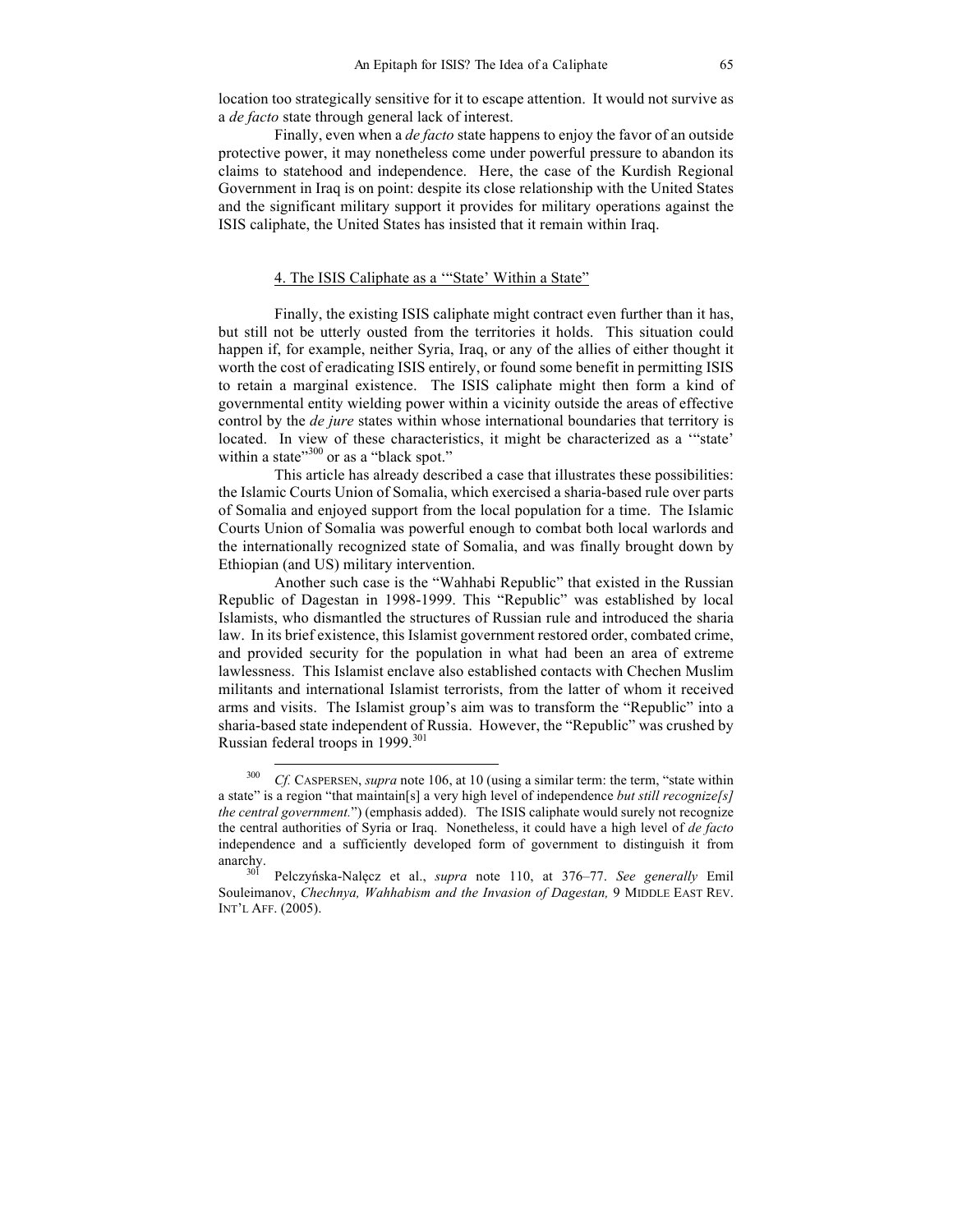location too strategically sensitive for it to escape attention. It would not survive as a *de facto* state through general lack of interest.

Finally, even when a *de facto* state happens to enjoy the favor of an outside protective power, it may nonetheless come under powerful pressure to abandon its claims to statehood and independence. Here, the case of the Kurdish Regional Government in Iraq is on point: despite its close relationship with the United States and the significant military support it provides for military operations against the ISIS caliphate, the United States has insisted that it remain within Iraq.

#### 4. The ISIS Caliphate as a '"State' Within a State"

Finally, the existing ISIS caliphate might contract even further than it has, but still not be utterly ousted from the territories it holds. This situation could happen if, for example, neither Syria, Iraq, or any of the allies of either thought it worth the cost of eradicating ISIS entirely, or found some benefit in permitting ISIS to retain a marginal existence. The ISIS caliphate might then form a kind of governmental entity wielding power within a vicinity outside the areas of effective control by the *de jure* states within whose international boundaries that territory is located. In view of these characteristics, it might be characterized as a '"state' within a state"[300] or as a "black spot."

This article has already described a case that illustrates these possibilities: the Islamic Courts Union of Somalia, which exercised a sharia-based rule over parts of Somalia and enjoyed support from the local population for a time. The Islamic Courts Union of Somalia was powerful enough to combat both local warlords and the internationally recognized state of Somalia, and was finally brought down by Ethiopian (and US) military intervention.

Another such case is the "Wahhabi Republic" that existed in the Russian Republic of Dagestan in 1998-1999. This "Republic" was established by local Islamists, who dismantled the structures of Russian rule and introduced the sharia law. In its brief existence, this Islamist government restored order, combated crime, and provided security for the population in what had been an area of extreme lawlessness. This Islamist enclave also established contacts with Chechen Muslim militants and international Islamist terrorists, from the latter of whom it received arms and visits. The Islamist group's aim was to transform the "Republic" into a sharia-based state independent of Russia. However, the "Republic" was crushed by Russian federal troops in 1999.[301]

---

[300] *Cf.* CASPERSEN, *supra* note 106, at 10 (using a similar term: the term, "state within a state" is a region "that maintain[s] a very high level of independence *but still recognize[s] the central government.*") (emphasis added). The ISIS caliphate would surely not recognize the central authorities of Syria or Iraq. Nonetheless, it could have a high level of *de facto* independence and a sufficiently developed form of government to distinguish it from anarchy.

[301] Pelczyńska-Nałęcz et al., *supra* note 110, at 376–77. *See generally* Emil Souleimanov, *Chechnya, Wahhabism and the Invasion of Dagestan,* 9 MIDDLE EAST REV. INT'L AFF. (2005).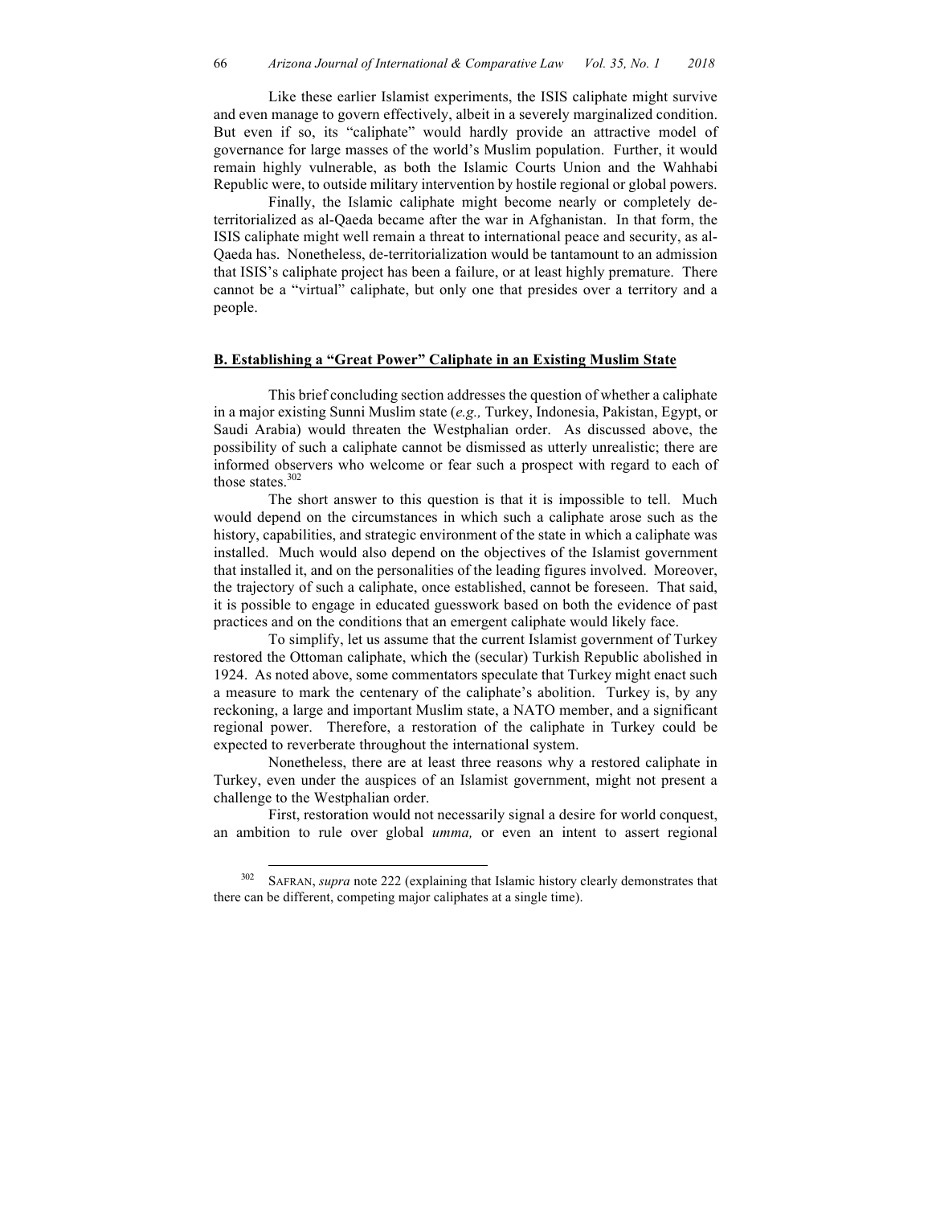Like these earlier Islamist experiments, the ISIS caliphate might survive and even manage to govern effectively, albeit in a severely marginalized condition. But even if so, its "caliphate" would hardly provide an attractive model of governance for large masses of the world's Muslim population. Further, it would remain highly vulnerable, as both the Islamic Courts Union and the Wahhabi Republic were, to outside military intervention by hostile regional or global powers.

Finally, the Islamic caliphate might become nearly or completely de-territorialized as al-Qaeda became after the war in Afghanistan. In that form, the ISIS caliphate might well remain a threat to international peace and security, as al-Qaeda has. Nonetheless, de-territorialization would be tantamount to an admission that ISIS's caliphate project has been a failure, or at least highly premature. There cannot be a "virtual" caliphate, but only one that presides over a territory and a people.

## B. Establishing a "Great Power" Caliphate in an Existing Muslim State

This brief concluding section addresses the question of whether a caliphate in a major existing Sunni Muslim state (*e.g.,* Turkey, Indonesia, Pakistan, Egypt, or Saudi Arabia) would threaten the Westphalian order. As discussed above, the possibility of such a caliphate cannot be dismissed as utterly unrealistic; there are informed observers who welcome or fear such a prospect with regard to each of those states.[302]

The short answer to this question is that it is impossible to tell. Much would depend on the circumstances in which such a caliphate arose such as the history, capabilities, and strategic environment of the state in which a caliphate was installed. Much would also depend on the objectives of the Islamist government that installed it, and on the personalities of the leading figures involved. Moreover, the trajectory of such a caliphate, once established, cannot be foreseen. That said, it is possible to engage in educated guesswork based on both the evidence of past practices and on the conditions that an emergent caliphate would likely face.

To simplify, let us assume that the current Islamist government of Turkey restored the Ottoman caliphate, which the (secular) Turkish Republic abolished in 1924. As noted above, some commentators speculate that Turkey might enact such a measure to mark the centenary of the caliphate's abolition. Turkey is, by any reckoning, a large and important Muslim state, a NATO member, and a significant regional power. Therefore, a restoration of the caliphate in Turkey could be expected to reverberate throughout the international system.

Nonetheless, there are at least three reasons why a restored caliphate in Turkey, even under the auspices of an Islamist government, might not present a challenge to the Westphalian order.

First, restoration would not necessarily signal a desire for world conquest, an ambition to rule over global *umma,* or even an intent to assert regional

[302] SAFRAN, *supra* note 222 (explaining that Islamic history clearly demonstrates that there can be different, competing major caliphates at a single time).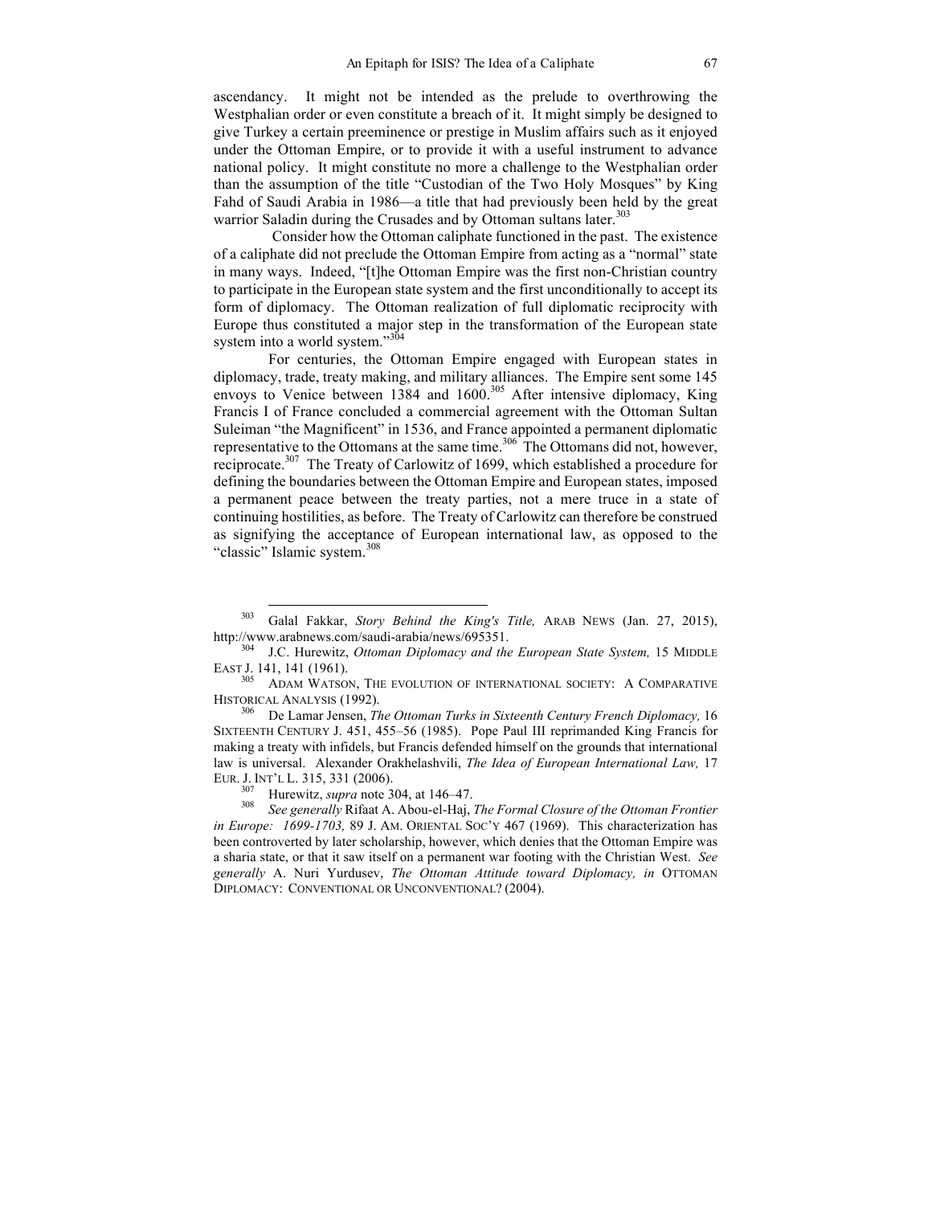ascendancy. It might not be intended as the prelude to overthrowing the Westphalian order or even constitute a breach of it. It might simply be designed to give Turkey a certain preeminence or prestige in Muslim affairs such as it enjoyed under the Ottoman Empire, or to provide it with a useful instrument to advance national policy. It might constitute no more a challenge to the Westphalian order than the assumption of the title "Custodian of the Two Holy Mosques" by King Fahd of Saudi Arabia in 1986—a title that had previously been held by the great warrior Saladin during the Crusades and by Ottoman sultans later.[303]

Consider how the Ottoman caliphate functioned in the past. The existence of a caliphate did not preclude the Ottoman Empire from acting as a "normal" state in many ways. Indeed, "[t]he Ottoman Empire was the first non-Christian country to participate in the European state system and the first unconditionally to accept its form of diplomacy. The Ottoman realization of full diplomatic reciprocity with Europe thus constituted a major step in the transformation of the European state system into a world system."[304]

For centuries, the Ottoman Empire engaged with European states in diplomacy, trade, treaty making, and military alliances. The Empire sent some 145 envoys to Venice between 1384 and 1600.[305] After intensive diplomacy, King Francis I of France concluded a commercial agreement with the Ottoman Sultan Suleiman "the Magnificent" in 1536, and France appointed a permanent diplomatic representative to the Ottomans at the same time.[306] The Ottomans did not, however, reciprocate.[307] The Treaty of Carlowitz of 1699, which established a procedure for defining the boundaries between the Ottoman Empire and European states, imposed a permanent peace between the treaty parties, not a mere truce in a state of continuing hostilities, as before. The Treaty of Carlowitz can therefore be construed as signifying the acceptance of European international law, as opposed to the "classic" Islamic system.[308]

---

[303] Galal Fakkar, *Story Behind the King's Title,* ARAB NEWS (Jan. 27, 2015), http://www.arabnews.com/saudi-arabia/news/695351.

[304] J.C. Hurewitz, *Ottoman Diplomacy and the European State System,* 15 MIDDLE EAST J. 141, 141 (1961).

[305] ADAM WATSON, THE EVOLUTION OF INTERNATIONAL SOCIETY: A COMPARATIVE HISTORICAL ANALYSIS (1992).

[306] De Lamar Jensen, *The Ottoman Turks in Sixteenth Century French Diplomacy,* 16 SIXTEENTH CENTURY J. 451, 455–56 (1985). Pope Paul III reprimanded King Francis for making a treaty with infidels, but Francis defended himself on the grounds that international law is universal. Alexander Orakhelashvili, *The Idea of European International Law,* 17 EUR. J. INT'L L. 315, 331 (2006).

[307] Hurewitz, *supra* note 304, at 146–47.

[308] *See generally* Rifaat A. Abou-el-Haj, *The Formal Closure of the Ottoman Frontier in Europe: 1699-1703,* 89 J. AM. ORIENTAL SOC'Y 467 (1969). This characterization has been controverted by later scholarship, however, which denies that the Ottoman Empire was a sharia state, or that it saw itself on a permanent war footing with the Christian West. *See generally* A. Nuri Yurdusev, *The Ottoman Attitude toward Diplomacy, in* OTTOMAN DIPLOMACY: CONVENTIONAL OR UNCONVENTIONAL? (2004).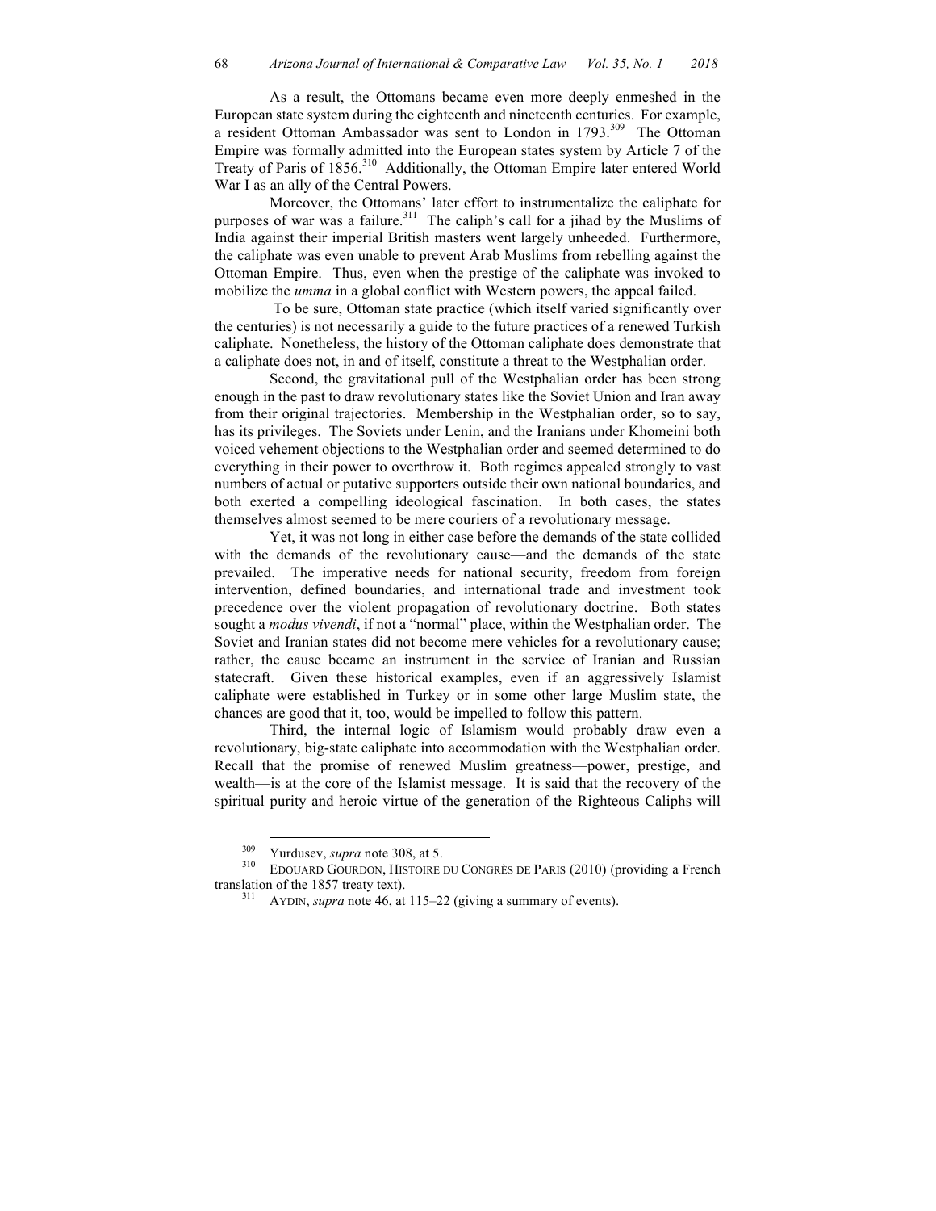As a result, the Ottomans became even more deeply enmeshed in the European state system during the eighteenth and nineteenth centuries. For example, a resident Ottoman Ambassador was sent to London in 1793.[309] The Ottoman Empire was formally admitted into the European states system by Article 7 of the Treaty of Paris of 1856.[310] Additionally, the Ottoman Empire later entered World War I as an ally of the Central Powers.

Moreover, the Ottomans' later effort to instrumentalize the caliphate for purposes of war was a failure.[311] The caliph's call for a jihad by the Muslims of India against their imperial British masters went largely unheeded. Furthermore, the caliphate was even unable to prevent Arab Muslims from rebelling against the Ottoman Empire. Thus, even when the prestige of the caliphate was invoked to mobilize the *umma* in a global conflict with Western powers, the appeal failed.

To be sure, Ottoman state practice (which itself varied significantly over the centuries) is not necessarily a guide to the future practices of a renewed Turkish caliphate. Nonetheless, the history of the Ottoman caliphate does demonstrate that a caliphate does not, in and of itself, constitute a threat to the Westphalian order.

Second, the gravitational pull of the Westphalian order has been strong enough in the past to draw revolutionary states like the Soviet Union and Iran away from their original trajectories. Membership in the Westphalian order, so to say, has its privileges. The Soviets under Lenin, and the Iranians under Khomeini both voiced vehement objections to the Westphalian order and seemed determined to do everything in their power to overthrow it. Both regimes appealed strongly to vast numbers of actual or putative supporters outside their own national boundaries, and both exerted a compelling ideological fascination. In both cases, the states themselves almost seemed to be mere couriers of a revolutionary message.

Yet, it was not long in either case before the demands of the state collided with the demands of the revolutionary cause—and the demands of the state prevailed. The imperative needs for national security, freedom from foreign intervention, defined boundaries, and international trade and investment took precedence over the violent propagation of revolutionary doctrine. Both states sought a *modus vivendi*, if not a "normal" place, within the Westphalian order. The Soviet and Iranian states did not become mere vehicles for a revolutionary cause; rather, the cause became an instrument in the service of Iranian and Russian statecraft. Given these historical examples, even if an aggressively Islamist caliphate were established in Turkey or in some other large Muslim state, the chances are good that it, too, would be impelled to follow this pattern.

Third, the internal logic of Islamism would probably draw even a revolutionary, big-state caliphate into accommodation with the Westphalian order. Recall that the promise of renewed Muslim greatness—power, prestige, and wealth—is at the core of the Islamist message. It is said that the recovery of the spiritual purity and heroic virtue of the generation of the Righteous Caliphs will

---

[309] Yurdusev, *supra* note 308, at 5.

[310] EDOUARD GOURDON, HISTOIRE DU CONGRÈS DE PARIS (2010) (providing a French translation of the 1857 treaty text).

[311] AYDIN, *supra* note 46, at 115–22 (giving a summary of events).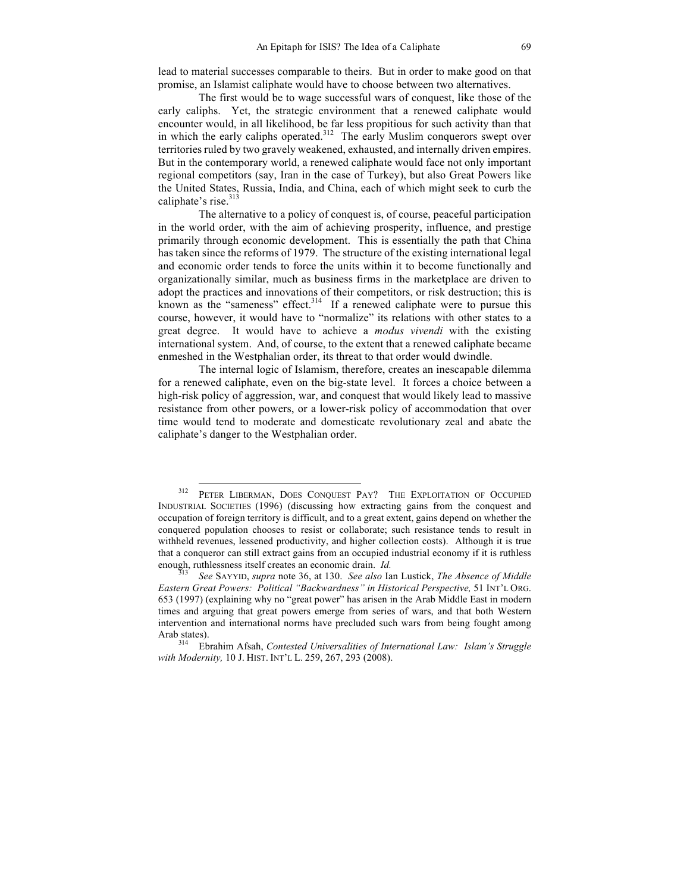lead to material successes comparable to theirs. But in order to make good on that promise, an Islamist caliphate would have to choose between two alternatives.

The first would be to wage successful wars of conquest, like those of the early caliphs. Yet, the strategic environment that a renewed caliphate would encounter would, in all likelihood, be far less propitious for such activity than that in which the early caliphs operated.[312] The early Muslim conquerors swept over territories ruled by two gravely weakened, exhausted, and internally driven empires. But in the contemporary world, a renewed caliphate would face not only important regional competitors (say, Iran in the case of Turkey), but also Great Powers like the United States, Russia, India, and China, each of which might seek to curb the caliphate's rise.[313]

The alternative to a policy of conquest is, of course, peaceful participation in the world order, with the aim of achieving prosperity, influence, and prestige primarily through economic development. This is essentially the path that China has taken since the reforms of 1979. The structure of the existing international legal and economic order tends to force the units within it to become functionally and organizationally similar, much as business firms in the marketplace are driven to adopt the practices and innovations of their competitors, or risk destruction; this is known as the "sameness" effect.[314] If a renewed caliphate were to pursue this course, however, it would have to "normalize" its relations with other states to a great degree. It would have to achieve a *modus vivendi* with the existing international system. And, of course, to the extent that a renewed caliphate became enmeshed in the Westphalian order, its threat to that order would dwindle.

The internal logic of Islamism, therefore, creates an inescapable dilemma for a renewed caliphate, even on the big-state level. It forces a choice between a high-risk policy of aggression, war, and conquest that would likely lead to massive resistance from other powers, or a lower-risk policy of accommodation that over time would tend to moderate and domesticate revolutionary zeal and abate the caliphate's danger to the Westphalian order.

---

[312] PETER LIBERMAN, DOES CONQUEST PAY? THE EXPLOITATION OF OCCUPIED INDUSTRIAL SOCIETIES (1996) (discussing how extracting gains from the conquest and occupation of foreign territory is difficult, and to a great extent, gains depend on whether the conquered population chooses to resist or collaborate; such resistance tends to result in withheld revenues, lessened productivity, and higher collection costs). Although it is true that a conqueror can still extract gains from an occupied industrial economy if it is ruthless enough, ruthlessness itself creates an economic drain. *Id.*

[313] *See* SAYYID, *supra* note 36, at 130. *See also* Ian Lustick, *The Absence of Middle Eastern Great Powers: Political "Backwardness" in Historical Perspective,* 51 INT'L ORG. 653 (1997) (explaining why no "great power" has arisen in the Arab Middle East in modern times and arguing that great powers emerge from series of wars, and that both Western intervention and international norms have precluded such wars from being fought among Arab states).

[314] Ebrahim Afsah, *Contested Universalities of International Law: Islam's Struggle with Modernity,* 10 J. HIST. INT'L L. 259, 267, 293 (2008).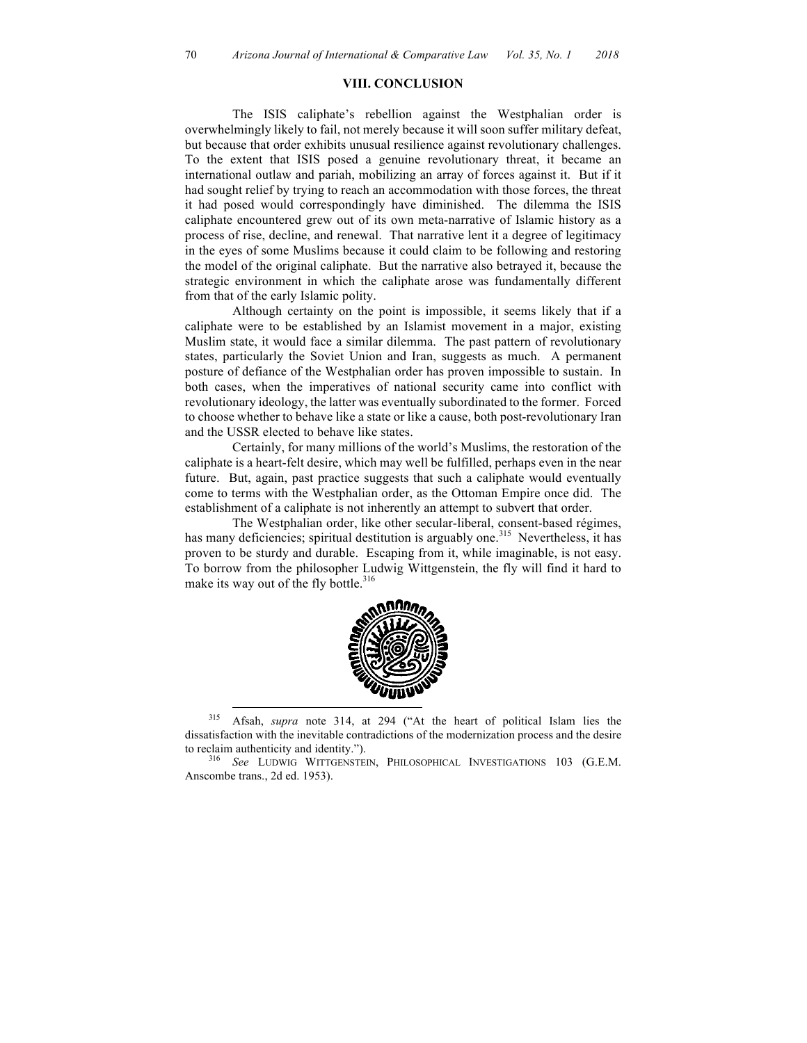## VIII. CONCLUSION

The ISIS caliphate's rebellion against the Westphalian order is overwhelmingly likely to fail, not merely because it will soon suffer military defeat, but because that order exhibits unusual resilience against revolutionary challenges. To the extent that ISIS posed a genuine revolutionary threat, it became an international outlaw and pariah, mobilizing an array of forces against it. But if it had sought relief by trying to reach an accommodation with those forces, the threat it had posed would correspondingly have diminished. The dilemma the ISIS caliphate encountered grew out of its own meta-narrative of Islamic history as a process of rise, decline, and renewal. That narrative lent it a degree of legitimacy in the eyes of some Muslims because it could claim to be following and restoring the model of the original caliphate. But the narrative also betrayed it, because the strategic environment in which the caliphate arose was fundamentally different from that of the early Islamic polity.

Although certainty on the point is impossible, it seems likely that if a caliphate were to be established by an Islamist movement in a major, existing Muslim state, it would face a similar dilemma. The past pattern of revolutionary states, particularly the Soviet Union and Iran, suggests as much. A permanent posture of defiance of the Westphalian order has proven impossible to sustain. In both cases, when the imperatives of national security came into conflict with revolutionary ideology, the latter was eventually subordinated to the former. Forced to choose whether to behave like a state or like a cause, both post-revolutionary Iran and the USSR elected to behave like states.

Certainly, for many millions of the world's Muslims, the restoration of the caliphate is a heart-felt desire, which may well be fulfilled, perhaps even in the near future. But, again, past practice suggests that such a caliphate would eventually come to terms with the Westphalian order, as the Ottoman Empire once did. The establishment of a caliphate is not inherently an attempt to subvert that order.

The Westphalian order, like other secular-liberal, consent-based régimes, has many deficiencies; spiritual destitution is arguably one.[315] Nevertheless, it has proven to be sturdy and durable. Escaping from it, while imaginable, is not easy. To borrow from the philosopher Ludwig Wittgenstein, the fly will find it hard to make its way out of the fly bottle.[316]

---

[315] Afsah, *supra* note 314, at 294 ("At the heart of political Islam lies the dissatisfaction with the inevitable contradictions of the modernization process and the desire to reclaim authenticity and identity.").

[316] *See* LUDWIG WITTGENSTEIN, PHILOSOPHICAL INVESTIGATIONS 103 (G.E.M. Anscombe trans., 2d ed. 1953).